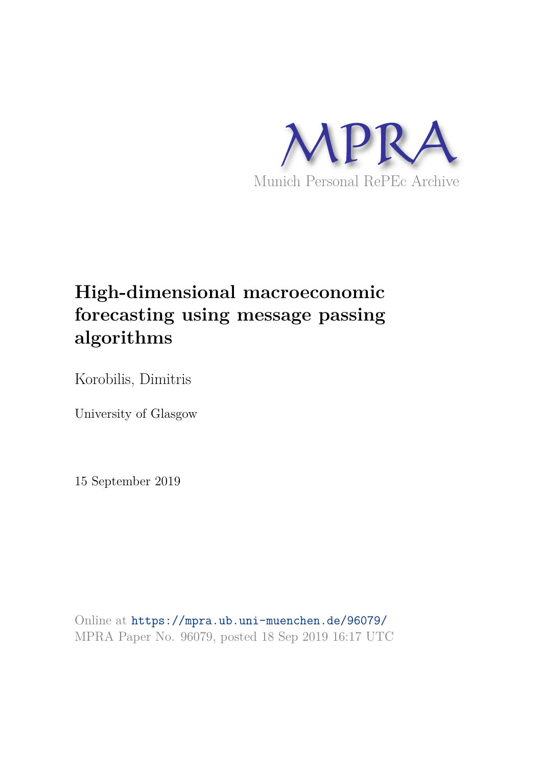# MPRA

Munich Personal RePEc Archive

# High-dimensional macroeconomic forecasting using message passing algorithms

Korobilis, Dimitris

University of Glasgow

15 September 2019

Online at https://mpra.ub.uni-muenchen.de/96079/
MPRA Paper No. 96079, posted 18 Sep 2019 16:17 UTC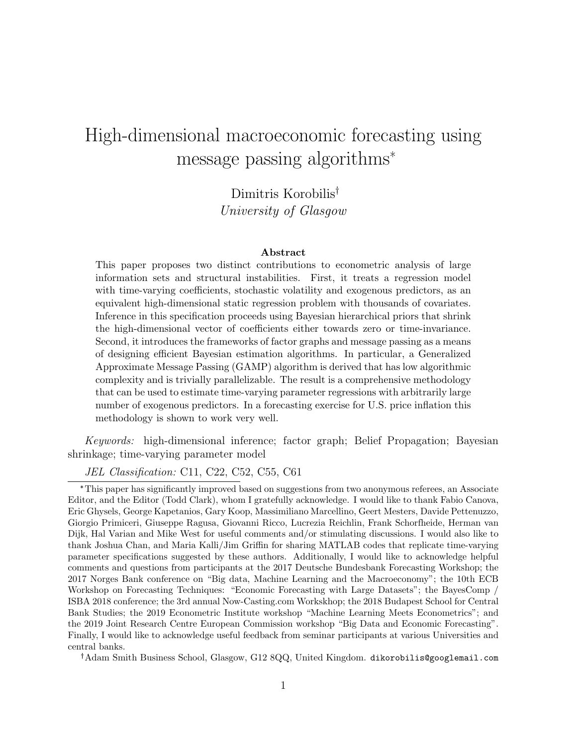# High-dimensional macroeconomic forecasting using message passing algorithms*

Dimitris Korobilis[†]
*University of Glasgow*

**Abstract**

This paper proposes two distinct contributions to econometric analysis of large information sets and structural instabilities. First, it treats a regression model with time-varying coefficients, stochastic volatility and exogenous predictors, as an equivalent high-dimensional static regression problem with thousands of covariates. Inference in this specification proceeds using Bayesian hierarchical priors that shrink the high-dimensional vector of coefficients either towards zero or time-invariance. Second, it introduces the frameworks of factor graphs and message passing as a means of designing efficient Bayesian estimation algorithms. In particular, a Generalized Approximate Message Passing (GAMP) algorithm is derived that has low algorithmic complexity and is trivially parallelizable. The result is a comprehensive methodology that can be used to estimate time-varying parameter regressions with arbitrarily large number of exogenous predictors. In a forecasting exercise for U.S. price inflation this methodology is shown to work very well.

*Keywords:* high-dimensional inference; factor graph; Belief Propagation; Bayesian shrinkage; time-varying parameter model

*JEL Classification:* C11, C22, C52, C55, C61

*This paper has significantly improved based on suggestions from two anonymous referees, an Associate Editor, and the Editor (Todd Clark), whom I gratefully acknowledge. I would like to thank Fabio Canova, Eric Ghysels, George Kapetanios, Gary Koop, Massimiliano Marcellino, Geert Mesters, Davide Pettenuzzo, Giorgio Primiceri, Giuseppe Ragusa, Giovanni Ricco, Lucrezia Reichlin, Frank Schorfheide, Herman van Dijk, Hal Varian and Mike West for useful comments and/or stimulating discussions. I would also like to thank Joshua Chan, and Maria Kalli/Jim Griffin for sharing MATLAB codes that replicate time-varying parameter specifications suggested by these authors. Additionally, I would like to acknowledge helpful comments and questions from participants at the 2017 Deutsche Bundesbank Forecasting Workshop; the 2017 Norges Bank conference on "Big data, Machine Learning and the Macroeconomy"; the 10th ECB Workshop on Forecasting Techniques: "Economic Forecasting with Large Datasets"; the BayesComp / ISBA 2018 conference; the 3rd annual Now-Casting.com Workskhop; the 2018 Budapest School for Central Bank Studies; the 2019 Econometric Institute workshop "Machine Learning Meets Econometrics"; and the 2019 Joint Research Centre European Commission workshop "Big Data and Economic Forecasting". Finally, I would like to acknowledge useful feedback from seminar participants at various Universities and central banks.

[†]Adam Smith Business School, Glasgow, G12 8QQ, United Kingdom. dikorobilis@googlemail.com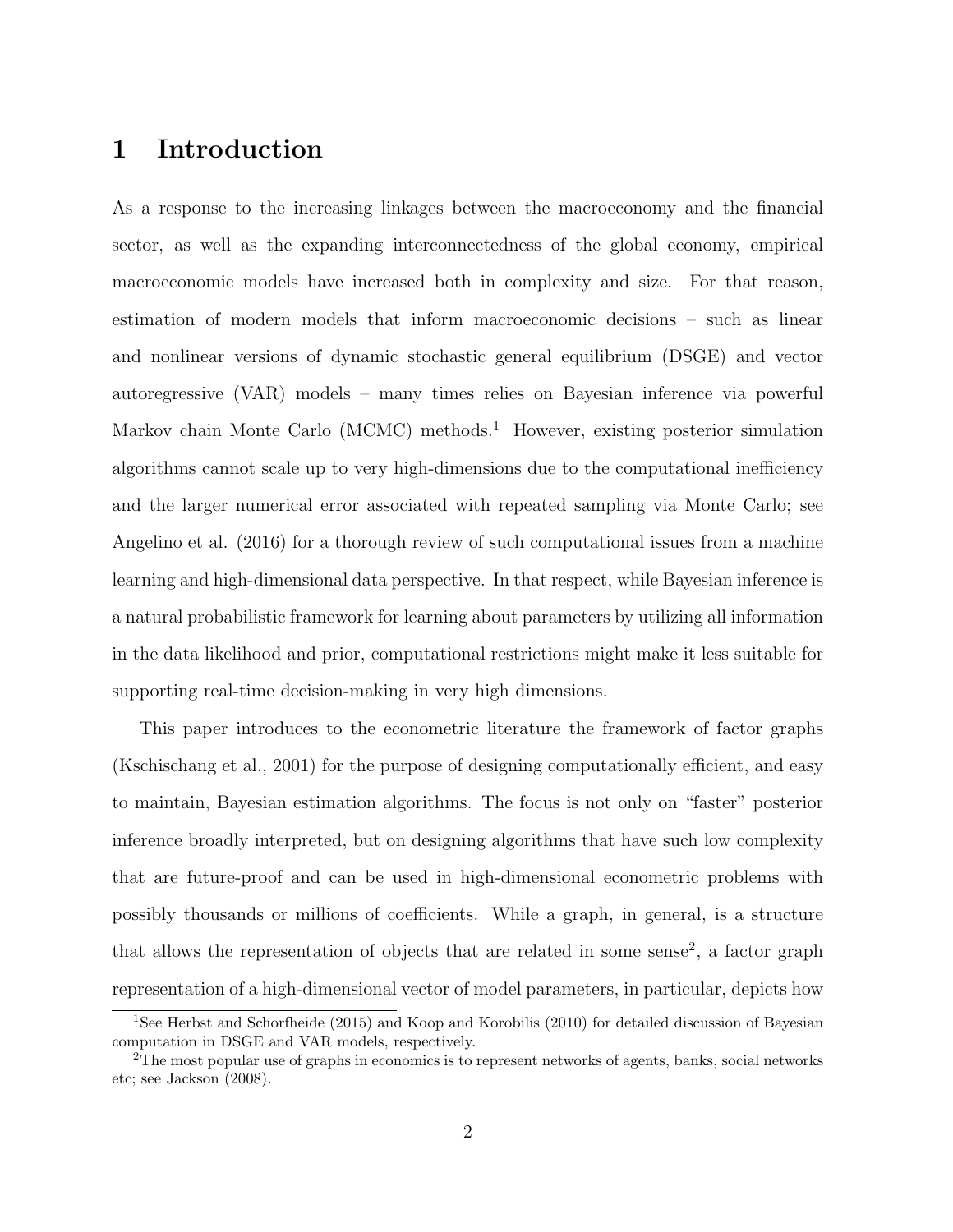# 1 Introduction

As a response to the increasing linkages between the macroeconomy and the financial sector, as well as the expanding interconnectedness of the global economy, empirical macroeconomic models have increased both in complexity and size. For that reason, estimation of modern models that inform macroeconomic decisions – such as linear and nonlinear versions of dynamic stochastic general equilibrium (DSGE) and vector autoregressive (VAR) models – many times relies on Bayesian inference via powerful Markov chain Monte Carlo (MCMC) methods.[1] However, existing posterior simulation algorithms cannot scale up to very high-dimensions due to the computational inefficiency and the larger numerical error associated with repeated sampling via Monte Carlo; see Angelino et al. (2016) for a thorough review of such computational issues from a machine learning and high-dimensional data perspective. In that respect, while Bayesian inference is a natural probabilistic framework for learning about parameters by utilizing all information in the data likelihood and prior, computational restrictions might make it less suitable for supporting real-time decision-making in very high dimensions.

This paper introduces to the econometric literature the framework of factor graphs (Kschischang et al., 2001) for the purpose of designing computationally efficient, and easy to maintain, Bayesian estimation algorithms. The focus is not only on "faster" posterior inference broadly interpreted, but on designing algorithms that have such low complexity that are future-proof and can be used in high-dimensional econometric problems with possibly thousands or millions of coefficients. While a graph, in general, is a structure that allows the representation of objects that are related in some sense[2], a factor graph representation of a high-dimensional vector of model parameters, in particular, depicts how

[1] See Herbst and Schorfheide (2015) and Koop and Korobilis (2010) for detailed discussion of Bayesian computation in DSGE and VAR models, respectively.

[2] The most popular use of graphs in economics is to represent networks of agents, banks, social networks etc; see Jackson (2008).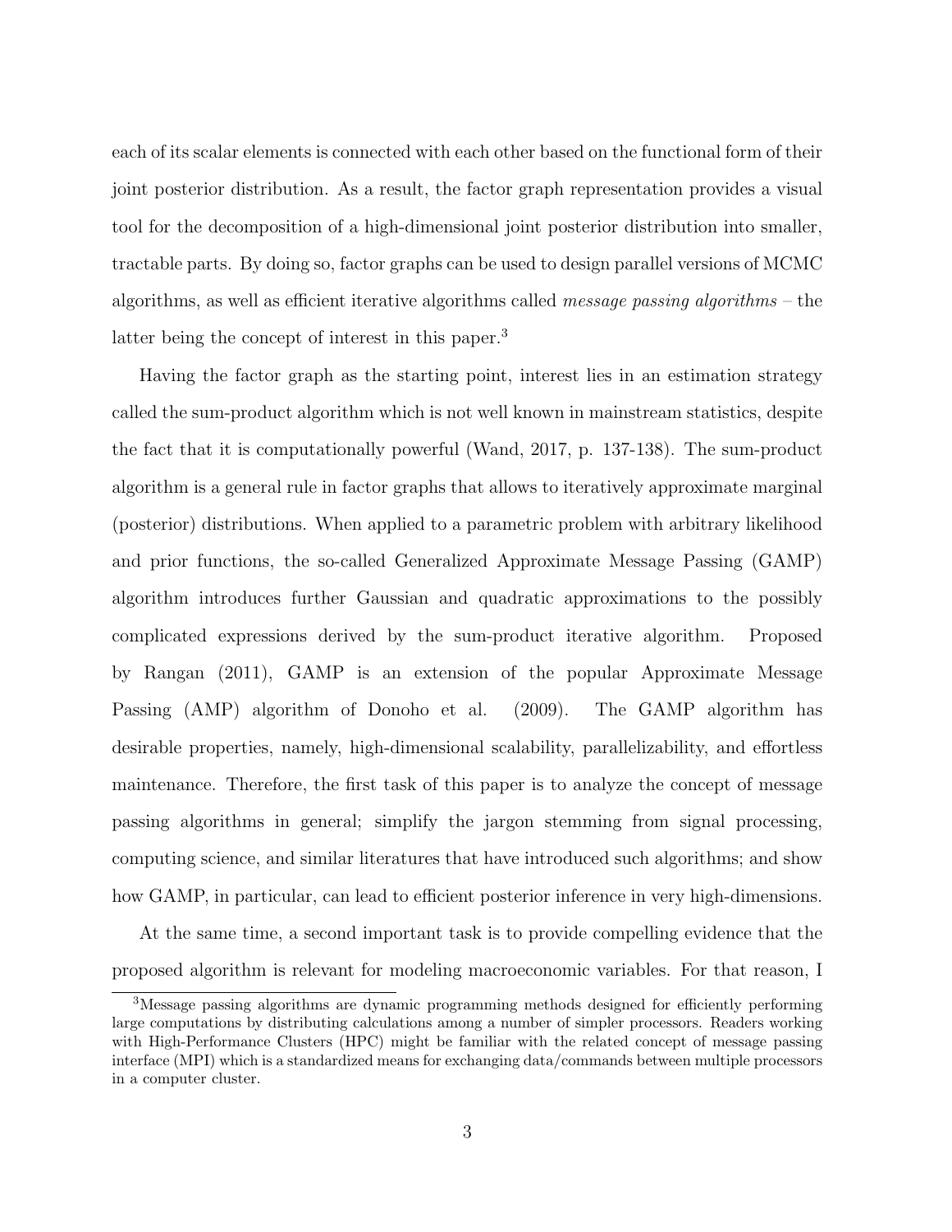each of its scalar elements is connected with each other based on the functional form of their joint posterior distribution. As a result, the factor graph representation provides a visual tool for the decomposition of a high-dimensional joint posterior distribution into smaller, tractable parts. By doing so, factor graphs can be used to design parallel versions of MCMC algorithms, as well as efficient iterative algorithms called *message passing algorithms* – the latter being the concept of interest in this paper.[3]

Having the factor graph as the starting point, interest lies in an estimation strategy called the sum-product algorithm which is not well known in mainstream statistics, despite the fact that it is computationally powerful (Wand, 2017, p. 137-138). The sum-product algorithm is a general rule in factor graphs that allows to iteratively approximate marginal (posterior) distributions. When applied to a parametric problem with arbitrary likelihood and prior functions, the so-called Generalized Approximate Message Passing (GAMP) algorithm introduces further Gaussian and quadratic approximations to the possibly complicated expressions derived by the sum-product iterative algorithm. Proposed by Rangan (2011), GAMP is an extension of the popular Approximate Message Passing (AMP) algorithm of Donoho et al. (2009). The GAMP algorithm has desirable properties, namely, high-dimensional scalability, parallelizability, and effortless maintenance. Therefore, the first task of this paper is to analyze the concept of message passing algorithms in general; simplify the jargon stemming from signal processing, computing science, and similar literatures that have introduced such algorithms; and show how GAMP, in particular, can lead to efficient posterior inference in very high-dimensions.

At the same time, a second important task is to provide compelling evidence that the proposed algorithm is relevant for modeling macroeconomic variables. For that reason, I

[3] Message passing algorithms are dynamic programming methods designed for efficiently performing large computations by distributing calculations among a number of simpler processors. Readers working with High-Performance Clusters (HPC) might be familiar with the related concept of message passing interface (MPI) which is a standardized means for exchanging data/commands between multiple processors in a computer cluster.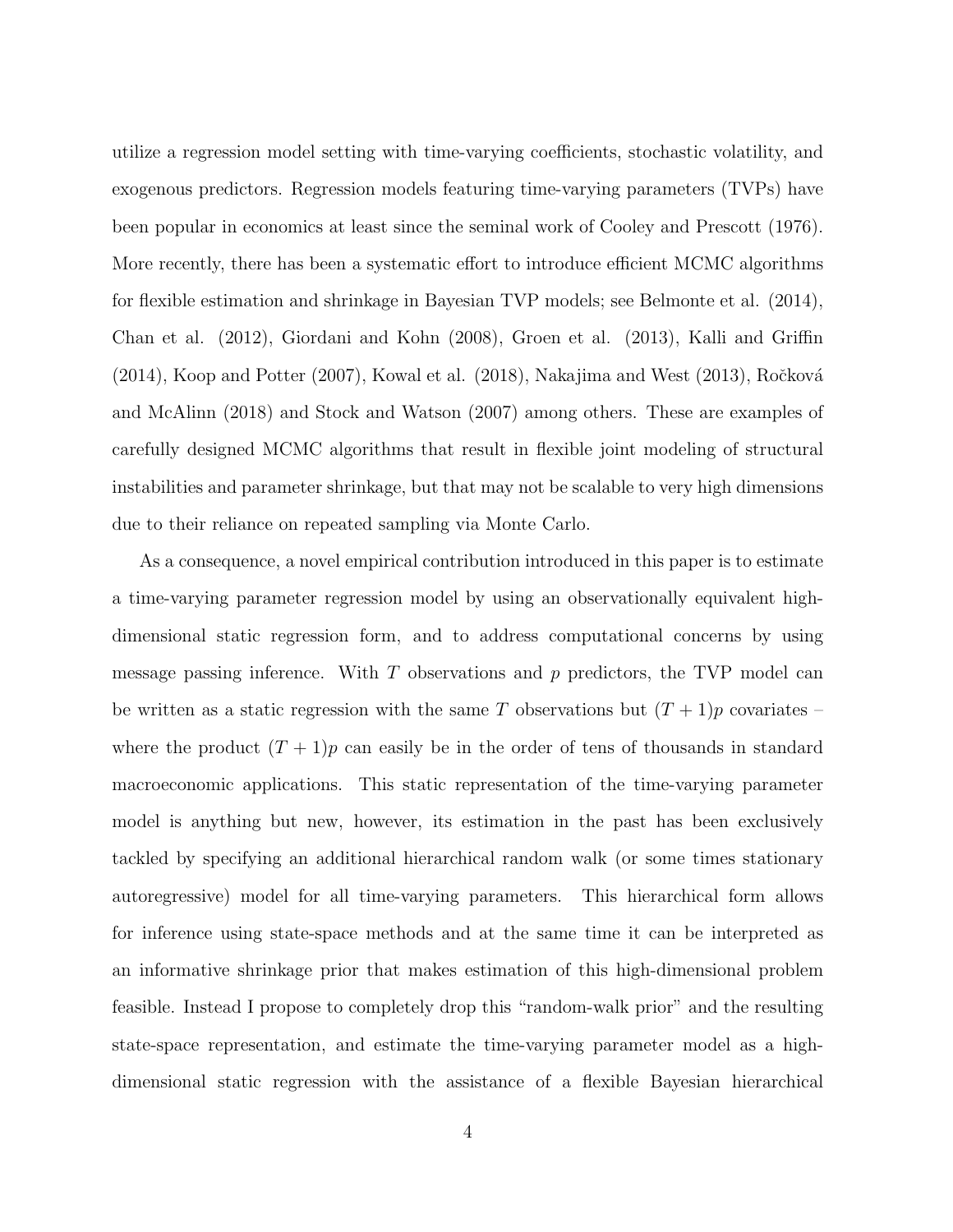utilize a regression model setting with time-varying coefficients, stochastic volatility, and exogenous predictors. Regression models featuring time-varying parameters (TVPs) have been popular in economics at least since the seminal work of Cooley and Prescott (1976). More recently, there has been a systematic effort to introduce efficient MCMC algorithms for flexible estimation and shrinkage in Bayesian TVP models; see Belmonte et al. (2014), Chan et al. (2012), Giordani and Kohn (2008), Groen et al. (2013), Kalli and Griffin (2014), Koop and Potter (2007), Kowal et al. (2018), Nakajima and West (2013), Ročková and McAlinn (2018) and Stock and Watson (2007) among others. These are examples of carefully designed MCMC algorithms that result in flexible joint modeling of structural instabilities and parameter shrinkage, but that may not be scalable to very high dimensions due to their reliance on repeated sampling via Monte Carlo.

As a consequence, a novel empirical contribution introduced in this paper is to estimate a time-varying parameter regression model by using an observationally equivalent high-dimensional static regression form, and to address computational concerns by using message passing inference. With $T$ observations and $p$ predictors, the TVP model can be written as a static regression with the same $T$ observations but $(T+1)p$ covariates – where the product $(T+1)p$ can easily be in the order of tens of thousands in standard macroeconomic applications. This static representation of the time-varying parameter model is anything but new, however, its estimation in the past has been exclusively tackled by specifying an additional hierarchical random walk (or some times stationary autoregressive) model for all time-varying parameters. This hierarchical form allows for inference using state-space methods and at the same time it can be interpreted as an informative shrinkage prior that makes estimation of this high-dimensional problem feasible. Instead I propose to completely drop this "random-walk prior" and the resulting state-space representation, and estimate the time-varying parameter model as a high-dimensional static regression with the assistance of a flexible Bayesian hierarchical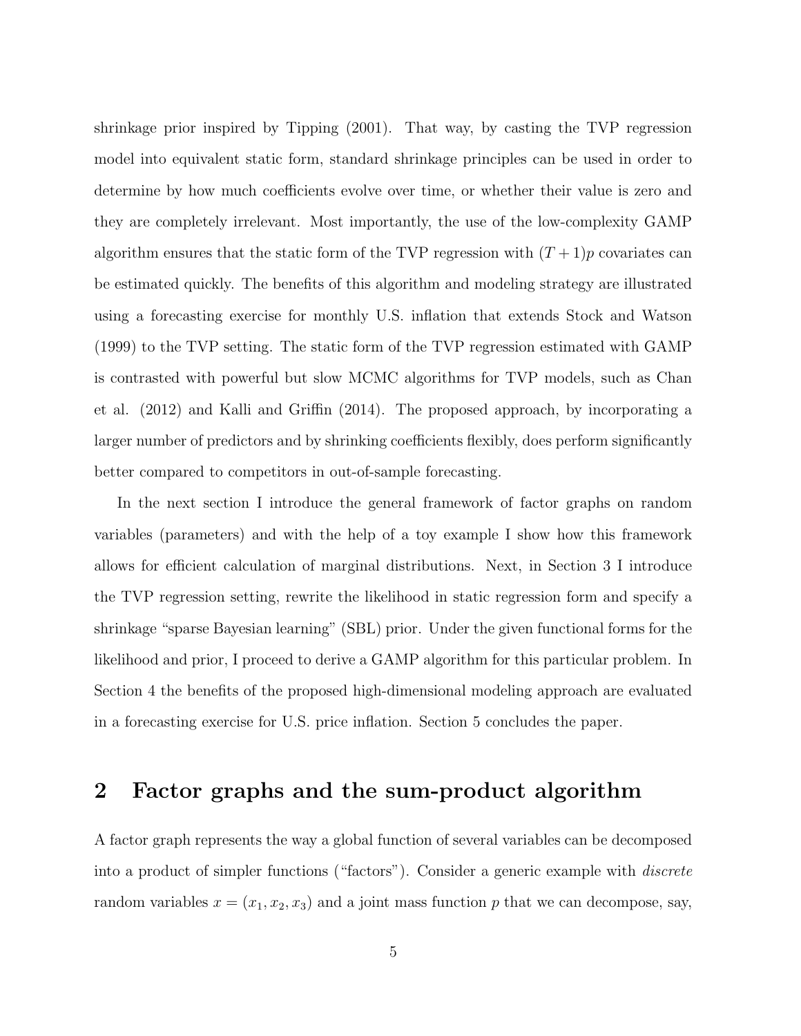shrinkage prior inspired by Tipping (2001). That way, by casting the TVP regression model into equivalent static form, standard shrinkage principles can be used in order to determine by how much coefficients evolve over time, or whether their value is zero and they are completely irrelevant. Most importantly, the use of the low-complexity GAMP algorithm ensures that the static form of the TVP regression with $(T+1)p$ covariates can be estimated quickly. The benefits of this algorithm and modeling strategy are illustrated using a forecasting exercise for monthly U.S. inflation that extends Stock and Watson (1999) to the TVP setting. The static form of the TVP regression estimated with GAMP is contrasted with powerful but slow MCMC algorithms for TVP models, such as Chan et al. (2012) and Kalli and Griffin (2014). The proposed approach, by incorporating a larger number of predictors and by shrinking coefficients flexibly, does perform significantly better compared to competitors in out-of-sample forecasting.

In the next section I introduce the general framework of factor graphs on random variables (parameters) and with the help of a toy example I show how this framework allows for efficient calculation of marginal distributions. Next, in Section 3 I introduce the TVP regression setting, rewrite the likelihood in static regression form and specify a shrinkage "sparse Bayesian learning" (SBL) prior. Under the given functional forms for the likelihood and prior, I proceed to derive a GAMP algorithm for this particular problem. In Section 4 the benefits of the proposed high-dimensional modeling approach are evaluated in a forecasting exercise for U.S. price inflation. Section 5 concludes the paper.

## 2 Factor graphs and the sum-product algorithm

A factor graph represents the way a global function of several variables can be decomposed into a product of simpler functions ("factors"). Consider a generic example with *discrete* random variables $x = (x_1, x_2, x_3)$ and a joint mass function $p$ that we can decompose, say,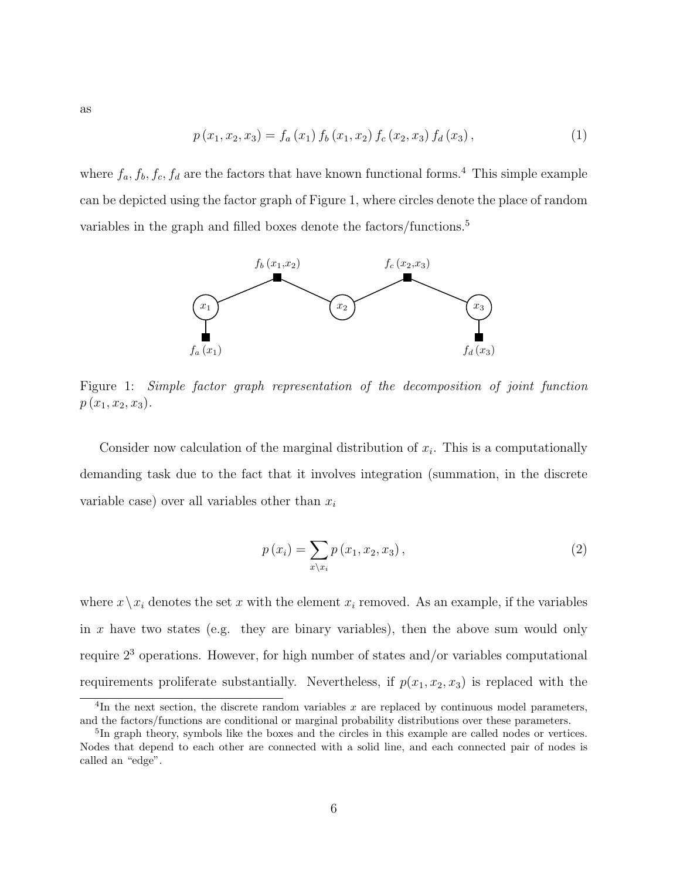as

$$p\left(x_1,x_2,x_3\right)=f_a\left(x_1\right)f_b\left(x_1,x_2\right)f_c\left(x_2,x_3\right)f_d\left(x_3\right), \tag{1}$$

where $f_a, f_b, f_c, f_d$ are the factors that have known functional forms.[4] This simple example can be depicted using the factor graph of Figure 1, where circles denote the place of random variables in the graph and filled boxes denote the factors/functions.[5]

Figure 1: *Simple factor graph representation of the decomposition of joint function* $p\left(x_1,x_2,x_3\right)$.

Consider now calculation of the marginal distribution of $x_i$. This is a computationally demanding task due to the fact that it involves integration (summation, in the discrete variable case) over all variables other than $x_i$

$$p\left(x_i\right)=\sum_{x\setminus x_i}p\left(x_1,x_2,x_3\right), \tag{2}$$

where $x\setminus x_i$ denotes the set $x$ with the element $x_i$ removed. As an example, if the variables in $x$ have two states (e.g. they are binary variables), then the above sum would only require $2^3$ operations. However, for high number of states and/or variables computational requirements proliferate substantially. Nevertheless, if $p(x_1,x_2,x_3)$ is replaced with the

[4] In the next section, the discrete random variables $x$ are replaced by continuous model parameters, and the factors/functions are conditional or marginal probability distributions over these parameters.

[5] In graph theory, symbols like the boxes and the circles in this example are called nodes or vertices. Nodes that depend to each other are connected with a solid line, and each connected pair of nodes is called an "edge".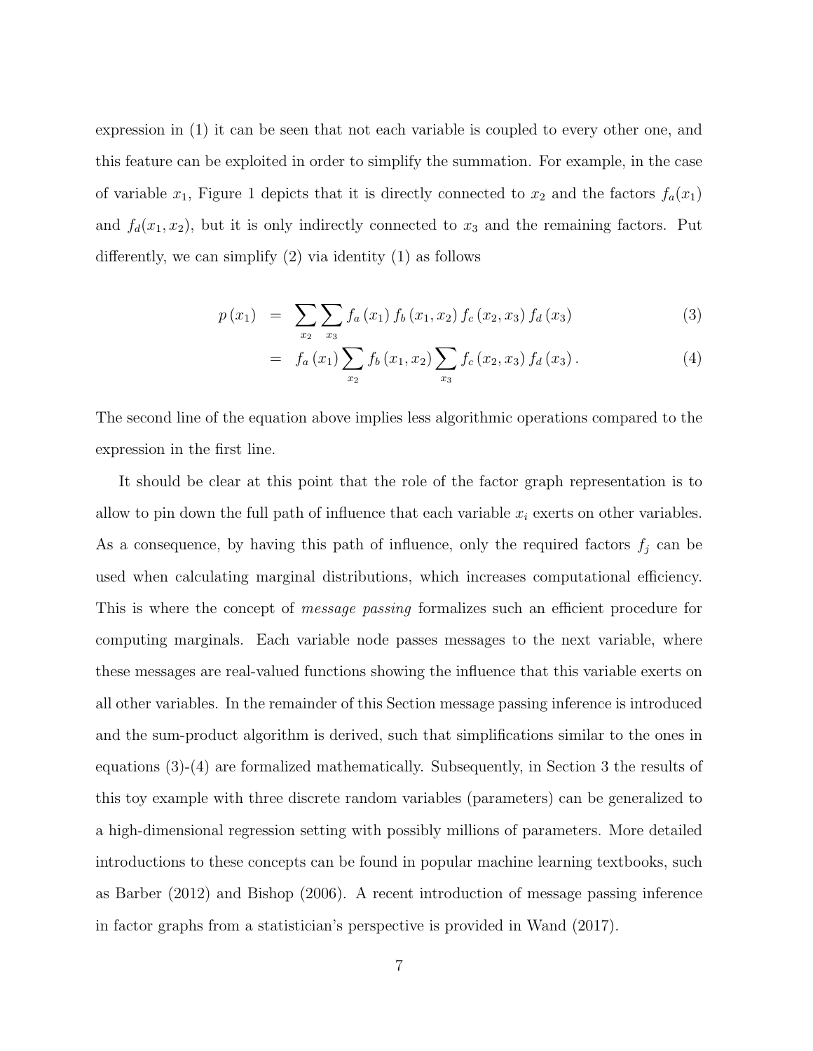expression in (1) it can be seen that not each variable is coupled to every other one, and this feature can be exploited in order to simplify the summation. For example, in the case of variable $x_1$, Figure 1 depicts that it is directly connected to $x_2$ and the factors $f_a(x_1)$ and $f_d(x_1, x_2)$, but it is only indirectly connected to $x_3$ and the remaining factors. Put differently, we can simplify (2) via identity (1) as follows

$$
\begin{aligned}
p\left(x_1\right) &= \sum_{x_2} \sum_{x_3} f_a\left(x_1\right) f_b\left(x_1, x_2\right) f_c\left(x_2, x_3\right) f_d\left(x_3\right) & (3) \\
&= f_a\left(x_1\right) \sum_{x_2} f_b\left(x_1, x_2\right) \sum_{x_3} f_c\left(x_2, x_3\right) f_d\left(x_3\right). & (4)
\end{aligned}
$$

The second line of the equation above implies less algorithmic operations compared to the expression in the first line.

It should be clear at this point that the role of the factor graph representation is to allow to pin down the full path of influence that each variable $x_i$ exerts on other variables. As a consequence, by having this path of influence, only the required factors $f_j$ can be used when calculating marginal distributions, which increases computational efficiency. This is where the concept of *message passing* formalizes such an efficient procedure for computing marginals. Each variable node passes messages to the next variable, where these messages are real-valued functions showing the influence that this variable exerts on all other variables. In the remainder of this Section message passing inference is introduced and the sum-product algorithm is derived, such that simplifications similar to the ones in equations (3)-(4) are formalized mathematically. Subsequently, in Section 3 the results of this toy example with three discrete random variables (parameters) can be generalized to a high-dimensional regression setting with possibly millions of parameters. More detailed introductions to these concepts can be found in popular machine learning textbooks, such as Barber (2012) and Bishop (2006). A recent introduction of message passing inference in factor graphs from a statistician's perspective is provided in Wand (2017).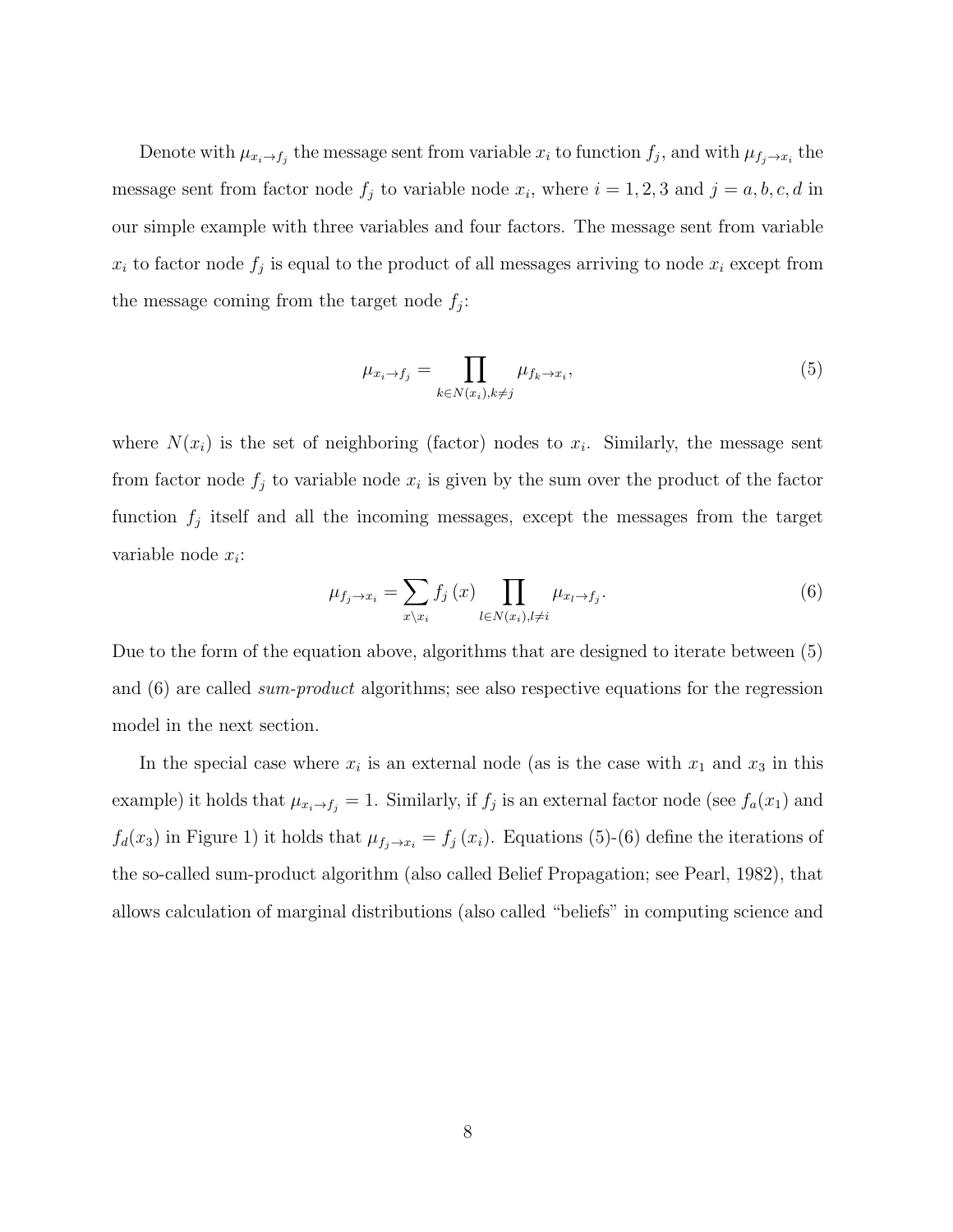Denote with $\mu_{x_i \to f_j}$ the message sent from variable $x_i$ to function $f_j$, and with $\mu_{f_j \to x_i}$ the message sent from factor node $f_j$ to variable node $x_i$, where $i = 1, 2, 3$ and $j = a, b, c, d$ in our simple example with three variables and four factors. The message sent from variable $x_i$ to factor node $f_j$ is equal to the product of all messages arriving to node $x_i$ except from the message coming from the target node $f_j$:

$$\mu_{x_i \to f_j} = \prod_{k \in N(x_i), k \neq j} \mu_{f_k \to x_i}, \tag{5}$$

where $N(x_i)$ is the set of neighboring (factor) nodes to $x_i$. Similarly, the message sent from factor node $f_j$ to variable node $x_i$ is given by the sum over the product of the factor function $f_j$ itself and all the incoming messages, except the messages from the target variable node $x_i$:

$$\mu_{f_j \to x_i} = \sum_{x \setminus x_i} f_j\left(x\right) \prod_{l \in N(x_i), l \neq i} \mu_{x_l \to f_j}. \tag{6}$$

Due to the form of the equation above, algorithms that are designed to iterate between (5) and (6) are called *sum-product* algorithms; see also respective equations for the regression model in the next section.

In the special case where $x_i$ is an external node (as is the case with $x_1$ and $x_3$ in this example) it holds that $\mu_{x_i \to f_j} = 1$. Similarly, if $f_j$ is an external factor node (see $f_a(x_1)$ and $f_d(x_3)$ in Figure 1) it holds that $\mu_{f_j \to x_i} = f_j\left(x_i\right)$. Equations (5)-(6) define the iterations of the so-called sum-product algorithm (also called Belief Propagation; see Pearl, 1982), that allows calculation of marginal distributions (also called "beliefs" in computing science and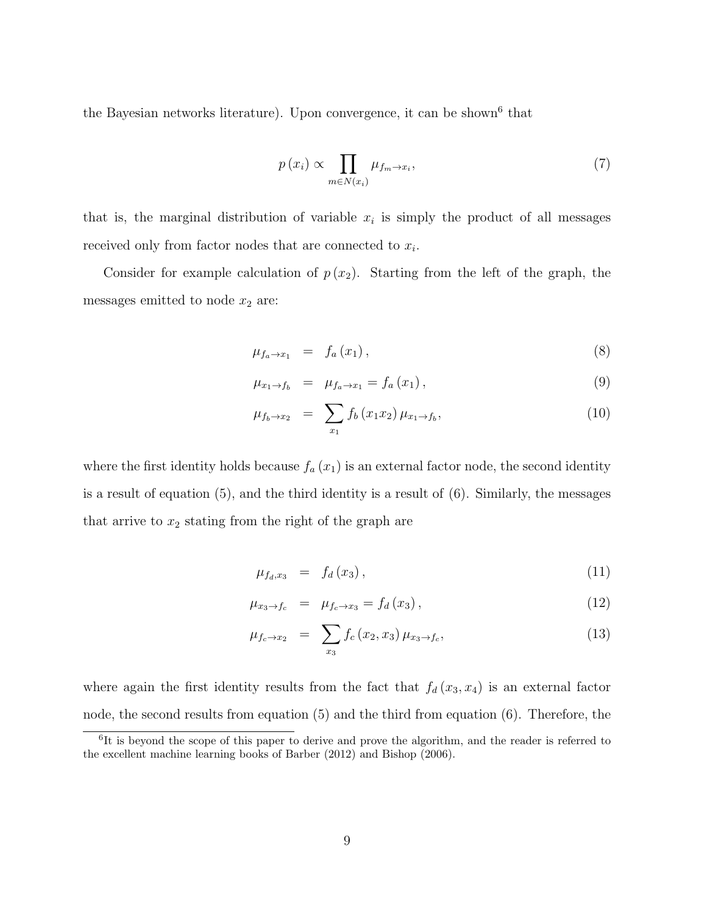the Bayesian networks literature). Upon convergence, it can be shown[6] that

$$p(x_i) \propto \prod_{m \in N(x_i)} \mu_{f_m \to x_i}, \tag{7}$$

that is, the marginal distribution of variable $x_i$ is simply the product of all messages received only from factor nodes that are connected to $x_i$.

Consider for example calculation of $p(x_2)$. Starting from the left of the graph, the messages emitted to node $x_2$ are:

$$\begin{aligned}
\mu_{f_a \to x_1} &= f_a(x_1), & (8)\\
\mu_{x_1 \to f_b} &= \mu_{f_a \to x_1} = f_a(x_1), & (9)\\
\mu_{f_b \to x_2} &= \sum_{x_1} f_b(x_1 x_2)\, \mu_{x_1 \to f_b}, & (10)
\end{aligned}$$

where the first identity holds because $f_a(x_1)$ is an external factor node, the second identity is a result of equation (5), and the third identity is a result of (6). Similarly, the messages that arrive to $x_2$ stating from the right of the graph are

$$\begin{aligned}
\mu_{f_d, x_3} &= f_d(x_3), & (11)\\
\mu_{x_3 \to f_c} &= \mu_{f_c \to x_3} = f_d(x_3), & (12)\\
\mu_{f_c \to x_2} &= \sum_{x_3} f_c(x_2, x_3)\, \mu_{x_3 \to f_c}, & (13)
\end{aligned}$$

where again the first identity results from the fact that $f_d(x_3, x_4)$ is an external factor node, the second results from equation (5) and the third from equation (6). Therefore, the

[6] It is beyond the scope of this paper to derive and prove the algorithm, and the reader is referred to the excellent machine learning books of Barber (2012) and Bishop (2006).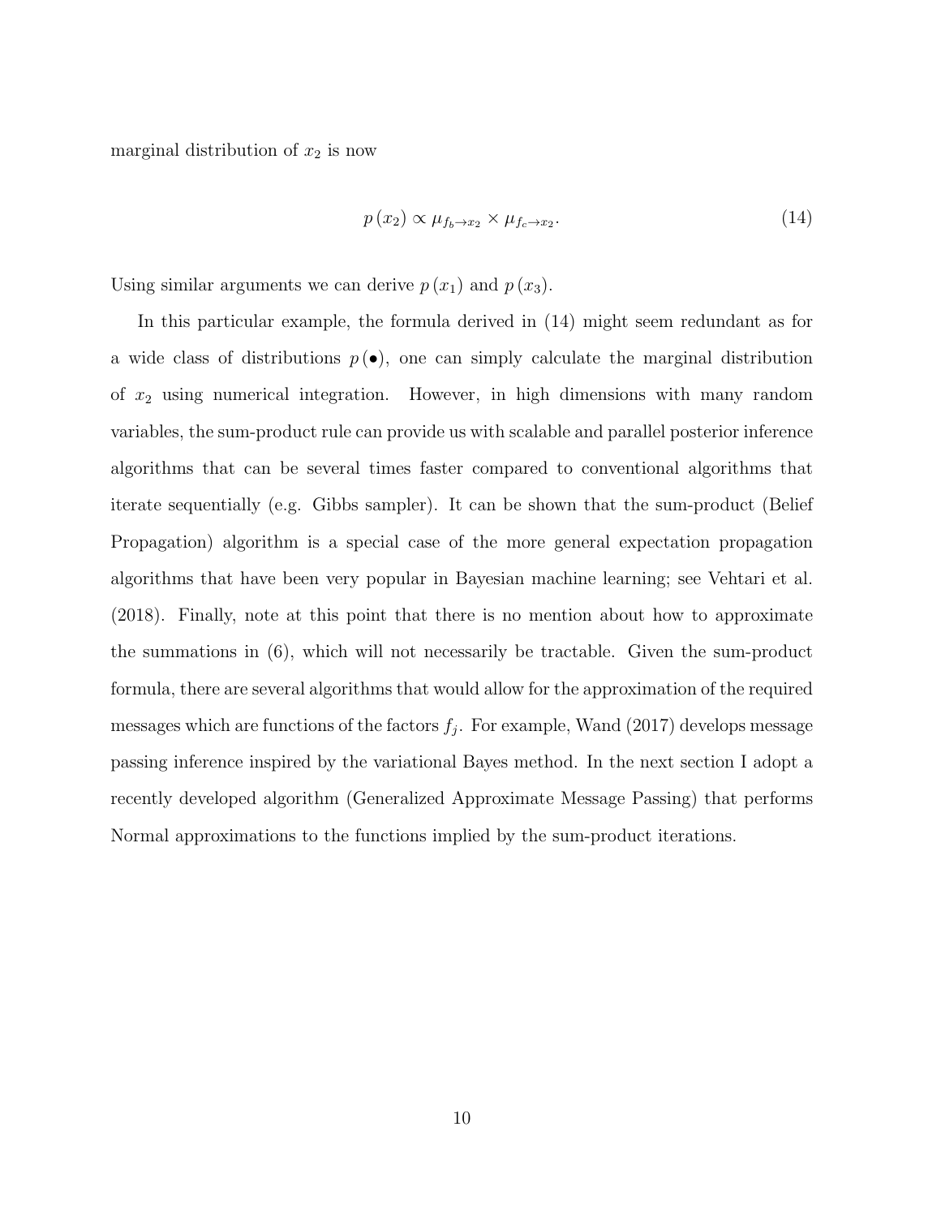marginal distribution of $x_2$ is now

$$p(x_2) \propto \mu_{f_b \rightarrow x_2} \times \mu_{f_c \rightarrow x_2}. \tag{14}$$

Using similar arguments we can derive $p(x_1)$ and $p(x_3)$.

In this particular example, the formula derived in (14) might seem redundant as for a wide class of distributions $p(\bullet)$, one can simply calculate the marginal distribution of $x_2$ using numerical integration. However, in high dimensions with many random variables, the sum-product rule can provide us with scalable and parallel posterior inference algorithms that can be several times faster compared to conventional algorithms that iterate sequentially (e.g. Gibbs sampler). It can be shown that the sum-product (Belief Propagation) algorithm is a special case of the more general expectation propagation algorithms that have been very popular in Bayesian machine learning; see Vehtari et al. (2018). Finally, note at this point that there is no mention about how to approximate the summations in (6), which will not necessarily be tractable. Given the sum-product formula, there are several algorithms that would allow for the approximation of the required messages which are functions of the factors $f_j$. For example, Wand (2017) develops message passing inference inspired by the variational Bayes method. In the next section I adopt a recently developed algorithm (Generalized Approximate Message Passing) that performs Normal approximations to the functions implied by the sum-product iterations.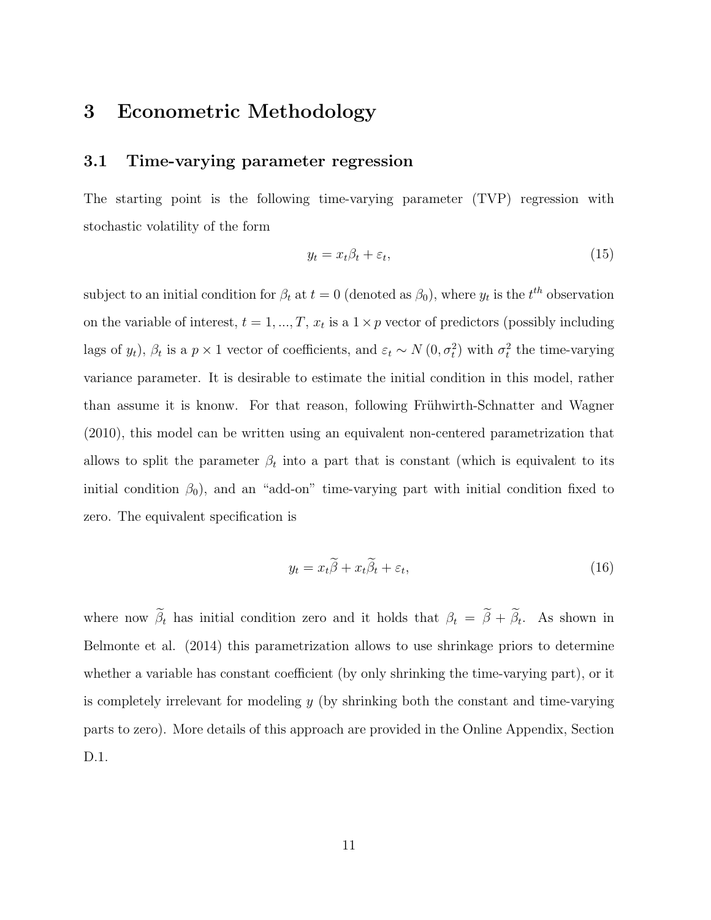# 3 Econometric Methodology

## 3.1 Time-varying parameter regression

The starting point is the following time-varying parameter (TVP) regression with stochastic volatility of the form

$$y_t = x_t \beta_t + \varepsilon_t, \tag{15}$$

subject to an initial condition for $\beta_t$ at $t = 0$ (denoted as $\beta_0$), where $y_t$ is the $t^{th}$ observation on the variable of interest, $t = 1, ..., T$, $x_t$ is a $1 \times p$ vector of predictors (possibly including lags of $y_t$), $\beta_t$ is a $p \times 1$ vector of coefficients, and $\varepsilon_t \sim N\left(0, \sigma_t^2\right)$ with $\sigma_t^2$ the time-varying variance parameter. It is desirable to estimate the initial condition in this model, rather than assume it is knonw. For that reason, following Frühwirth-Schnatter and Wagner (2010), this model can be written using an equivalent non-centered parametrization that allows to split the parameter $\beta_t$ into a part that is constant (which is equivalent to its initial condition $\beta_0$), and an "add-on" time-varying part with initial condition fixed to zero. The equivalent specification is

$$y_t = x_t \widetilde{\beta} + x_t \widetilde{\beta}_t + \varepsilon_t, \tag{16}$$

where now $\widetilde{\beta}_t$ has initial condition zero and it holds that $\beta_t = \widetilde{\beta} + \widetilde{\beta}_t$. As shown in Belmonte et al. (2014) this parametrization allows to use shrinkage priors to determine whether a variable has constant coefficient (by only shrinking the time-varying part), or it is completely irrelevant for modeling $y$ (by shrinking both the constant and time-varying parts to zero). More details of this approach are provided in the Online Appendix, Section D.1.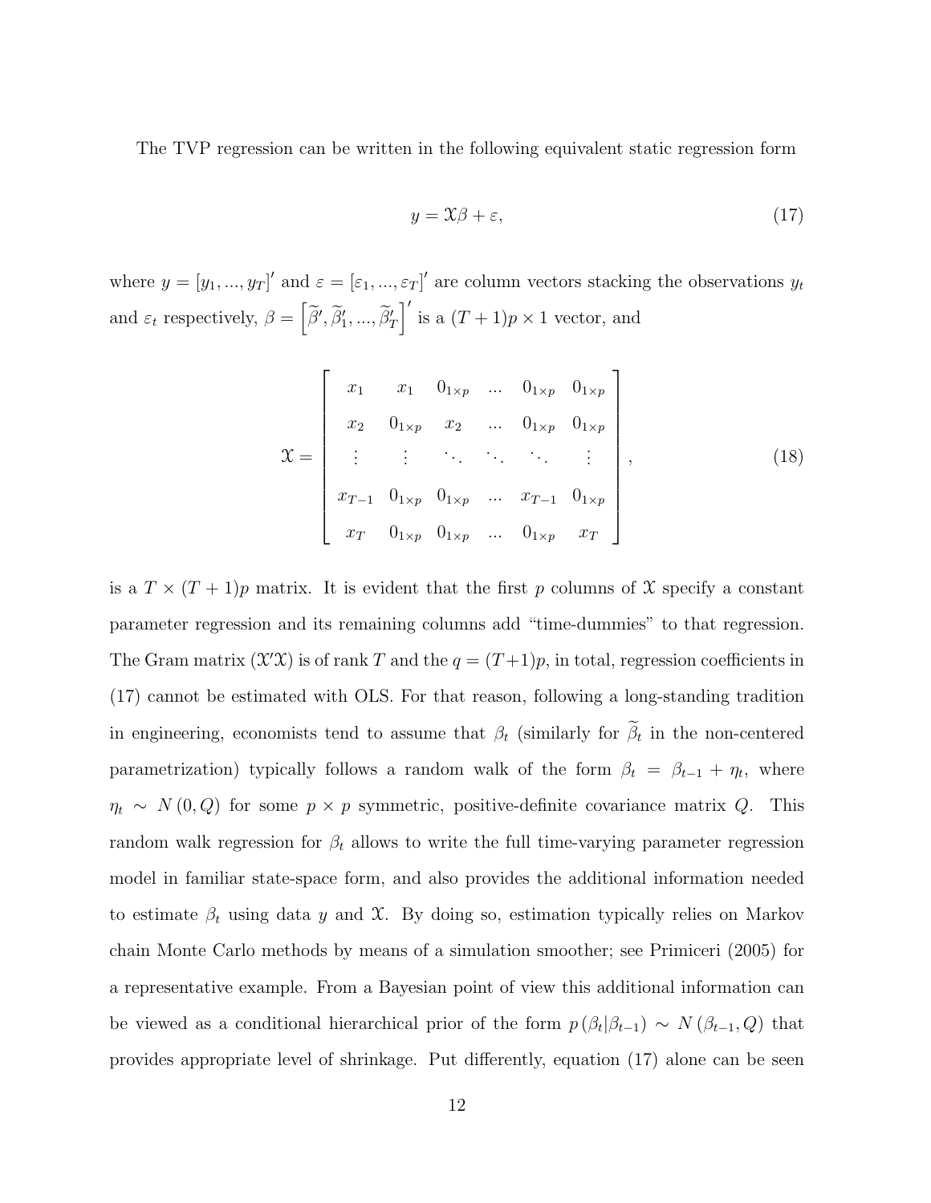The TVP regression can be written in the following equivalent static regression form

$$y = \mathcal{X}\beta + \varepsilon, \tag{17}$$

where $y = [y_1, ..., y_T]'$ and $\varepsilon = [\varepsilon_1, ..., \varepsilon_T]'$ are column vectors stacking the observations $y_t$ and $\varepsilon_t$ respectively, $\beta = \left[\widetilde{\beta}', \widetilde{\beta}_1', ..., \widetilde{\beta}_T'\right]'$ is a $(T+1)p \times 1$ vector, and

$$\mathcal{X} = \begin{bmatrix} x_1 & x_1 & 0_{1\times p} & ... & 0_{1\times p} & 0_{1\times p} \\ x_2 & 0_{1\times p} & x_2 & ... & 0_{1\times p} & 0_{1\times p} \\ \vdots & \vdots & \ddots & \ddots & \ddots & \vdots \\ x_{T-1} & 0_{1\times p} & 0_{1\times p} & ... & x_{T-1} & 0_{1\times p} \\ x_T & 0_{1\times p} & 0_{1\times p} & ... & 0_{1\times p} & x_T \end{bmatrix}, \tag{18}$$

is a $T \times (T+1)p$ matrix. It is evident that the first $p$ columns of $\mathcal{X}$ specify a constant parameter regression and its remaining columns add "time-dummies" to that regression. The Gram matrix $(\mathcal{X}'\mathcal{X})$ is of rank $T$ and the $q = (T+1)p$, in total, regression coefficients in (17) cannot be estimated with OLS. For that reason, following a long-standing tradition in engineering, economists tend to assume that $\beta_t$ (similarly for $\widetilde{\beta}_t$ in the non-centered parametrization) typically follows a random walk of the form $\beta_t = \beta_{t-1} + \eta_t$, where $\eta_t \sim N(0, Q)$ for some $p \times p$ symmetric, positive-definite covariance matrix $Q$. This random walk regression for $\beta_t$ allows to write the full time-varying parameter regression model in familiar state-space form, and also provides the additional information needed to estimate $\beta_t$ using data $y$ and $\mathcal{X}$. By doing so, estimation typically relies on Markov chain Monte Carlo methods by means of a simulation smoother; see Primiceri (2005) for a representative example. From a Bayesian point of view this additional information can be viewed as a conditional hierarchical prior of the form $p(\beta_t|\beta_{t-1}) \sim N(\beta_{t-1}, Q)$ that provides appropriate level of shrinkage. Put differently, equation (17) alone can be seen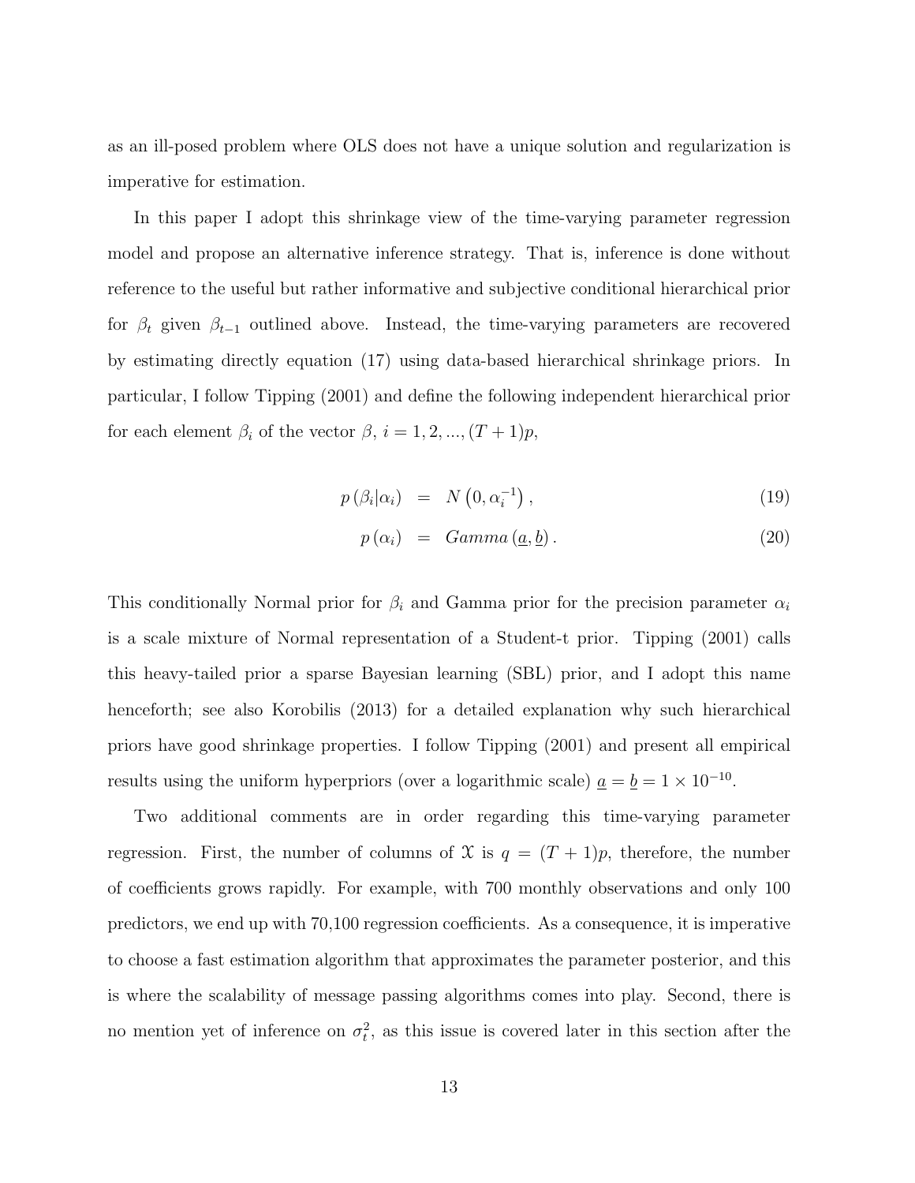as an ill-posed problem where OLS does not have a unique solution and regularization is imperative for estimation.

In this paper I adopt this shrinkage view of the time-varying parameter regression model and propose an alternative inference strategy. That is, inference is done without reference to the useful but rather informative and subjective conditional hierarchical prior for $\beta_t$ given $\beta_{t-1}$ outlined above. Instead, the time-varying parameters are recovered by estimating directly equation (17) using data-based hierarchical shrinkage priors. In particular, I follow Tipping (2001) and define the following independent hierarchical prior for each element $\beta_i$ of the vector $\beta$, $i = 1, 2, ..., (T + 1)p$,

$$
\begin{aligned}
p(\beta_i | \alpha_i) &= N\left(0, \alpha_i^{-1}\right), && (19) \\
p(\alpha_i) &= Gamma\left(\underline{a}, \underline{b}\right). && (20)
\end{aligned}
$$

This conditionally Normal prior for $\beta_i$ and Gamma prior for the precision parameter $\alpha_i$ is a scale mixture of Normal representation of a Student-t prior. Tipping (2001) calls this heavy-tailed prior a sparse Bayesian learning (SBL) prior, and I adopt this name henceforth; see also Korobilis (2013) for a detailed explanation why such hierarchical priors have good shrinkage properties. I follow Tipping (2001) and present all empirical results using the uniform hyperpriors (over a logarithmic scale) $\underline{a} = \underline{b} = 1 \times 10^{-10}$.

Two additional comments are in order regarding this time-varying parameter regression. First, the number of columns of $\mathcal{X}$ is $q = (T + 1)p$, therefore, the number of coefficients grows rapidly. For example, with 700 monthly observations and only 100 predictors, we end up with 70,100 regression coefficients. As a consequence, it is imperative to choose a fast estimation algorithm that approximates the parameter posterior, and this is where the scalability of message passing algorithms comes into play. Second, there is no mention yet of inference on $\sigma_t^2$, as this issue is covered later in this section after the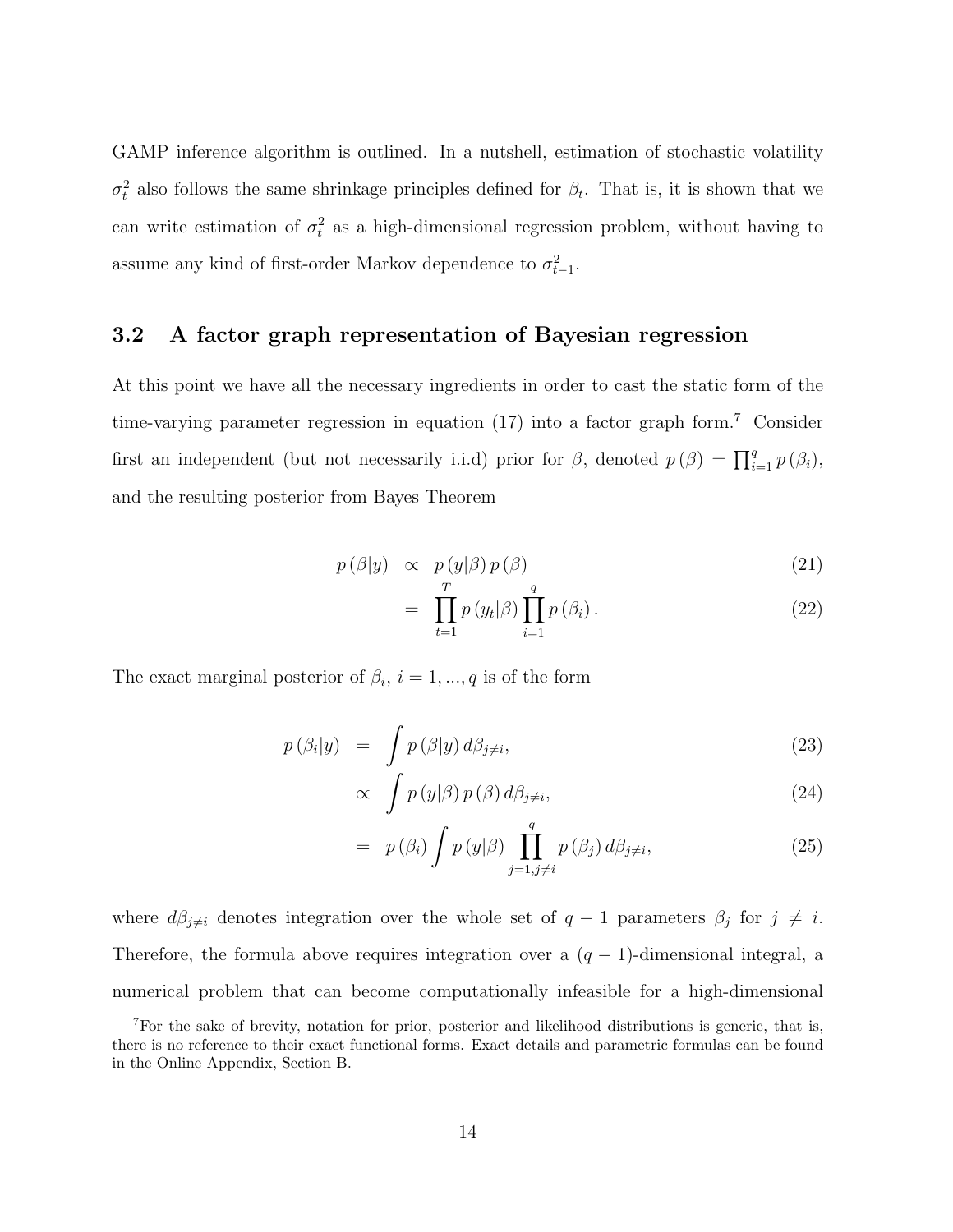GAMP inference algorithm is outlined. In a nutshell, estimation of stochastic volatility $\sigma_t^2$ also follows the same shrinkage principles defined for $\beta_t$. That is, it is shown that we can write estimation of $\sigma_t^2$ as a high-dimensional regression problem, without having to assume any kind of first-order Markov dependence to $\sigma_{t-1}^2$.

### 3.2 A factor graph representation of Bayesian regression

At this point we have all the necessary ingredients in order to cast the static form of the time-varying parameter regression in equation (17) into a factor graph form.[7] Consider first an independent (but not necessarily i.i.d) prior for $\beta$, denoted $p(\beta) = \prod_{i=1}^{q} p(\beta_i)$, and the resulting posterior from Bayes Theorem

$$
\begin{aligned}
p(\beta|y) &\propto p(y|\beta)\, p(\beta) &(21)\\
&= \prod_{t=1}^{T} p(y_t|\beta) \prod_{i=1}^{q} p(\beta_i)\,. &(22)
\end{aligned}
$$

The exact marginal posterior of $\beta_i$, $i = 1, ..., q$ is of the form

$$
\begin{aligned}
p(\beta_i|y) &= \int p(\beta|y)\, d\beta_{j\neq i}, &(23)\\
&\propto \int p(y|\beta)\, p(\beta)\, d\beta_{j\neq i}, &(24)\\
&= p(\beta_i) \int p(y|\beta) \prod_{j=1, j\neq i}^{q} p(\beta_j)\, d\beta_{j\neq i}, &(25)
\end{aligned}
$$

where $d\beta_{j\neq i}$ denotes integration over the whole set of $q-1$ parameters $\beta_j$ for $j \neq i$. Therefore, the formula above requires integration over a $(q-1)$-dimensional integral, a numerical problem that can become computationally infeasible for a high-dimensional

[7] For the sake of brevity, notation for prior, posterior and likelihood distributions is generic, that is, there is no reference to their exact functional forms. Exact details and parametric formulas can be found in the Online Appendix, Section B.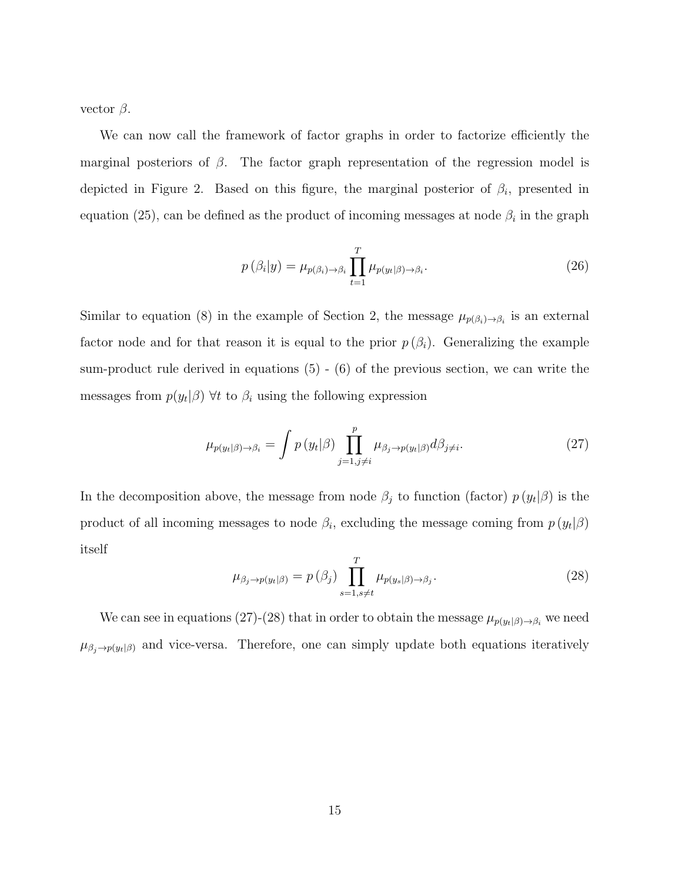vector $\beta$.

We can now call the framework of factor graphs in order to factorize efficiently the marginal posteriors of $\beta$. The factor graph representation of the regression model is depicted in Figure 2. Based on this figure, the marginal posterior of $\beta_i$, presented in equation (25), can be defined as the product of incoming messages at node $\beta_i$ in the graph

$$p\left(\beta_i|y\right) = \mu_{p(\beta_i)\rightarrow\beta_i} \prod_{t=1}^{T} \mu_{p(y_t|\beta)\rightarrow\beta_i}. \tag{26}$$

Similar to equation (8) in the example of Section 2, the message $\mu_{p(\beta_i)\rightarrow\beta_i}$ is an external factor node and for that reason it is equal to the prior $p\left(\beta_i\right)$. Generalizing the example sum-product rule derived in equations (5) - (6) of the previous section, we can write the messages from $p(y_t|\beta)$ $\forall t$ to $\beta_i$ using the following expression

$$\mu_{p(y_t|\beta)\rightarrow\beta_i} = \int p\left(y_t|\beta\right) \prod_{j=1, j\neq i}^{p} \mu_{\beta_j\rightarrow p(y_t|\beta)} d\beta_{j\neq i}. \tag{27}$$

In the decomposition above, the message from node $\beta_j$ to function (factor) $p\left(y_t|\beta\right)$ is the product of all incoming messages to node $\beta_i$, excluding the message coming from $p\left(y_t|\beta\right)$ itself

$$\mu_{\beta_j\rightarrow p(y_t|\beta)} = p\left(\beta_j\right) \prod_{s=1, s\neq t}^{T} \mu_{p(y_s|\beta)\rightarrow\beta_j}. \tag{28}$$

We can see in equations (27)-(28) that in order to obtain the message $\mu_{p(y_t|\beta)\rightarrow\beta_i}$ we need $\mu_{\beta_j\rightarrow p(y_t|\beta)}$ and vice-versa. Therefore, one can simply update both equations iteratively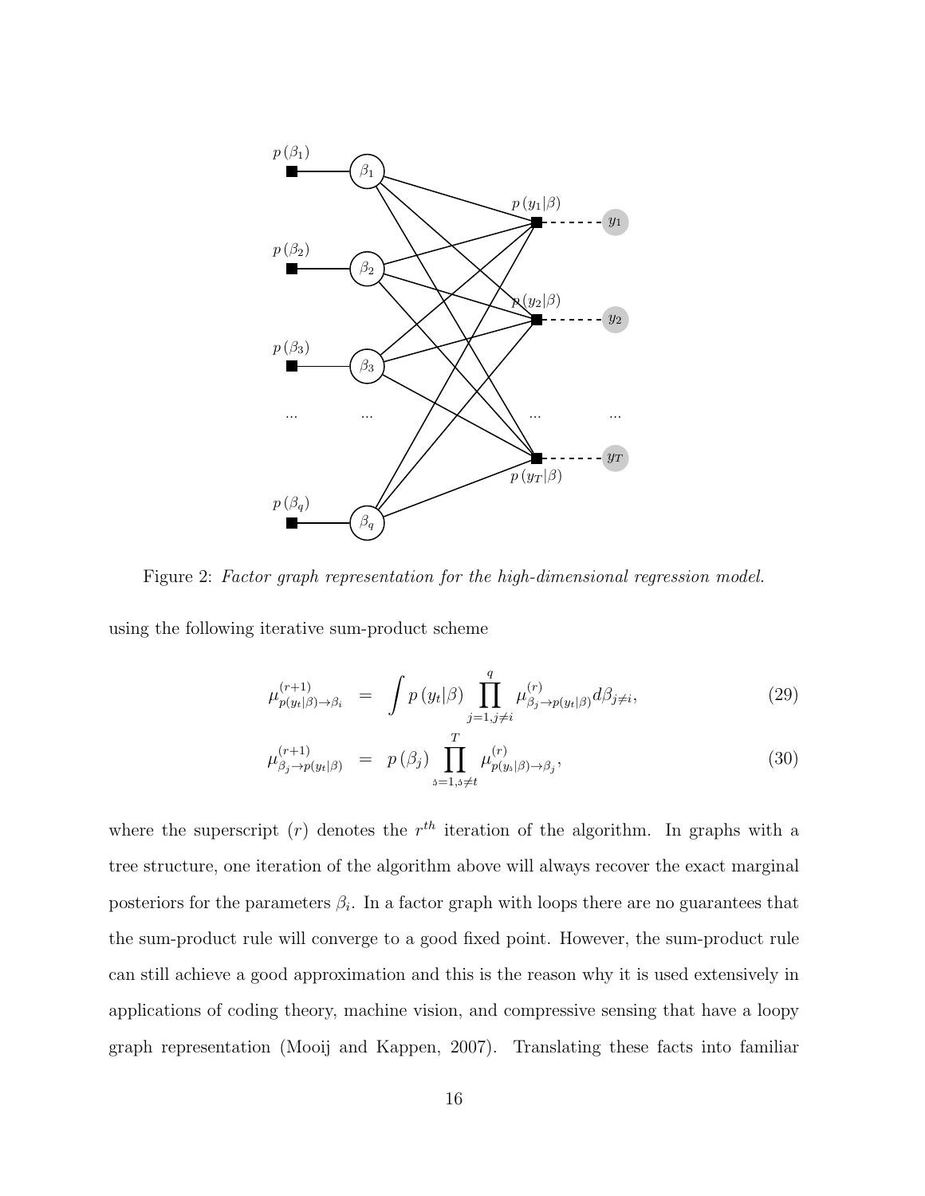Figure 2: *Factor graph representation for the high-dimensional regression model.*

using the following iterative sum-product scheme

$$\mu^{(r+1)}_{p(y_t|\beta)\to\beta_i} = \int p(y_t|\beta) \prod_{j=1, j\neq i}^{q} \mu^{(r)}_{\beta_j\to p(y_t|\beta)} d\beta_{j\neq i}, \tag{29}$$

$$\mu^{(r+1)}_{\beta_j\to p(y_t|\beta)} = p(\beta_j) \prod_{s=1, s\neq t}^{T} \mu^{(r)}_{p(y_s|\beta)\to\beta_j}, \tag{30}$$

where the superscript $(r)$ denotes the $r^{th}$ iteration of the algorithm. In graphs with a tree structure, one iteration of the algorithm above will always recover the exact marginal posteriors for the parameters $\beta_i$. In a factor graph with loops there are no guarantees that the sum-product rule will converge to a good fixed point. However, the sum-product rule can still achieve a good approximation and this is the reason why it is used extensively in applications of coding theory, machine vision, and compressive sensing that have a loopy graph representation (Mooij and Kappen, 2007). Translating these facts into familiar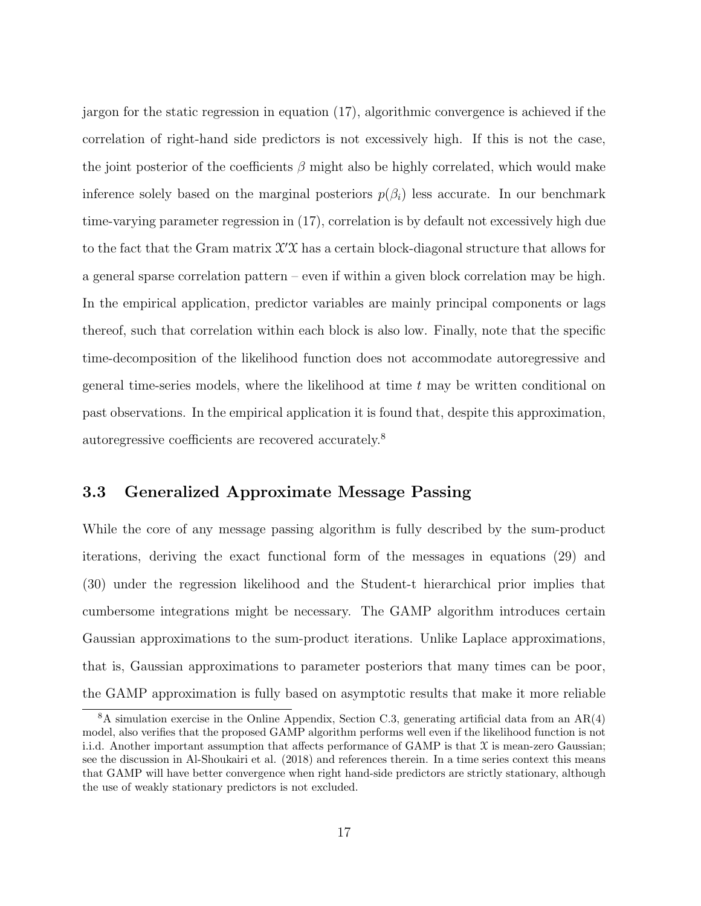jargon for the static regression in equation (17), algorithmic convergence is achieved if the correlation of right-hand side predictors is not excessively high. If this is not the case, the joint posterior of the coefficients $\beta$ might also be highly correlated, which would make inference solely based on the marginal posteriors $p(\beta_i)$ less accurate. In our benchmark time-varying parameter regression in (17), correlation is by default not excessively high due to the fact that the Gram matrix $\mathcal{X}'\mathcal{X}$ has a certain block-diagonal structure that allows for a general sparse correlation pattern – even if within a given block correlation may be high. In the empirical application, predictor variables are mainly principal components or lags thereof, such that correlation within each block is also low. Finally, note that the specific time-decomposition of the likelihood function does not accommodate autoregressive and general time-series models, where the likelihood at time $t$ may be written conditional on past observations. In the empirical application it is found that, despite this approximation, autoregressive coefficients are recovered accurately.[8]

### 3.3 Generalized Approximate Message Passing

While the core of any message passing algorithm is fully described by the sum-product iterations, deriving the exact functional form of the messages in equations (29) and (30) under the regression likelihood and the Student-t hierarchical prior implies that cumbersome integrations might be necessary. The GAMP algorithm introduces certain Gaussian approximations to the sum-product iterations. Unlike Laplace approximations, that is, Gaussian approximations to parameter posteriors that many times can be poor, the GAMP approximation is fully based on asymptotic results that make it more reliable

[8] A simulation exercise in the Online Appendix, Section C.3, generating artificial data from an AR(4) model, also verifies that the proposed GAMP algorithm performs well even if the likelihood function is not i.i.d. Another important assumption that affects performance of GAMP is that $\mathcal{X}$ is mean-zero Gaussian; see the discussion in Al-Shoukairi et al. (2018) and references therein. In a time series context this means that GAMP will have better convergence when right hand-side predictors are strictly stationary, although the use of weakly stationary predictors is not excluded.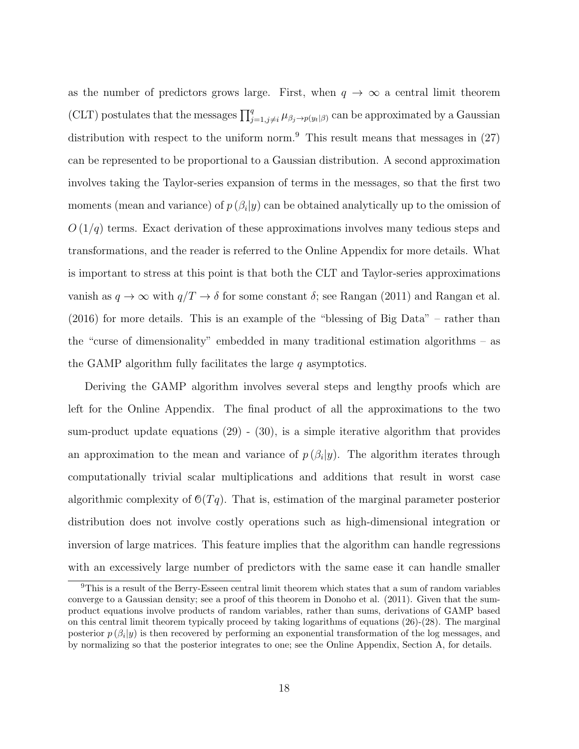as the number of predictors grows large. First, when $q \rightarrow \infty$ a central limit theorem (CLT) postulates that the messages $\prod_{j=1, j \neq i}^{q} \mu_{\beta_j \rightarrow p(y_t|\beta)}$ can be approximated by a Gaussian distribution with respect to the uniform norm.[9] This result means that messages in (27) can be represented to be proportional to a Gaussian distribution. A second approximation involves taking the Taylor-series expansion of terms in the messages, so that the first two moments (mean and variance) of $p(\beta_i|y)$ can be obtained analytically up to the omission of $O(1/q)$ terms. Exact derivation of these approximations involves many tedious steps and transformations, and the reader is referred to the Online Appendix for more details. What is important to stress at this point is that both the CLT and Taylor-series approximations vanish as $q \rightarrow \infty$ with $q/T \rightarrow \delta$ for some constant $\delta$; see Rangan (2011) and Rangan et al. (2016) for more details. This is an example of the "blessing of Big Data" – rather than the "curse of dimensionality" embedded in many traditional estimation algorithms – as the GAMP algorithm fully facilitates the large $q$ asymptotics.

Deriving the GAMP algorithm involves several steps and lengthy proofs which are left for the Online Appendix. The final product of all the approximations to the two sum-product update equations (29) - (30), is a simple iterative algorithm that provides an approximation to the mean and variance of $p(\beta_i|y)$. The algorithm iterates through computationally trivial scalar multiplications and additions that result in worst case algorithmic complexity of $\mathcal{O}(Tq)$. That is, estimation of the marginal parameter posterior distribution does not involve costly operations such as high-dimensional integration or inversion of large matrices. This feature implies that the algorithm can handle regressions with an excessively large number of predictors with the same ease it can handle smaller

[9]This is a result of the Berry-Esseen central limit theorem which states that a sum of random variables converge to a Gaussian density; see a proof of this theorem in Donoho et al. (2011). Given that the sum-product equations involve products of random variables, rather than sums, derivations of GAMP based on this central limit theorem typically proceed by taking logarithms of equations (26)-(28). The marginal posterior $p(\beta_i|y)$ is then recovered by performing an exponential transformation of the log messages, and by normalizing so that the posterior integrates to one; see the Online Appendix, Section A, for details.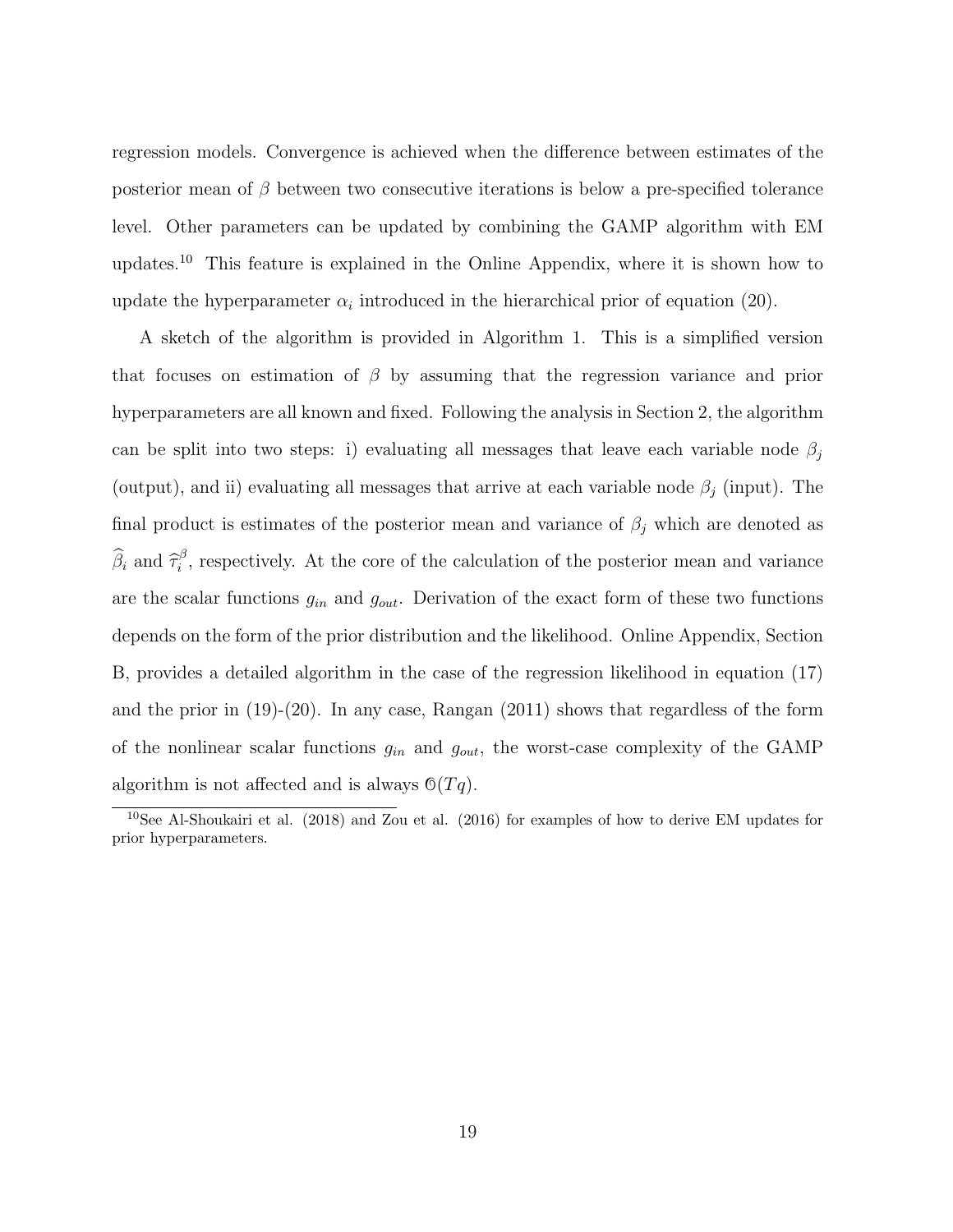regression models. Convergence is achieved when the difference between estimates of the posterior mean of $\beta$ between two consecutive iterations is below a pre-specified tolerance level. Other parameters can be updated by combining the GAMP algorithm with EM updates.[10] This feature is explained in the Online Appendix, where it is shown how to update the hyperparameter $\alpha_i$ introduced in the hierarchical prior of equation (20).

A sketch of the algorithm is provided in Algorithm 1. This is a simplified version that focuses on estimation of $\beta$ by assuming that the regression variance and prior hyperparameters are all known and fixed. Following the analysis in Section 2, the algorithm can be split into two steps: i) evaluating all messages that leave each variable node $\beta_j$ (output), and ii) evaluating all messages that arrive at each variable node $\beta_j$ (input). The final product is estimates of the posterior mean and variance of $\beta_j$ which are denoted as $\widehat{\beta}_i$ and $\widehat{\tau}_i^{\beta}$, respectively. At the core of the calculation of the posterior mean and variance are the scalar functions $g_{in}$ and $g_{out}$. Derivation of the exact form of these two functions depends on the form of the prior distribution and the likelihood. Online Appendix, Section B, provides a detailed algorithm in the case of the regression likelihood in equation (17) and the prior in (19)-(20). In any case, Rangan (2011) shows that regardless of the form of the nonlinear scalar functions $g_{in}$ and $g_{out}$, the worst-case complexity of the GAMP algorithm is not affected and is always $\mathcal{O}(Tq)$.

[10] See Al-Shoukairi et al. (2018) and Zou et al. (2016) for examples of how to derive EM updates for prior hyperparameters.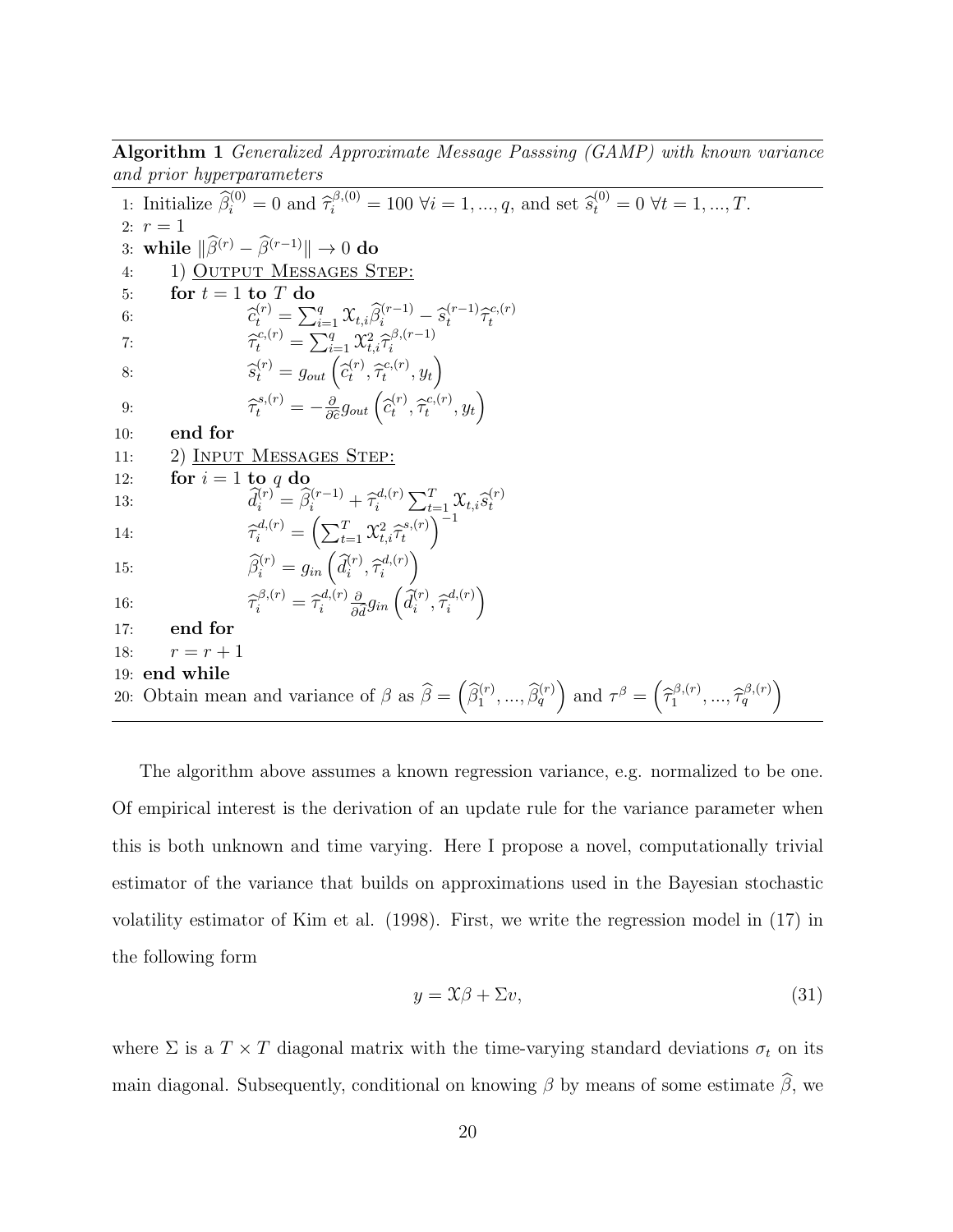**Algorithm 1** *Generalized Approximate Message Passsing (GAMP) with known variance and prior hyperparameters*

```
1: Initialize β̂_i^(0) = 0 and τ̂_i^{β,(0)} = 100 ∀i = 1,...,q, and set ŝ_t^(0) = 0 ∀t = 1,...,T.
2: r = 1
3: while ‖β̂^(r) − β̂^(r−1)‖ → 0 do
4:     1) Output Messages Step:
5:     for t = 1 to T do
6:         ĉ_t^(r) = Σ_{i=1}^q X_{t,i} β̂_i^(r−1) − ŝ_t^(r−1) τ̂_t^{c,(r)}
7:         τ̂_t^{c,(r)} = Σ_{i=1}^q X_{t,i}^2 τ̂_i^{β,(r−1)}
8:         ŝ_t^(r) = g_out(ĉ_t^(r), τ̂_t^{c,(r)}, y_t)
9:         τ̂_t^{s,(r)} = −∂/∂ĉ g_out(ĉ_t^(r), τ̂_t^{c,(r)}, y_t)
10:    end for
11:    2) Input Messages Step:
12:    for i = 1 to q do
13:        d̂_i^(r) = β̂_i^(r−1) + τ̂_i^{d,(r)} Σ_{t=1}^T X_{t,i} ŝ_t^(r)
14:        τ̂_i^{d,(r)} = (Σ_{t=1}^T X_{t,i}^2 τ̂_t^{s,(r)})^{−1}
15:        β̂_i^(r) = g_in(d̂_i^(r), τ̂_i^{d,(r)})
16:        τ̂_i^{β,(r)} = τ̂_i^{d,(r)} ∂/∂d̂ g_in(d̂_i^(r), τ̂_i^{d,(r)})
17:    end for
18:    r = r + 1
19: end while
20: Obtain mean and variance of β as β̂ = (β̂_1^(r), ..., β̂_q^(r)) and τ^β = (τ̂_1^{β,(r)}, ..., τ̂_q^{β,(r)})
```

The algorithm above assumes a known regression variance, e.g. normalized to be one. Of empirical interest is the derivation of an update rule for the variance parameter when this is both unknown and time varying. Here I propose a novel, computationally trivial estimator of the variance that builds on approximations used in the Bayesian stochastic volatility estimator of Kim et al. (1998). First, we write the regression model in (17) in the following form

$$y = \mathcal{X}\beta + \Sigma v, \tag{31}$$

where $\Sigma$ is a $T \times T$ diagonal matrix with the time-varying standard deviations $\sigma_t$ on its main diagonal. Subsequently, conditional on knowing $\beta$ by means of some estimate $\widehat{\beta}$, we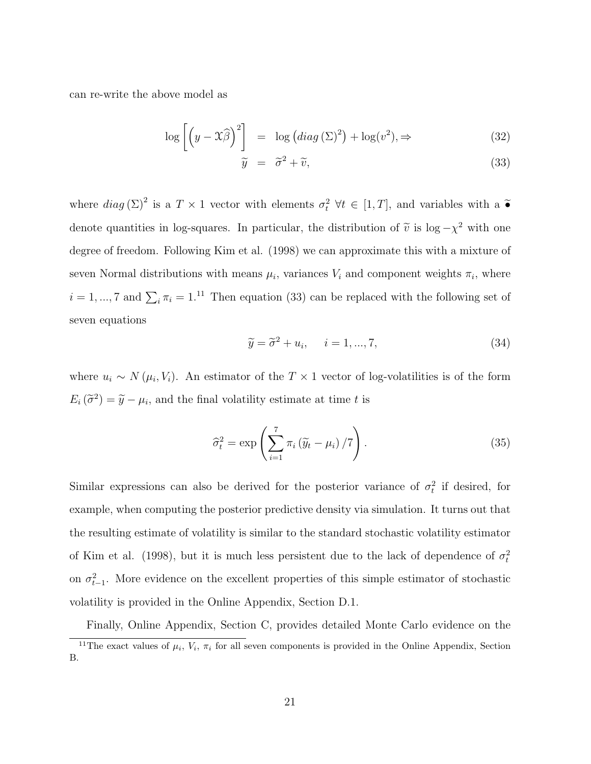can re-write the above model as

$$\log\left[\left(y - \mathcal{X}\widehat{\beta}\right)^2\right] = \log\left(diag\left(\Sigma\right)^2\right) + \log(v^2), \Rightarrow \tag{32}$$

$$\widetilde{y} = \widetilde{\sigma}^2 + \widetilde{v}, \tag{33}$$

where $diag\left(\Sigma\right)^2$ is a $T \times 1$ vector with elements $\sigma_t^2 \; \forall t \in [1, T]$, and variables with a $\widetilde{\bullet}$ denote quantities in log-squares. In particular, the distribution of $\widetilde{v}$ is $\log-\chi^2$ with one degree of freedom. Following Kim et al. (1998) we can approximate this with a mixture of seven Normal distributions with means $\mu_i$, variances $V_i$ and component weights $\pi_i$, where $i = 1, ..., 7$ and $\sum_i \pi_i = 1$.[11] Then equation (33) can be replaced with the following set of seven equations

$$\widetilde{y} = \widetilde{\sigma}^2 + u_i, \quad i = 1, ..., 7, \tag{34}$$

where $u_i \sim N\left(\mu_i, V_i\right)$. An estimator of the $T \times 1$ vector of log-volatilities is of the form $E_i\left(\widetilde{\sigma}^2\right) = \widetilde{y} - \mu_i$, and the final volatility estimate at time $t$ is

$$\widehat{\sigma}_t^2 = \exp\left(\sum_{i=1}^{7} \pi_i \left(\widetilde{y}_t - \mu_i\right)/7\right). \tag{35}$$

Similar expressions can also be derived for the posterior variance of $\sigma_t^2$ if desired, for example, when computing the posterior predictive density via simulation. It turns out that the resulting estimate of volatility is similar to the standard stochastic volatility estimator of Kim et al. (1998), but it is much less persistent due to the lack of dependence of $\sigma_t^2$ on $\sigma_{t-1}^2$. More evidence on the excellent properties of this simple estimator of stochastic volatility is provided in the Online Appendix, Section D.1.

Finally, Online Appendix, Section C, provides detailed Monte Carlo evidence on the

[11] The exact values of $\mu_i$, $V_i$, $\pi_i$ for all seven components is provided in the Online Appendix, Section B.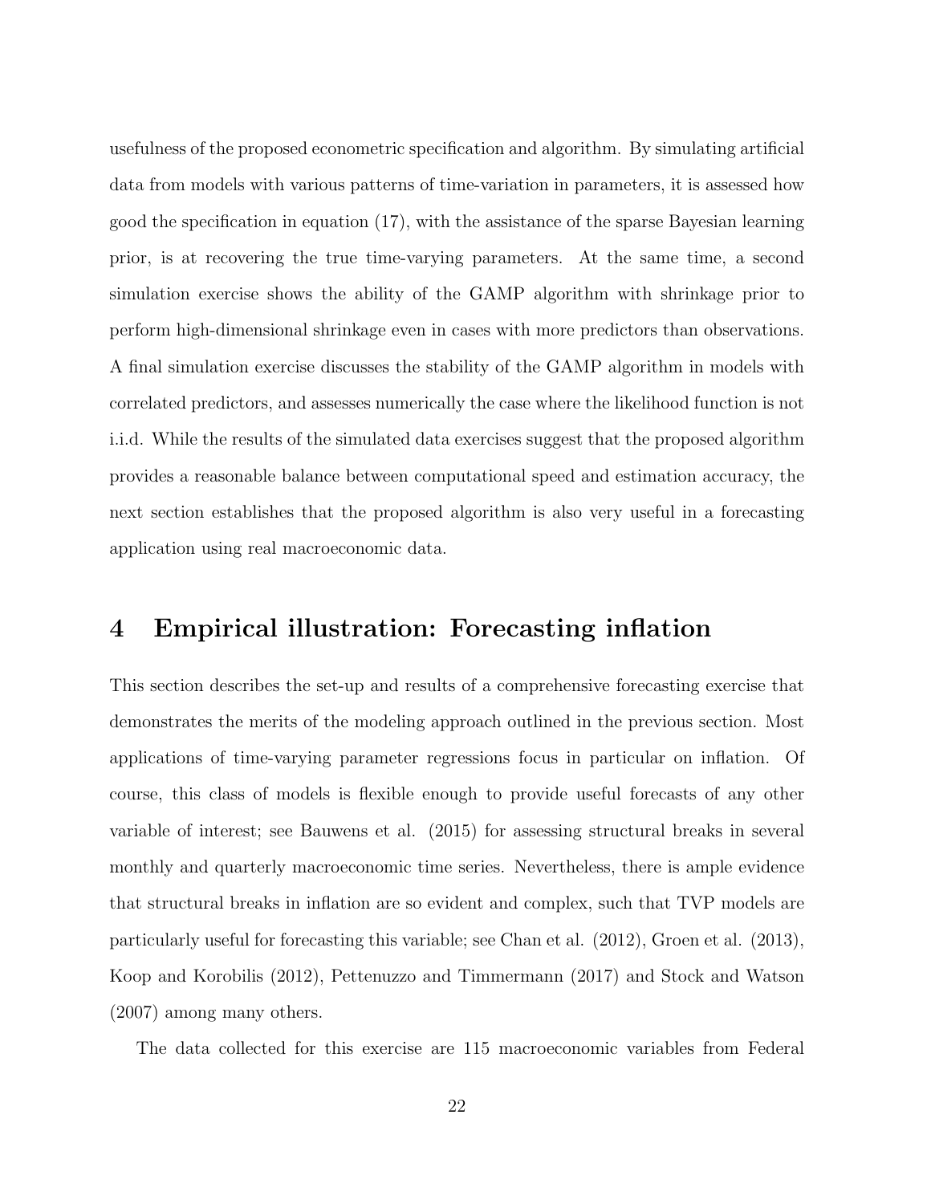usefulness of the proposed econometric specification and algorithm. By simulating artificial data from models with various patterns of time-variation in parameters, it is assessed how good the specification in equation (17), with the assistance of the sparse Bayesian learning prior, is at recovering the true time-varying parameters. At the same time, a second simulation exercise shows the ability of the GAMP algorithm with shrinkage prior to perform high-dimensional shrinkage even in cases with more predictors than observations. A final simulation exercise discusses the stability of the GAMP algorithm in models with correlated predictors, and assesses numerically the case where the likelihood function is not i.i.d. While the results of the simulated data exercises suggest that the proposed algorithm provides a reasonable balance between computational speed and estimation accuracy, the next section establishes that the proposed algorithm is also very useful in a forecasting application using real macroeconomic data.

# 4 Empirical illustration: Forecasting inflation

This section describes the set-up and results of a comprehensive forecasting exercise that demonstrates the merits of the modeling approach outlined in the previous section. Most applications of time-varying parameter regressions focus in particular on inflation. Of course, this class of models is flexible enough to provide useful forecasts of any other variable of interest; see Bauwens et al. (2015) for assessing structural breaks in several monthly and quarterly macroeconomic time series. Nevertheless, there is ample evidence that structural breaks in inflation are so evident and complex, such that TVP models are particularly useful for forecasting this variable; see Chan et al. (2012), Groen et al. (2013), Koop and Korobilis (2012), Pettenuzzo and Timmermann (2017) and Stock and Watson (2007) among many others.

The data collected for this exercise are 115 macroeconomic variables from Federal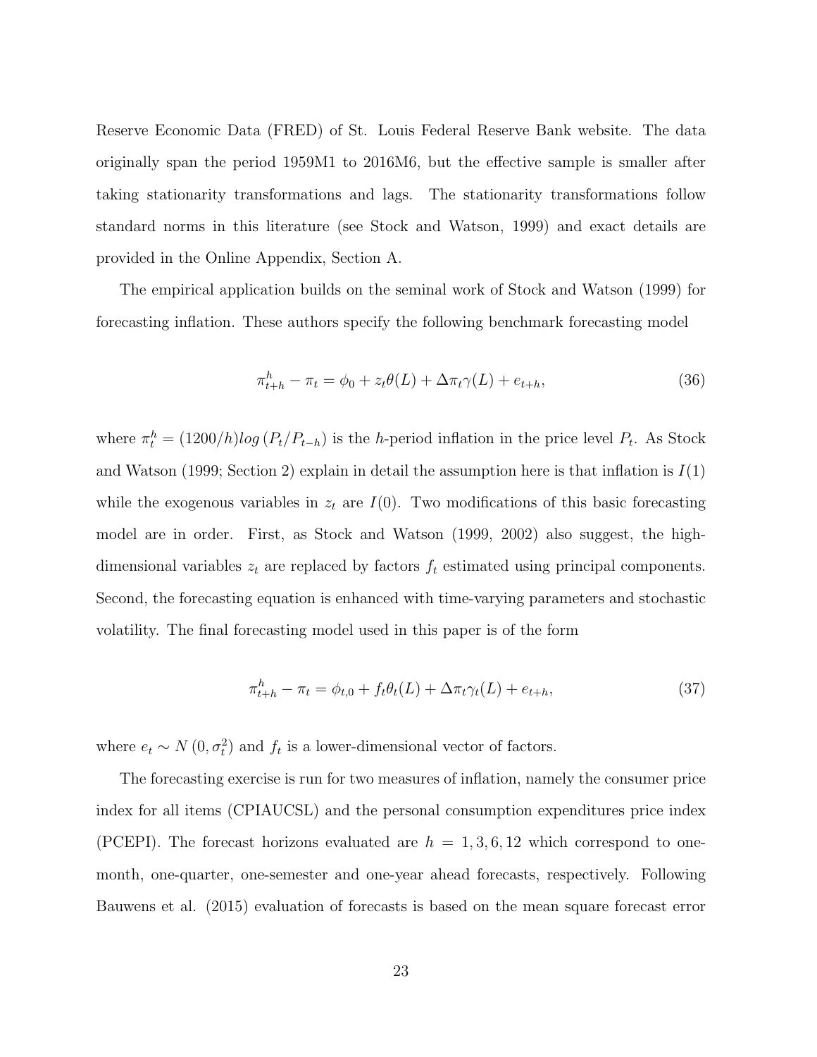Reserve Economic Data (FRED) of St. Louis Federal Reserve Bank website. The data originally span the period 1959M1 to 2016M6, but the effective sample is smaller after taking stationarity transformations and lags. The stationarity transformations follow standard norms in this literature (see Stock and Watson, 1999) and exact details are provided in the Online Appendix, Section A.

The empirical application builds on the seminal work of Stock and Watson (1999) for forecasting inflation. These authors specify the following benchmark forecasting model

$$\pi_{t+h}^{h} - \pi_t = \phi_0 + z_t\theta(L) + \Delta\pi_t\gamma(L) + e_{t+h}, \tag{36}$$

where $\pi_t^h = (1200/h)log\left(P_t/P_{t-h}\right)$ is the $h$-period inflation in the price level $P_t$. As Stock and Watson (1999; Section 2) explain in detail the assumption here is that inflation is $I(1)$ while the exogenous variables in $z_t$ are $I(0)$. Two modifications of this basic forecasting model are in order. First, as Stock and Watson (1999, 2002) also suggest, the high-dimensional variables $z_t$ are replaced by factors $f_t$ estimated using principal components. Second, the forecasting equation is enhanced with time-varying parameters and stochastic volatility. The final forecasting model used in this paper is of the form

$$\pi_{t+h}^{h} - \pi_t = \phi_{t,0} + f_t\theta_t(L) + \Delta\pi_t\gamma_t(L) + e_{t+h}, \tag{37}$$

where $e_t \sim N\left(0, \sigma_t^2\right)$ and $f_t$ is a lower-dimensional vector of factors.

The forecasting exercise is run for two measures of inflation, namely the consumer price index for all items (CPIAUCSL) and the personal consumption expenditures price index (PCEPI). The forecast horizons evaluated are $h = 1, 3, 6, 12$ which correspond to one-month, one-quarter, one-semester and one-year ahead forecasts, respectively. Following Bauwens et al. (2015) evaluation of forecasts is based on the mean square forecast error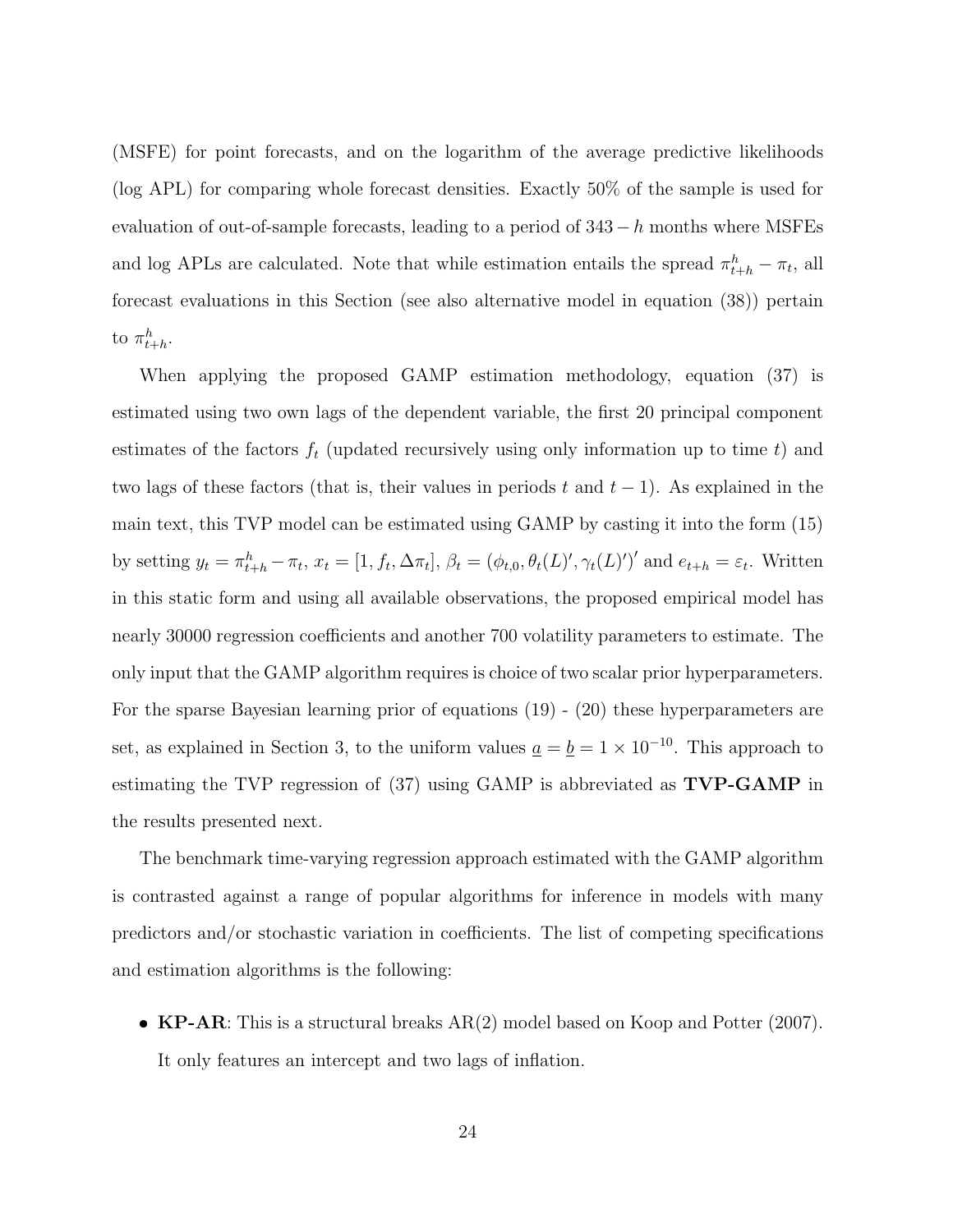(MSFE) for point forecasts, and on the logarithm of the average predictive likelihoods (log APL) for comparing whole forecast densities. Exactly 50% of the sample is used for evaluation of out-of-sample forecasts, leading to a period of $343 - h$ months where MSFEs and log APLs are calculated. Note that while estimation entails the spread $\pi_{t+h}^{h} - \pi_t$, all forecast evaluations in this Section (see also alternative model in equation (38)) pertain to $\pi_{t+h}^{h}$.

When applying the proposed GAMP estimation methodology, equation (37) is estimated using two own lags of the dependent variable, the first 20 principal component estimates of the factors $f_t$ (updated recursively using only information up to time $t$) and two lags of these factors (that is, their values in periods $t$ and $t-1$). As explained in the main text, this TVP model can be estimated using GAMP by casting it into the form (15) by setting $y_t = \pi_{t+h}^{h} - \pi_t$, $x_t = [1, f_t, \Delta\pi_t]$, $\beta_t = (\phi_{t,0}, \theta_t(L)', \gamma_t(L)')'$ and $e_{t+h} = \varepsilon_t$. Written in this static form and using all available observations, the proposed empirical model has nearly 30000 regression coefficients and another 700 volatility parameters to estimate. The only input that the GAMP algorithm requires is choice of two scalar prior hyperparameters. For the sparse Bayesian learning prior of equations (19) - (20) these hyperparameters are set, as explained in Section 3, to the uniform values $\underline{a} = \underline{b} = 1 \times 10^{-10}$. This approach to estimating the TVP regression of (37) using GAMP is abbreviated as **TVP-GAMP** in the results presented next.

The benchmark time-varying regression approach estimated with the GAMP algorithm is contrasted against a range of popular algorithms for inference in models with many predictors and/or stochastic variation in coefficients. The list of competing specifications and estimation algorithms is the following:

- **KP-AR**: This is a structural breaks AR(2) model based on Koop and Potter (2007). It only features an intercept and two lags of inflation.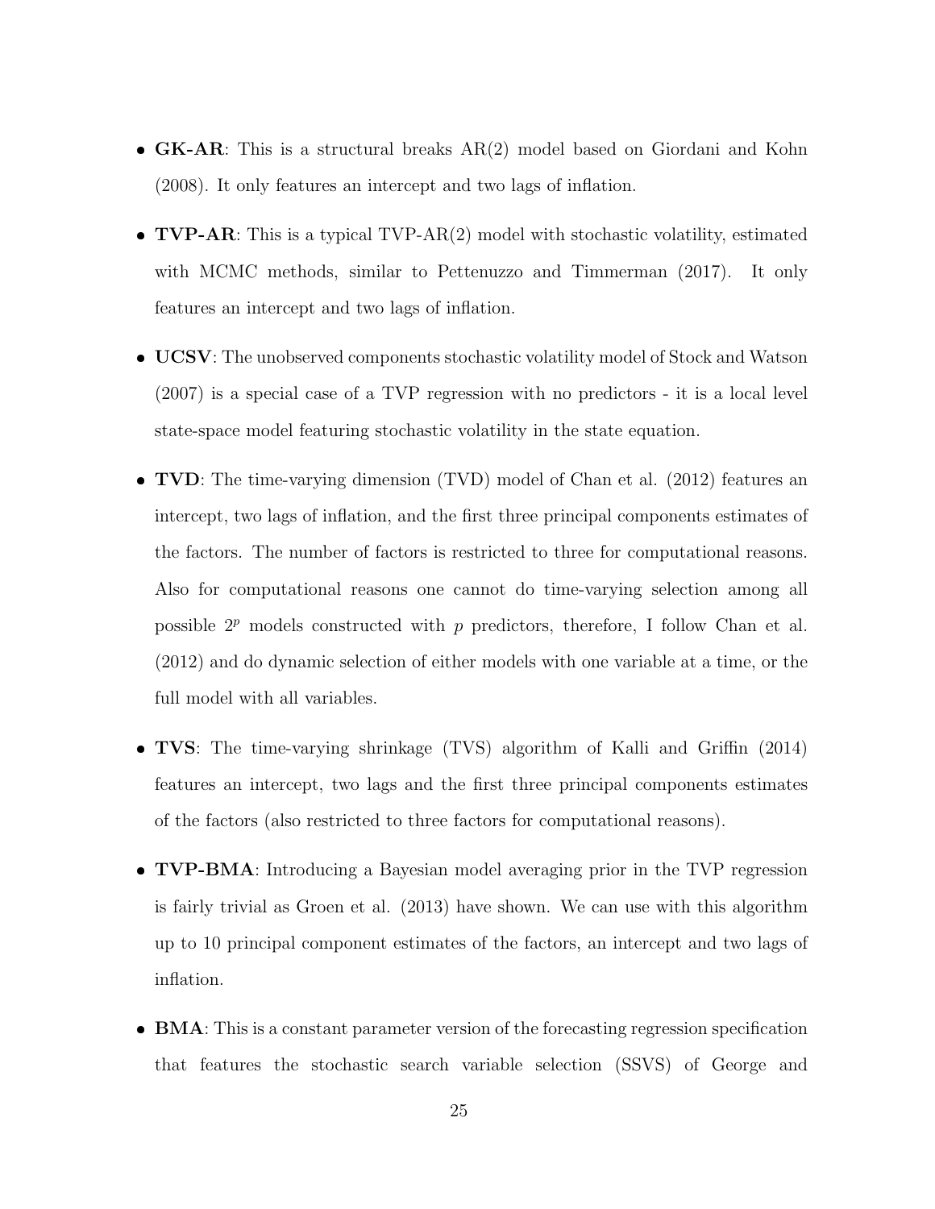- **GK-AR**: This is a structural breaks AR(2) model based on Giordani and Kohn (2008). It only features an intercept and two lags of inflation.

- **TVP-AR**: This is a typical TVP-AR(2) model with stochastic volatility, estimated with MCMC methods, similar to Pettenuzzo and Timmerman (2017). It only features an intercept and two lags of inflation.

- **UCSV**: The unobserved components stochastic volatility model of Stock and Watson (2007) is a special case of a TVP regression with no predictors - it is a local level state-space model featuring stochastic volatility in the state equation.

- **TVD**: The time-varying dimension (TVD) model of Chan et al. (2012) features an intercept, two lags of inflation, and the first three principal components estimates of the factors. The number of factors is restricted to three for computational reasons. Also for computational reasons one cannot do time-varying selection among all possible $2^p$ models constructed with $p$ predictors, therefore, I follow Chan et al. (2012) and do dynamic selection of either models with one variable at a time, or the full model with all variables.

- **TVS**: The time-varying shrinkage (TVS) algorithm of Kalli and Griffin (2014) features an intercept, two lags and the first three principal components estimates of the factors (also restricted to three factors for computational reasons).

- **TVP-BMA**: Introducing a Bayesian model averaging prior in the TVP regression is fairly trivial as Groen et al. (2013) have shown. We can use with this algorithm up to 10 principal component estimates of the factors, an intercept and two lags of inflation.

- **BMA**: This is a constant parameter version of the forecasting regression specification that features the stochastic search variable selection (SSVS) of George and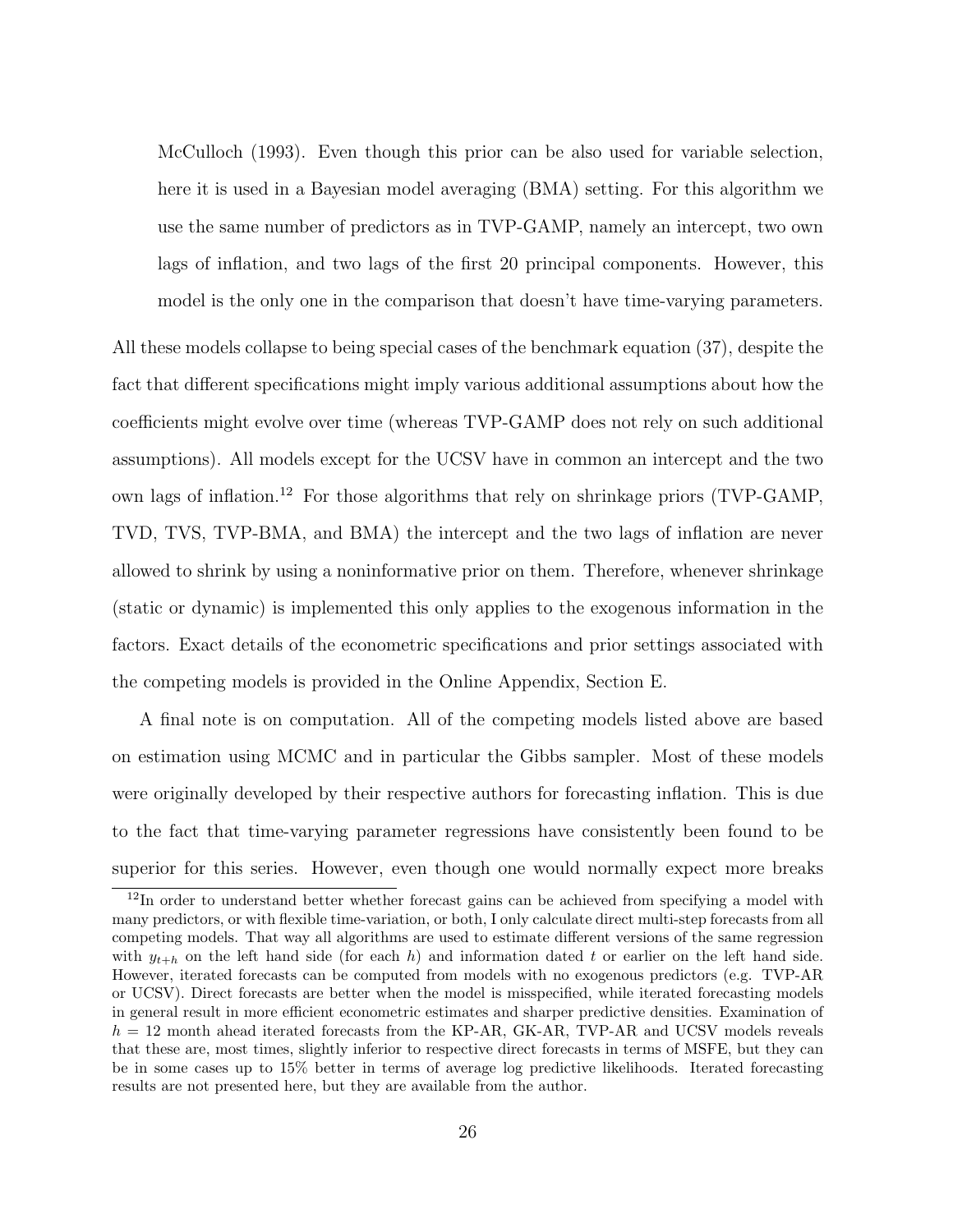McCulloch (1993). Even though this prior can be also used for variable selection, here it is used in a Bayesian model averaging (BMA) setting. For this algorithm we use the same number of predictors as in TVP-GAMP, namely an intercept, two own lags of inflation, and two lags of the first 20 principal components. However, this model is the only one in the comparison that doesn't have time-varying parameters.

All these models collapse to being special cases of the benchmark equation (37), despite the fact that different specifications might imply various additional assumptions about how the coefficients might evolve over time (whereas TVP-GAMP does not rely on such additional assumptions). All models except for the UCSV have in common an intercept and the two own lags of inflation.[12] For those algorithms that rely on shrinkage priors (TVP-GAMP, TVD, TVS, TVP-BMA, and BMA) the intercept and the two lags of inflation are never allowed to shrink by using a noninformative prior on them. Therefore, whenever shrinkage (static or dynamic) is implemented this only applies to the exogenous information in the factors. Exact details of the econometric specifications and prior settings associated with the competing models is provided in the Online Appendix, Section E.

A final note is on computation. All of the competing models listed above are based on estimation using MCMC and in particular the Gibbs sampler. Most of these models were originally developed by their respective authors for forecasting inflation. This is due to the fact that time-varying parameter regressions have consistently been found to be superior for this series. However, even though one would normally expect more breaks

[12]In order to understand better whether forecast gains can be achieved from specifying a model with many predictors, or with flexible time-variation, or both, I only calculate direct multi-step forecasts from all competing models. That way all algorithms are used to estimate different versions of the same regression with $y_{t+h}$ on the left hand side (for each $h$) and information dated $t$ or earlier on the left hand side. However, iterated forecasts can be computed from models with no exogenous predictors (e.g. TVP-AR or UCSV). Direct forecasts are better when the model is misspecified, while iterated forecasting models in general result in more efficient econometric estimates and sharper predictive densities. Examination of $h = 12$ month ahead iterated forecasts from the KP-AR, GK-AR, TVP-AR and UCSV models reveals that these are, most times, slightly inferior to respective direct forecasts in terms of MSFE, but they can be in some cases up to 15% better in terms of average log predictive likelihoods. Iterated forecasting results are not presented here, but they are available from the author.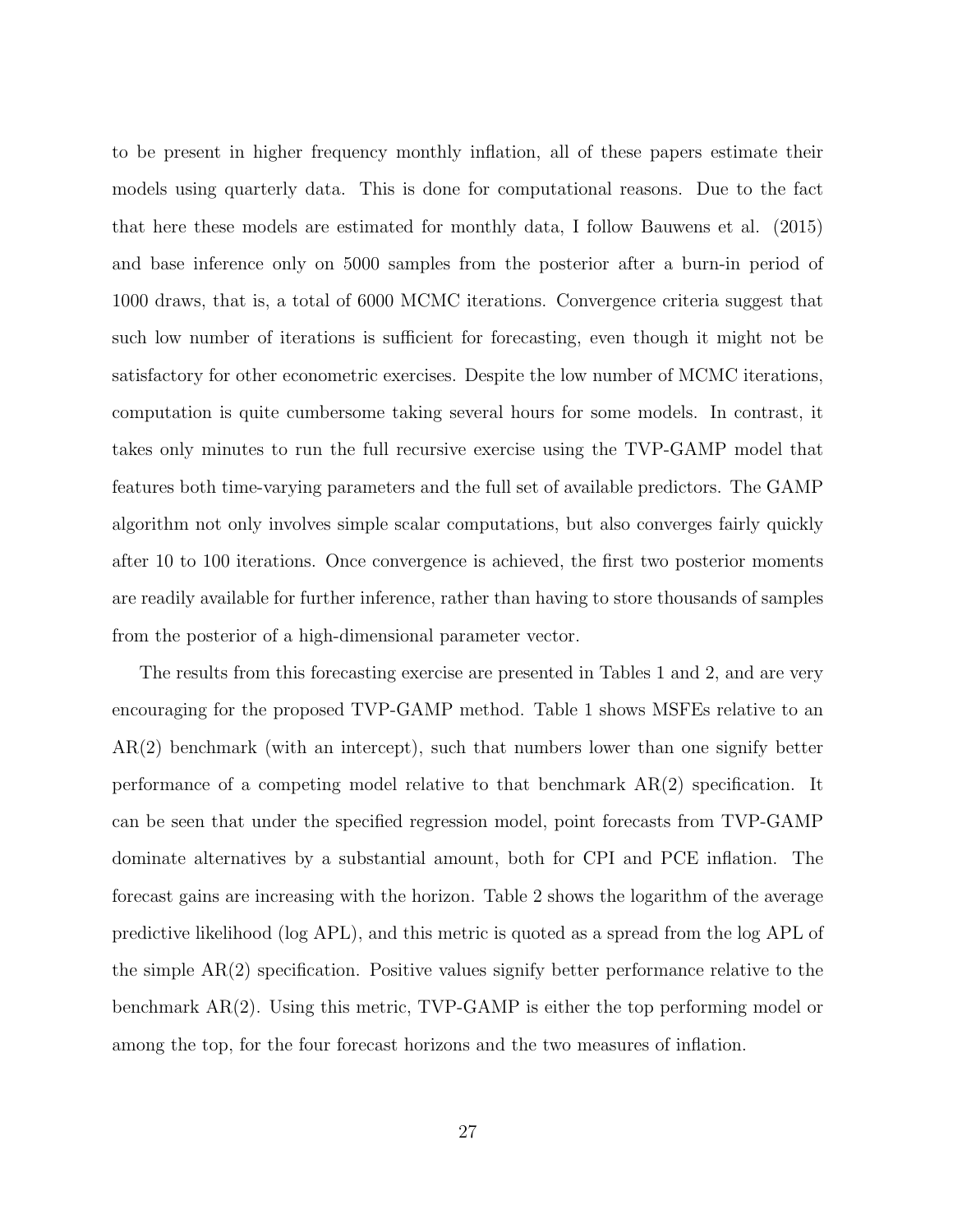to be present in higher frequency monthly inflation, all of these papers estimate their models using quarterly data. This is done for computational reasons. Due to the fact that here these models are estimated for monthly data, I follow Bauwens et al. (2015) and base inference only on 5000 samples from the posterior after a burn-in period of 1000 draws, that is, a total of 6000 MCMC iterations. Convergence criteria suggest that such low number of iterations is sufficient for forecasting, even though it might not be satisfactory for other econometric exercises. Despite the low number of MCMC iterations, computation is quite cumbersome taking several hours for some models. In contrast, it takes only minutes to run the full recursive exercise using the TVP-GAMP model that features both time-varying parameters and the full set of available predictors. The GAMP algorithm not only involves simple scalar computations, but also converges fairly quickly after 10 to 100 iterations. Once convergence is achieved, the first two posterior moments are readily available for further inference, rather than having to store thousands of samples from the posterior of a high-dimensional parameter vector.

The results from this forecasting exercise are presented in Tables 1 and 2, and are very encouraging for the proposed TVP-GAMP method. Table 1 shows MSFEs relative to an AR(2) benchmark (with an intercept), such that numbers lower than one signify better performance of a competing model relative to that benchmark AR(2) specification. It can be seen that under the specified regression model, point forecasts from TVP-GAMP dominate alternatives by a substantial amount, both for CPI and PCE inflation. The forecast gains are increasing with the horizon. Table 2 shows the logarithm of the average predictive likelihood (log APL), and this metric is quoted as a spread from the log APL of the simple AR(2) specification. Positive values signify better performance relative to the benchmark AR(2). Using this metric, TVP-GAMP is either the top performing model or among the top, for the four forecast horizons and the two measures of inflation.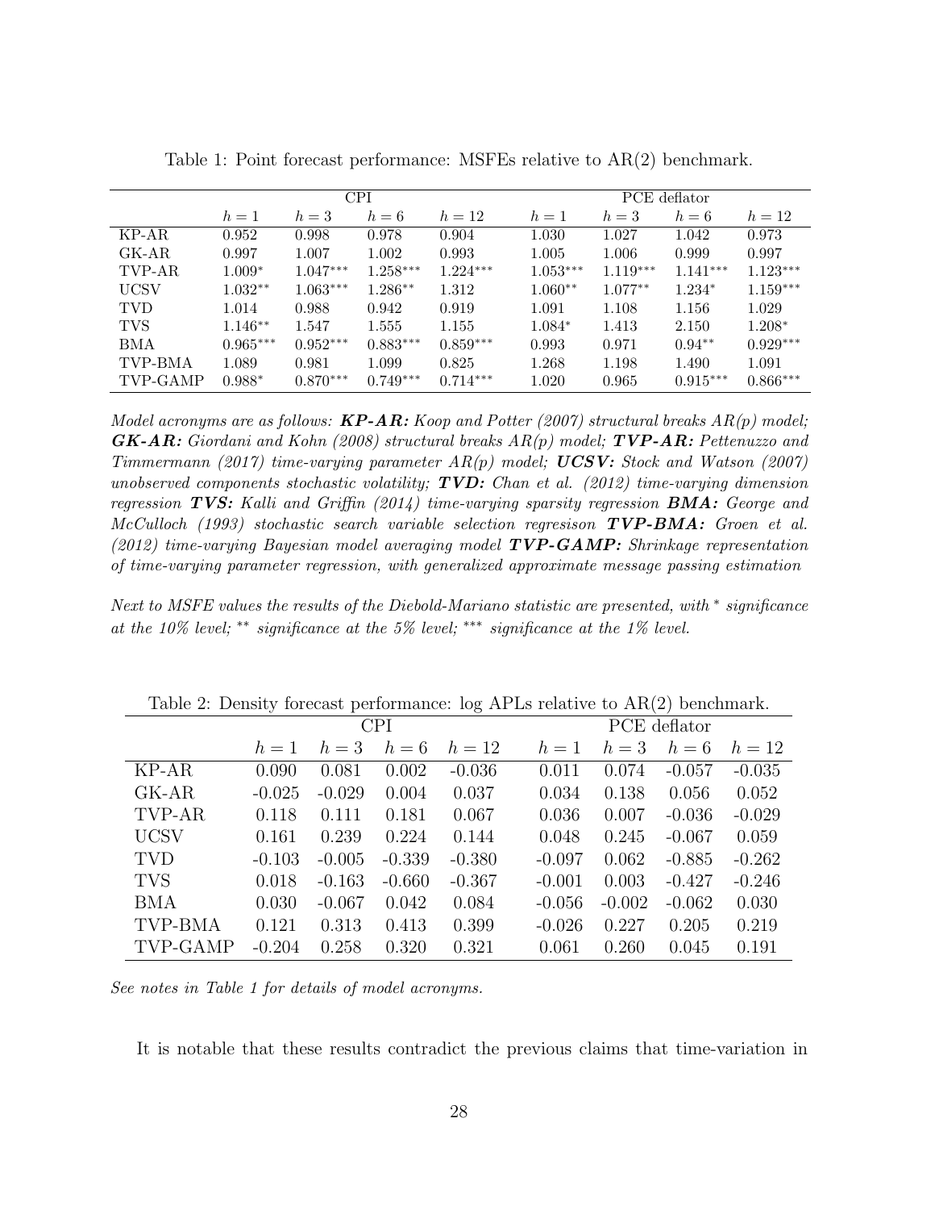Table 1: Point forecast performance: MSFEs relative to AR(2) benchmark.

| | CPI | | | | PCE deflator | | | |
|---|---|---|---|---|---|---|---|---|
| | $h=1$ | $h=3$ | $h=6$ | $h=12$ | $h=1$ | $h=3$ | $h=6$ | $h=12$ |
| KP-AR | 0.952 | 0.998 | 0.978 | 0.904 | 1.030 | 1.027 | 1.042 | 0.973 |
| GK-AR | 0.997 | 1.007 | 1.002 | 0.993 | 1.005 | 1.006 | 0.999 | 0.997 |
| TVP-AR | 1.009* | 1.047*** | 1.258*** | 1.224*** | 1.053*** | 1.119*** | 1.141*** | 1.123*** |
| UCSV | 1.032** | 1.063*** | 1.286** | 1.312 | 1.060** | 1.077** | 1.234* | 1.159*** |
| TVD | 1.014 | 0.988 | 0.942 | 0.919 | 1.091 | 1.108 | 1.156 | 1.029 |
| TVS | 1.146** | 1.547 | 1.555 | 1.155 | 1.084* | 1.413 | 2.150 | 1.208* |
| BMA | 0.965*** | 0.952*** | 0.883*** | 0.859*** | 0.993 | 0.971 | 0.94** | 0.929*** |
| TVP-BMA | 1.089 | 0.981 | 1.099 | 0.825 | 1.268 | 1.198 | 1.490 | 1.091 |
| TVP-GAMP | 0.988* | 0.870*** | 0.749*** | 0.714*** | 1.020 | 0.965 | 0.915*** | 0.866*** |

*Model acronyms are as follows:* ***KP-AR:*** *Koop and Potter (2007) structural breaks AR(p) model;* ***GK-AR:*** *Giordani and Kohn (2008) structural breaks AR(p) model;* ***TVP-AR:*** *Pettenuzzo and Timmermann (2017) time-varying parameter AR(p) model;* ***UCSV:*** *Stock and Watson (2007) unobserved components stochastic volatility;* ***TVD:*** *Chan et al. (2012) time-varying dimension regression* ***TVS:*** *Kalli and Griffin (2014) time-varying sparsity regression* ***BMA:*** *George and McCulloch (1993) stochastic search variable selection regresison* ***TVP-BMA:*** *Groen et al. (2012) time-varying Bayesian model averaging model* ***TVP-GAMP:*** *Shrinkage representation of time-varying parameter regression, with generalized approximate message passing estimation*

*Next to MSFE values the results of the Diebold-Mariano statistic are presented, with * significance at the 10% level; ** significance at the 5% level; *** significance at the 1% level.*

Table 2: Density forecast performance: log APLs relative to AR(2) benchmark.

| | CPI | | | | PCE deflator | | | |
|---|---|---|---|---|---|---|---|---|
| | $h=1$ | $h=3$ | $h=6$ | $h=12$ | $h=1$ | $h=3$ | $h=6$ | $h=12$ |
| KP-AR | 0.090 | 0.081 | 0.002 | -0.036 | 0.011 | 0.074 | -0.057 | -0.035 |
| GK-AR | -0.025 | -0.029 | 0.004 | 0.037 | 0.034 | 0.138 | 0.056 | 0.052 |
| TVP-AR | 0.118 | 0.111 | 0.181 | 0.067 | 0.036 | 0.007 | -0.036 | -0.029 |
| UCSV | 0.161 | 0.239 | 0.224 | 0.144 | 0.048 | 0.245 | -0.067 | 0.059 |
| TVD | -0.103 | -0.005 | -0.339 | -0.380 | -0.097 | 0.062 | -0.885 | -0.262 |
| TVS | 0.018 | -0.163 | -0.660 | -0.367 | -0.001 | 0.003 | -0.427 | -0.246 |
| BMA | 0.030 | -0.067 | 0.042 | 0.084 | -0.056 | -0.002 | -0.062 | 0.030 |
| TVP-BMA | 0.121 | 0.313 | 0.413 | 0.399 | -0.026 | 0.227 | 0.205 | 0.219 |
| TVP-GAMP | -0.204 | 0.258 | 0.320 | 0.321 | 0.061 | 0.260 | 0.045 | 0.191 |

*See notes in Table 1 for details of model acronyms.*

It is notable that these results contradict the previous claims that time-variation in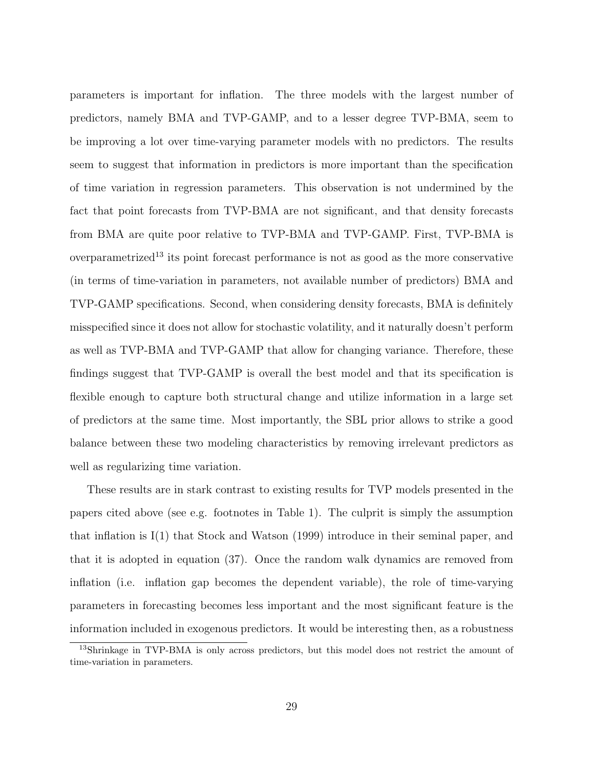parameters is important for inflation. The three models with the largest number of predictors, namely BMA and TVP-GAMP, and to a lesser degree TVP-BMA, seem to be improving a lot over time-varying parameter models with no predictors. The results seem to suggest that information in predictors is more important than the specification of time variation in regression parameters. This observation is not undermined by the fact that point forecasts from TVP-BMA are not significant, and that density forecasts from BMA are quite poor relative to TVP-BMA and TVP-GAMP. First, TVP-BMA is overparametrized[13] its point forecast performance is not as good as the more conservative (in terms of time-variation in parameters, not available number of predictors) BMA and TVP-GAMP specifications. Second, when considering density forecasts, BMA is definitely misspecified since it does not allow for stochastic volatility, and it naturally doesn't perform as well as TVP-BMA and TVP-GAMP that allow for changing variance. Therefore, these findings suggest that TVP-GAMP is overall the best model and that its specification is flexible enough to capture both structural change and utilize information in a large set of predictors at the same time. Most importantly, the SBL prior allows to strike a good balance between these two modeling characteristics by removing irrelevant predictors as well as regularizing time variation.

These results are in stark contrast to existing results for TVP models presented in the papers cited above (see e.g. footnotes in Table 1). The culprit is simply the assumption that inflation is I(1) that Stock and Watson (1999) introduce in their seminal paper, and that it is adopted in equation (37). Once the random walk dynamics are removed from inflation (i.e. inflation gap becomes the dependent variable), the role of time-varying parameters in forecasting becomes less important and the most significant feature is the information included in exogenous predictors. It would be interesting then, as a robustness

[13] Shrinkage in TVP-BMA is only across predictors, but this model does not restrict the amount of time-variation in parameters.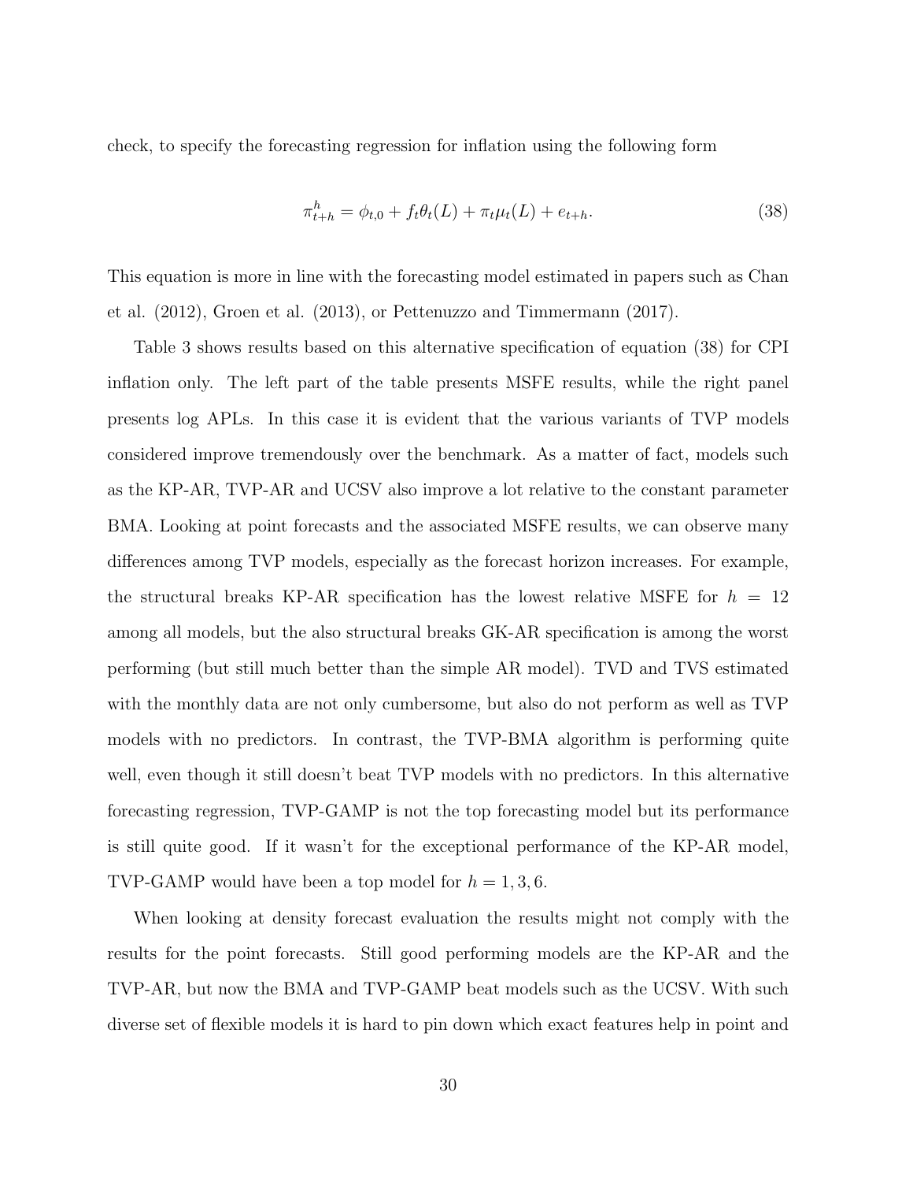check, to specify the forecasting regression for inflation using the following form

$$\pi_{t+h}^{h} = \phi_{t,0} + f_t \theta_t(L) + \pi_t \mu_t(L) + e_{t+h}. \tag{38}$$

This equation is more in line with the forecasting model estimated in papers such as Chan et al. (2012), Groen et al. (2013), or Pettenuzzo and Timmermann (2017).

Table 3 shows results based on this alternative specification of equation (38) for CPI inflation only. The left part of the table presents MSFE results, while the right panel presents log APLs. In this case it is evident that the various variants of TVP models considered improve tremendously over the benchmark. As a matter of fact, models such as the KP-AR, TVP-AR and UCSV also improve a lot relative to the constant parameter BMA. Looking at point forecasts and the associated MSFE results, we can observe many differences among TVP models, especially as the forecast horizon increases. For example, the structural breaks KP-AR specification has the lowest relative MSFE for $h = 12$ among all models, but the also structural breaks GK-AR specification is among the worst performing (but still much better than the simple AR model). TVD and TVS estimated with the monthly data are not only cumbersome, but also do not perform as well as TVP models with no predictors. In contrast, the TVP-BMA algorithm is performing quite well, even though it still doesn't beat TVP models with no predictors. In this alternative forecasting regression, TVP-GAMP is not the top forecasting model but its performance is still quite good. If it wasn't for the exceptional performance of the KP-AR model, TVP-GAMP would have been a top model for $h = 1, 3, 6$.

When looking at density forecast evaluation the results might not comply with the results for the point forecasts. Still good performing models are the KP-AR and the TVP-AR, but now the BMA and TVP-GAMP beat models such as the UCSV. With such diverse set of flexible models it is hard to pin down which exact features help in point and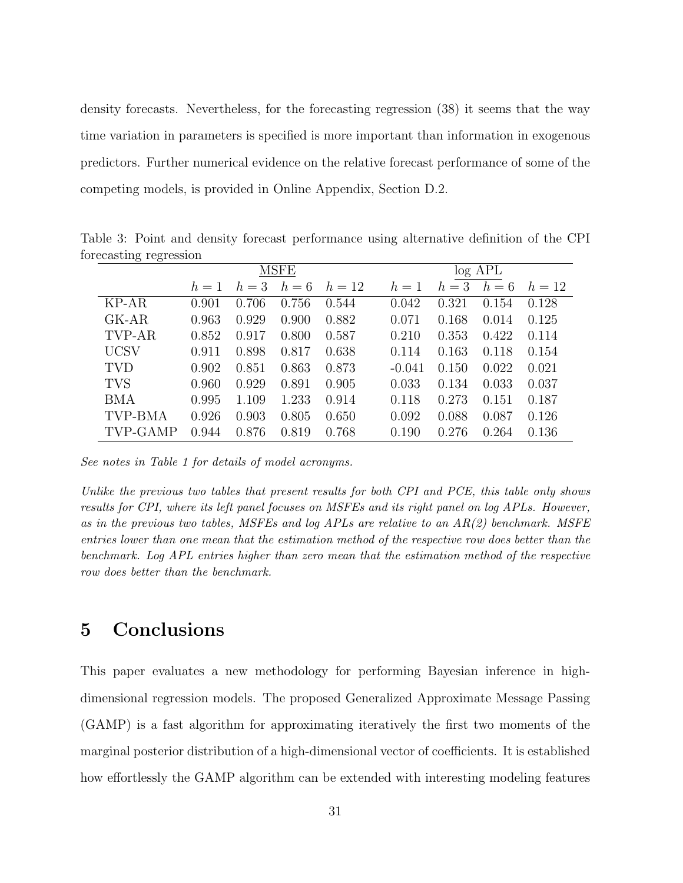density forecasts. Nevertheless, for the forecasting regression (38) it seems that the way time variation in parameters is specified is more important than information in exogenous predictors. Further numerical evidence on the relative forecast performance of some of the competing models, is provided in Online Appendix, Section D.2.

Table 3: Point and density forecast performance using alternative definition of the CPI forecasting regression

| | MSFE | | | | log APL | | | |
|---|---|---|---|---|---|---|---|---|
| | $h=1$ | $h=3$ | $h=6$ | $h=12$ | $h=1$ | $h=3$ | $h=6$ | $h=12$ |
| KP-AR | 0.901 | 0.706 | 0.756 | 0.544 | 0.042 | 0.321 | 0.154 | 0.128 |
| GK-AR | 0.963 | 0.929 | 0.900 | 0.882 | 0.071 | 0.168 | 0.014 | 0.125 |
| TVP-AR | 0.852 | 0.917 | 0.800 | 0.587 | 0.210 | 0.353 | 0.422 | 0.114 |
| UCSV | 0.911 | 0.898 | 0.817 | 0.638 | 0.114 | 0.163 | 0.118 | 0.154 |
| TVD | 0.902 | 0.851 | 0.863 | 0.873 | -0.041 | 0.150 | 0.022 | 0.021 |
| TVS | 0.960 | 0.929 | 0.891 | 0.905 | 0.033 | 0.134 | 0.033 | 0.037 |
| BMA | 0.995 | 1.109 | 1.233 | 0.914 | 0.118 | 0.273 | 0.151 | 0.187 |
| TVP-BMA | 0.926 | 0.903 | 0.805 | 0.650 | 0.092 | 0.088 | 0.087 | 0.126 |
| TVP-GAMP | 0.944 | 0.876 | 0.819 | 0.768 | 0.190 | 0.276 | 0.264 | 0.136 |

*See notes in Table 1 for details of model acronyms.*

*Unlike the previous two tables that present results for both CPI and PCE, this table only shows results for CPI, where its left panel focuses on MSFEs and its right panel on log APLs. However, as in the previous two tables, MSFEs and log APLs are relative to an AR(2) benchmark. MSFE entries lower than one mean that the estimation method of the respective row does better than the benchmark. Log APL entries higher than zero mean that the estimation method of the respective row does better than the benchmark.*

# 5 Conclusions

This paper evaluates a new methodology for performing Bayesian inference in high-dimensional regression models. The proposed Generalized Approximate Message Passing (GAMP) is a fast algorithm for approximating iteratively the first two moments of the marginal posterior distribution of a high-dimensional vector of coefficients. It is established how effortlessly the GAMP algorithm can be extended with interesting modeling features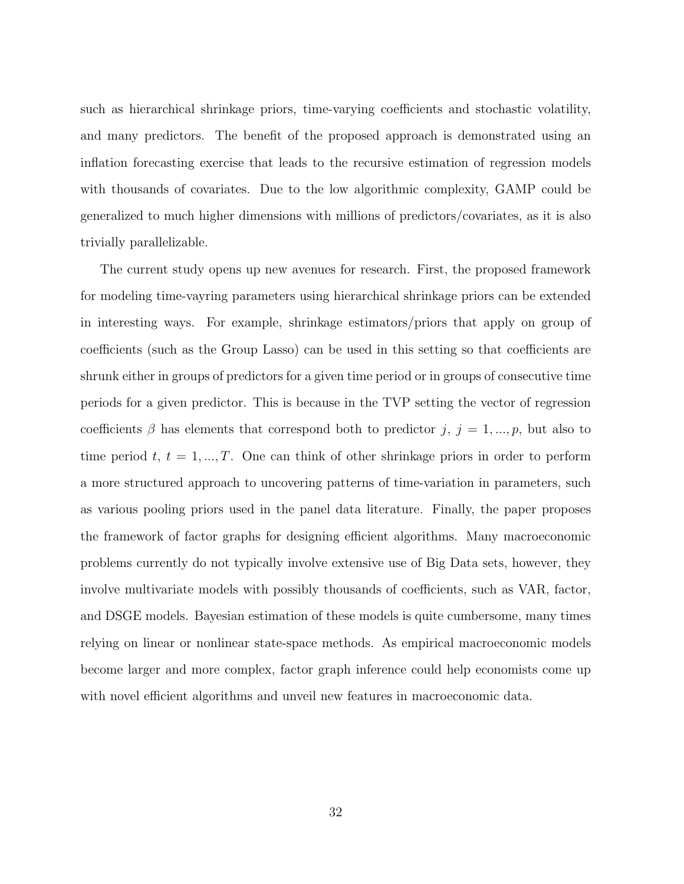such as hierarchical shrinkage priors, time-varying coefficients and stochastic volatility, and many predictors. The benefit of the proposed approach is demonstrated using an inflation forecasting exercise that leads to the recursive estimation of regression models with thousands of covariates. Due to the low algorithmic complexity, GAMP could be generalized to much higher dimensions with millions of predictors/covariates, as it is also trivially parallelizable.

The current study opens up new avenues for research. First, the proposed framework for modeling time-vayring parameters using hierarchical shrinkage priors can be extended in interesting ways. For example, shrinkage estimators/priors that apply on group of coefficients (such as the Group Lasso) can be used in this setting so that coefficients are shrunk either in groups of predictors for a given time period or in groups of consecutive time periods for a given predictor. This is because in the TVP setting the vector of regression coefficients $\beta$ has elements that correspond both to predictor $j$, $j = 1, ..., p$, but also to time period $t$, $t = 1, ..., T$. One can think of other shrinkage priors in order to perform a more structured approach to uncovering patterns of time-variation in parameters, such as various pooling priors used in the panel data literature. Finally, the paper proposes the framework of factor graphs for designing efficient algorithms. Many macroeconomic problems currently do not typically involve extensive use of Big Data sets, however, they involve multivariate models with possibly thousands of coefficients, such as VAR, factor, and DSGE models. Bayesian estimation of these models is quite cumbersome, many times relying on linear or nonlinear state-space methods. As empirical macroeconomic models become larger and more complex, factor graph inference could help economists come up with novel efficient algorithms and unveil new features in macroeconomic data.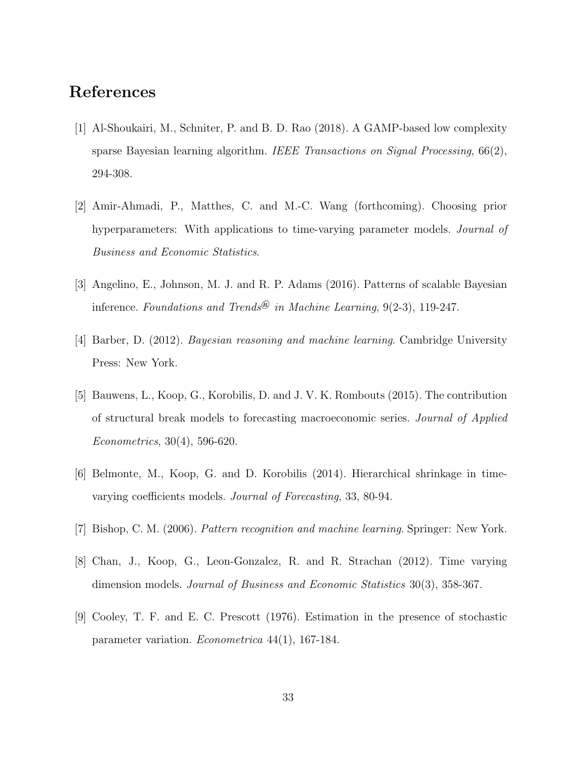# References

[1] Al-Shoukairi, M., Schniter, P. and B. D. Rao (2018). A GAMP-based low complexity sparse Bayesian learning algorithm. *IEEE Transactions on Signal Processing*, 66(2), 294-308.

[2] Amir-Ahmadi, P., Matthes, C. and M.-C. Wang (forthcoming). Choosing prior hyperparameters: With applications to time-varying parameter models. *Journal of Business and Economic Statistics*.

[3] Angelino, E., Johnson, M. J. and R. P. Adams (2016). Patterns of scalable Bayesian inference. *Foundations and Trends® in Machine Learning*, 9(2-3), 119-247.

[4] Barber, D. (2012). *Bayesian reasoning and machine learning*. Cambridge University Press: New York.

[5] Bauwens, L., Koop, G., Korobilis, D. and J. V. K. Rombouts (2015). The contribution of structural break models to forecasting macroeconomic series. *Journal of Applied Econometrics*, 30(4), 596-620.

[6] Belmonte, M., Koop, G. and D. Korobilis (2014). Hierarchical shrinkage in time-varying coefficients models. *Journal of Forecasting*, 33, 80-94.

[7] Bishop, C. M. (2006). *Pattern recognition and machine learning*. Springer: New York.

[8] Chan, J., Koop, G., Leon-Gonzalez, R. and R. Strachan (2012). Time varying dimension models. *Journal of Business and Economic Statistics* 30(3), 358-367.

[9] Cooley, T. F. and E. C. Prescott (1976). Estimation in the presence of stochastic parameter variation. *Econometrica* 44(1), 167-184.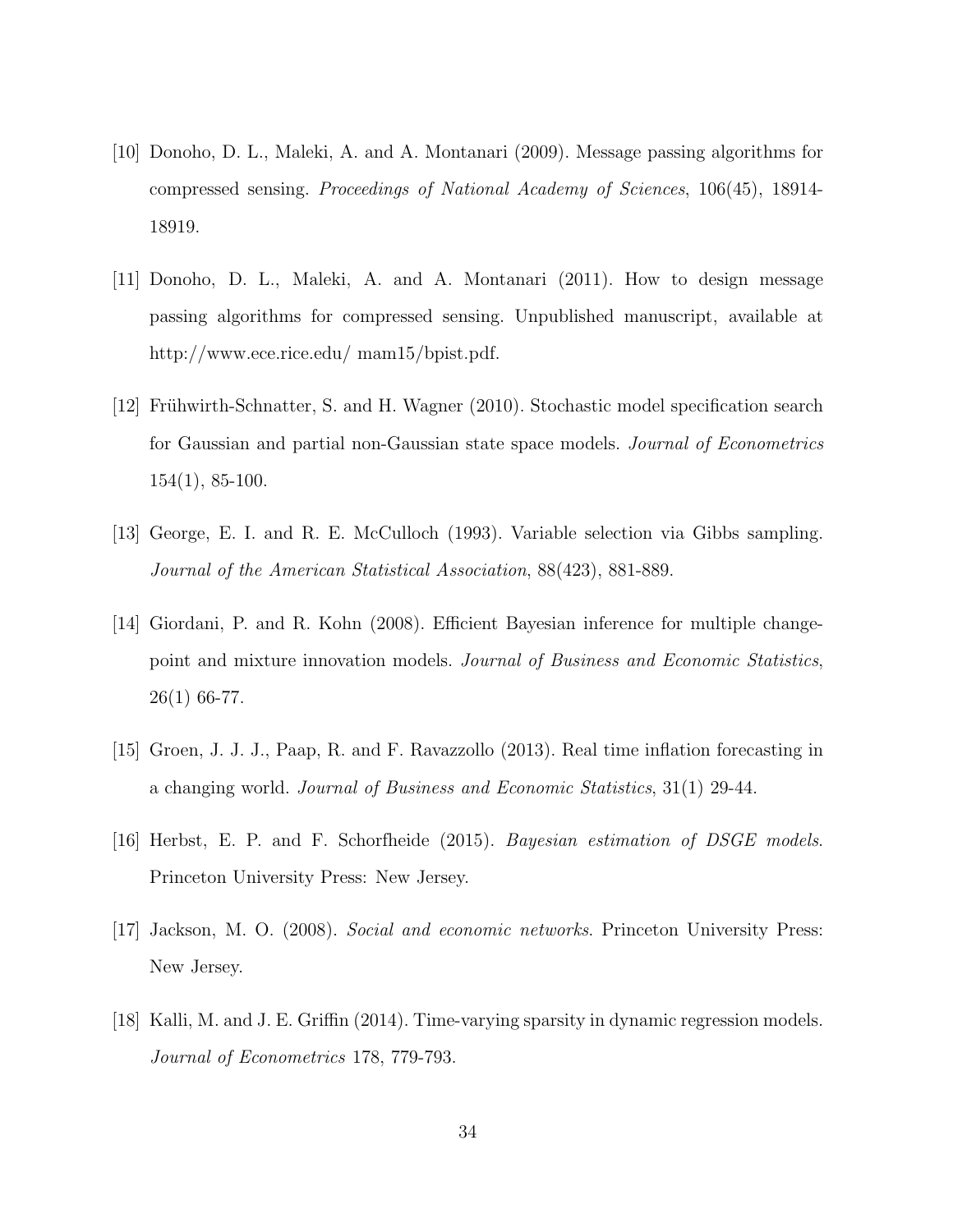[10] Donoho, D. L., Maleki, A. and A. Montanari (2009). Message passing algorithms for compressed sensing. *Proceedings of National Academy of Sciences*, 106(45), 18914-18919.

[11] Donoho, D. L., Maleki, A. and A. Montanari (2011). How to design message passing algorithms for compressed sensing. Unpublished manuscript, available at http://www.ece.rice.edu/ mam15/bpist.pdf.

[12] Frühwirth-Schnatter, S. and H. Wagner (2010). Stochastic model specification search for Gaussian and partial non-Gaussian state space models. *Journal of Econometrics* 154(1), 85-100.

[13] George, E. I. and R. E. McCulloch (1993). Variable selection via Gibbs sampling. *Journal of the American Statistical Association*, 88(423), 881-889.

[14] Giordani, P. and R. Kohn (2008). Efficient Bayesian inference for multiple change-point and mixture innovation models. *Journal of Business and Economic Statistics*, 26(1) 66-77.

[15] Groen, J. J. J., Paap, R. and F. Ravazzollo (2013). Real time inflation forecasting in a changing world. *Journal of Business and Economic Statistics*, 31(1) 29-44.

[16] Herbst, E. P. and F. Schorfheide (2015). *Bayesian estimation of DSGE models*. Princeton University Press: New Jersey.

[17] Jackson, M. O. (2008). *Social and economic networks*. Princeton University Press: New Jersey.

[18] Kalli, M. and J. E. Griffin (2014). Time-varying sparsity in dynamic regression models. *Journal of Econometrics* 178, 779-793.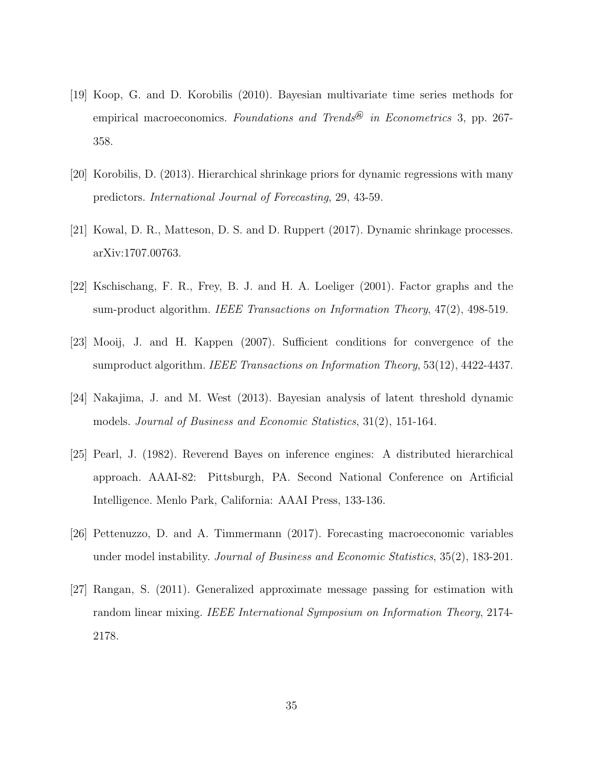[19] Koop, G. and D. Korobilis (2010). Bayesian multivariate time series methods for empirical macroeconomics. *Foundations and Trends® in Econometrics* 3, pp. 267-358.

[20] Korobilis, D. (2013). Hierarchical shrinkage priors for dynamic regressions with many predictors. *International Journal of Forecasting*, 29, 43-59.

[21] Kowal, D. R., Matteson, D. S. and D. Ruppert (2017). Dynamic shrinkage processes. arXiv:1707.00763.

[22] Kschischang, F. R., Frey, B. J. and H. A. Loeliger (2001). Factor graphs and the sum-product algorithm. *IEEE Transactions on Information Theory*, 47(2), 498-519.

[23] Mooij, J. and H. Kappen (2007). Sufficient conditions for convergence of the sumproduct algorithm. *IEEE Transactions on Information Theory*, 53(12), 4422-4437.

[24] Nakajima, J. and M. West (2013). Bayesian analysis of latent threshold dynamic models. *Journal of Business and Economic Statistics*, 31(2), 151-164.

[25] Pearl, J. (1982). Reverend Bayes on inference engines: A distributed hierarchical approach. AAAI-82: Pittsburgh, PA. Second National Conference on Artificial Intelligence. Menlo Park, California: AAAI Press, 133-136.

[26] Pettenuzzo, D. and A. Timmermann (2017). Forecasting macroeconomic variables under model instability. *Journal of Business and Economic Statistics*, 35(2), 183-201.

[27] Rangan, S. (2011). Generalized approximate message passing for estimation with random linear mixing. *IEEE International Symposium on Information Theory*, 2174-2178.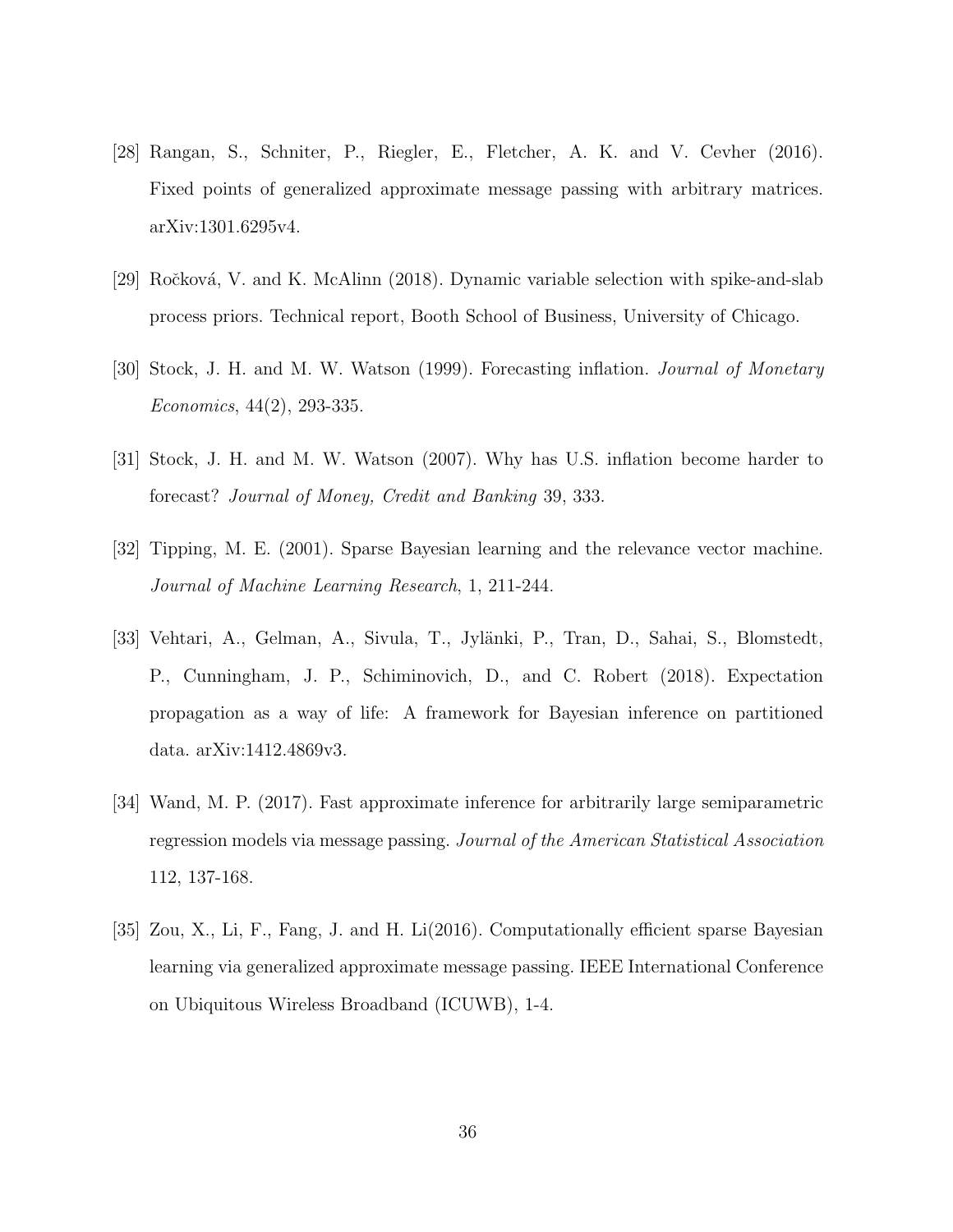[28] Rangan, S., Schniter, P., Riegler, E., Fletcher, A. K. and V. Cevher (2016). Fixed points of generalized approximate message passing with arbitrary matrices. arXiv:1301.6295v4.

[29] Ročková, V. and K. McAlinn (2018). Dynamic variable selection with spike-and-slab process priors. Technical report, Booth School of Business, University of Chicago.

[30] Stock, J. H. and M. W. Watson (1999). Forecasting inflation. *Journal of Monetary Economics*, 44(2), 293-335.

[31] Stock, J. H. and M. W. Watson (2007). Why has U.S. inflation become harder to forecast? *Journal of Money, Credit and Banking* 39, 333.

[32] Tipping, M. E. (2001). Sparse Bayesian learning and the relevance vector machine. *Journal of Machine Learning Research*, 1, 211-244.

[33] Vehtari, A., Gelman, A., Sivula, T., Jylänki, P., Tran, D., Sahai, S., Blomstedt, P., Cunningham, J. P., Schiminovich, D., and C. Robert (2018). Expectation propagation as a way of life: A framework for Bayesian inference on partitioned data. arXiv:1412.4869v3.

[34] Wand, M. P. (2017). Fast approximate inference for arbitrarily large semiparametric regression models via message passing. *Journal of the American Statistical Association* 112, 137-168.

[35] Zou, X., Li, F., Fang, J. and H. Li(2016). Computationally efficient sparse Bayesian learning via generalized approximate message passing. IEEE International Conference on Ubiquitous Wireless Broadband (ICUWB), 1-4.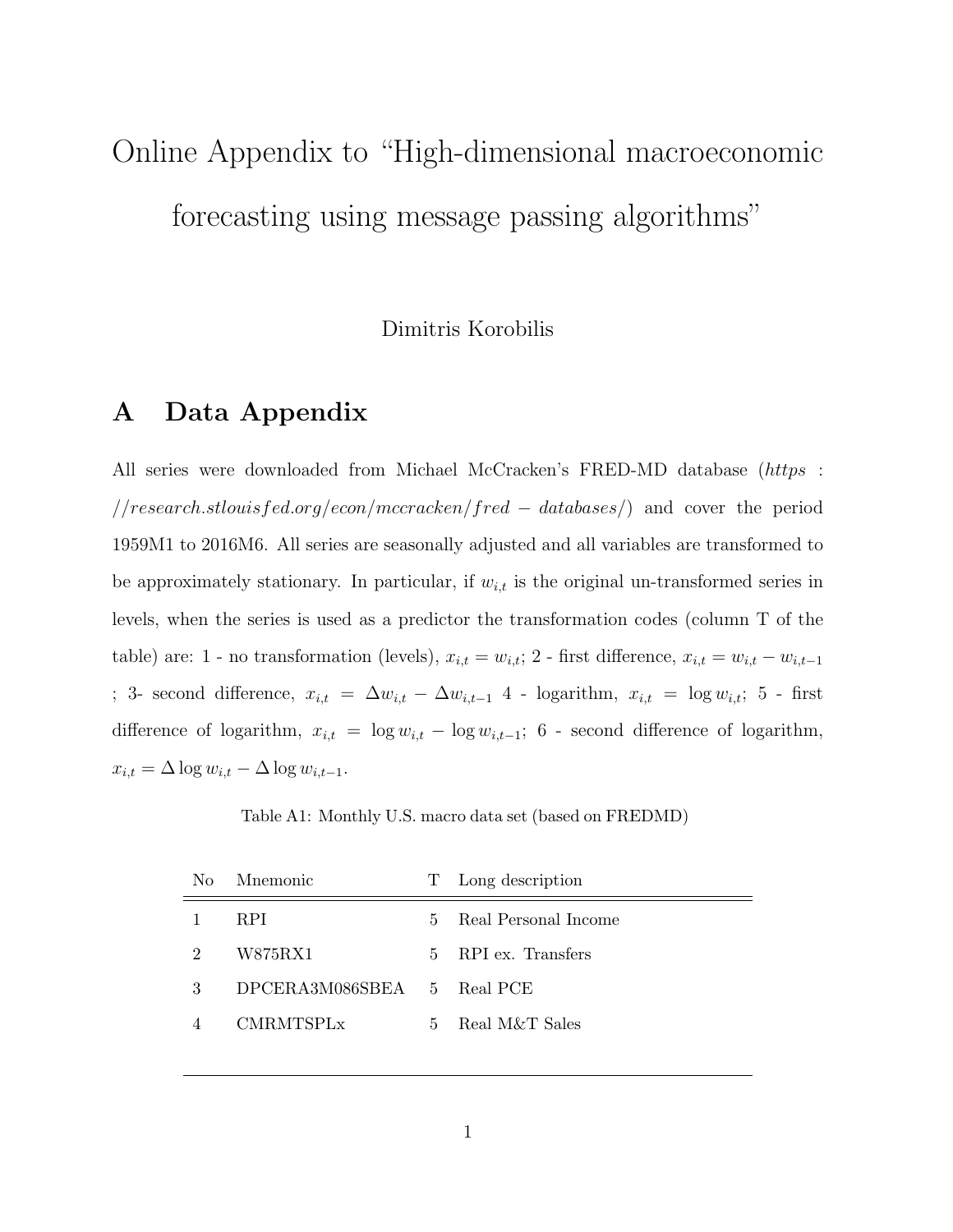# Online Appendix to "High-dimensional macroeconomic forecasting using message passing algorithms"

Dimitris Korobilis

## A Data Appendix

All series were downloaded from Michael McCracken's FRED-MD database (*https://research.stlouisfed.org/econ/mccracken/fred-databases/*) and cover the period 1959M1 to 2016M6. All series are seasonally adjusted and all variables are transformed to be approximately stationary. In particular, if $w_{i,t}$ is the original un-transformed series in levels, when the series is used as a predictor the transformation codes (column T of the table) are: 1 - no transformation (levels), $x_{i,t} = w_{i,t}$; 2 - first difference, $x_{i,t} = w_{i,t} - w_{i,t-1}$ ; 3- second difference, $x_{i,t} = \Delta w_{i,t} - \Delta w_{i,t-1}$ 4 - logarithm, $x_{i,t} = \log w_{i,t}$; 5 - first difference of logarithm, $x_{i,t} = \log w_{i,t} - \log w_{i,t-1}$; 6 - second difference of logarithm, $x_{i,t} = \Delta \log w_{i,t} - \Delta \log w_{i,t-1}$.

Table A1: Monthly U.S. macro data set (based on FREDMD)

| No | Mnemonic | T | Long description |
|---|---|---|---|
| 1 | RPI | 5 | Real Personal Income |
| 2 | W875RX1 | 5 | RPI ex. Transfers |
| 3 | DPCERA3M086SBEA | 5 | Real PCE |
| 4 | CMRMTSPLx | 5 | Real M&T Sales |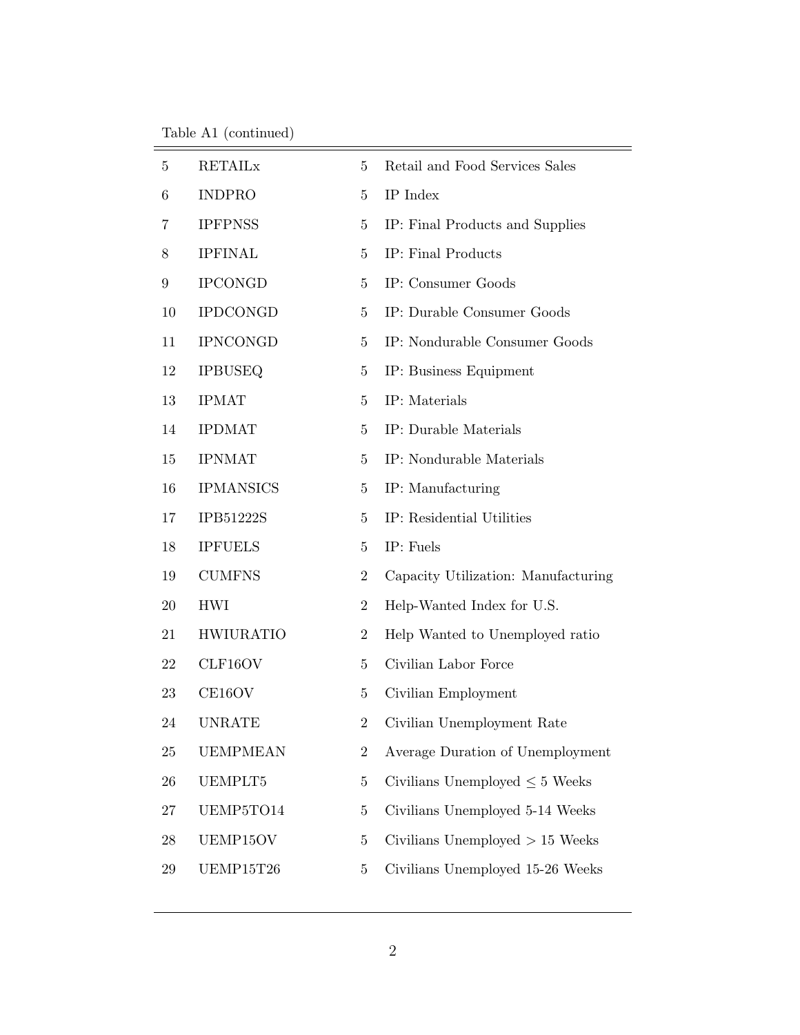Table A1 (continued)

| | | | |
|---|---|---|---|
| 5 | RETAILx | 5 | Retail and Food Services Sales |
| 6 | INDPRO | 5 | IP Index |
| 7 | IPFPNSS | 5 | IP: Final Products and Supplies |
| 8 | IPFINAL | 5 | IP: Final Products |
| 9 | IPCONGD | 5 | IP: Consumer Goods |
| 10 | IPDCONGD | 5 | IP: Durable Consumer Goods |
| 11 | IPNCONGD | 5 | IP: Nondurable Consumer Goods |
| 12 | IPBUSEQ | 5 | IP: Business Equipment |
| 13 | IPMAT | 5 | IP: Materials |
| 14 | IPDMAT | 5 | IP: Durable Materials |
| 15 | IPNMAT | 5 | IP: Nondurable Materials |
| 16 | IPMANSICS | 5 | IP: Manufacturing |
| 17 | IPB51222S | 5 | IP: Residential Utilities |
| 18 | IPFUELS | 5 | IP: Fuels |
| 19 | CUMFNS | 2 | Capacity Utilization: Manufacturing |
| 20 | HWI | 2 | Help-Wanted Index for U.S. |
| 21 | HWIURATIO | 2 | Help Wanted to Unemployed ratio |
| 22 | CLF16OV | 5 | Civilian Labor Force |
| 23 | CE16OV | 5 | Civilian Employment |
| 24 | UNRATE | 2 | Civilian Unemployment Rate |
| 25 | UEMPMEAN | 2 | Average Duration of Unemployment |
| 26 | UEMPLT5 | 5 | Civilians Unemployed $\leq$ 5 Weeks |
| 27 | UEMP5TO14 | 5 | Civilians Unemployed 5-14 Weeks |
| 28 | UEMP15OV | 5 | Civilians Unemployed $>$ 15 Weeks |
| 29 | UEMP15T26 | 5 | Civilians Unemployed 15-26 Weeks |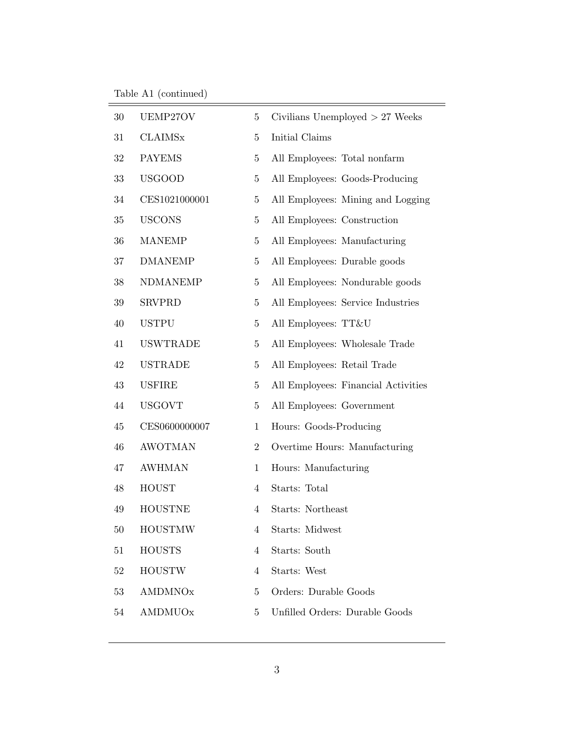Table A1 (continued)

| | | | |
|---|---|---|---|
| 30 | UEMP27OV | 5 | Civilians Unemployed > 27 Weeks |
| 31 | CLAIMSx | 5 | Initial Claims |
| 32 | PAYEMS | 5 | All Employees: Total nonfarm |
| 33 | USGOOD | 5 | All Employees: Goods-Producing |
| 34 | CES1021000001 | 5 | All Employees: Mining and Logging |
| 35 | USCONS | 5 | All Employees: Construction |
| 36 | MANEMP | 5 | All Employees: Manufacturing |
| 37 | DMANEMP | 5 | All Employees: Durable goods |
| 38 | NDMANEMP | 5 | All Employees: Nondurable goods |
| 39 | SRVPRD | 5 | All Employees: Service Industries |
| 40 | USTPU | 5 | All Employees: TT&U |
| 41 | USWTRADE | 5 | All Employees: Wholesale Trade |
| 42 | USTRADE | 5 | All Employees: Retail Trade |
| 43 | USFIRE | 5 | All Employees: Financial Activities |
| 44 | USGOVT | 5 | All Employees: Government |
| 45 | CES0600000007 | 1 | Hours: Goods-Producing |
| 46 | AWOTMAN | 2 | Overtime Hours: Manufacturing |
| 47 | AWHMAN | 1 | Hours: Manufacturing |
| 48 | HOUST | 4 | Starts: Total |
| 49 | HOUSTNE | 4 | Starts: Northeast |
| 50 | HOUSTMW | 4 | Starts: Midwest |
| 51 | HOUSTS | 4 | Starts: South |
| 52 | HOUSTW | 4 | Starts: West |
| 53 | AMDMNOx | 5 | Orders: Durable Goods |
| 54 | AMDMUOx | 5 | Unfilled Orders: Durable Goods |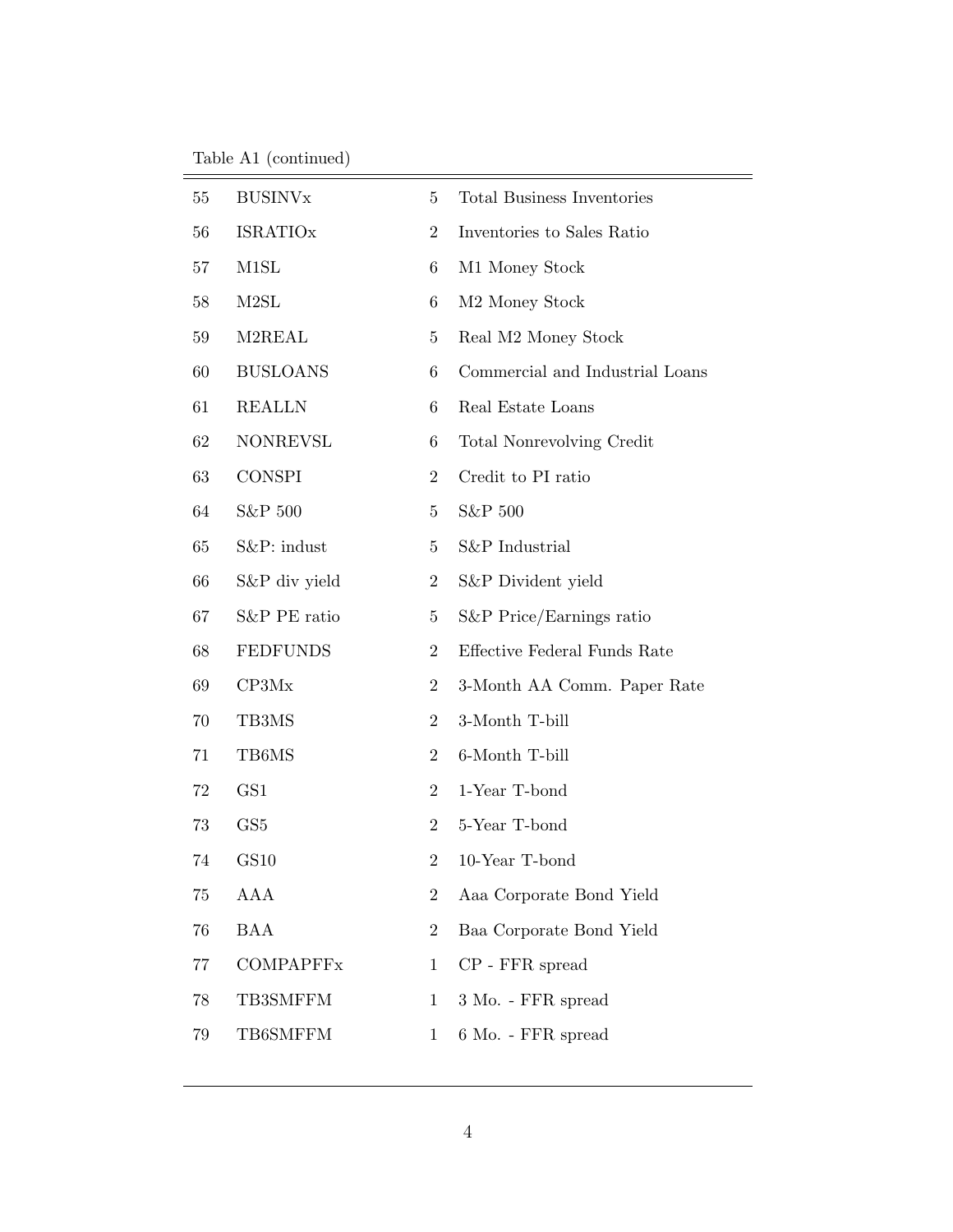Table A1 (continued)

| | | | |
|---|---|---|---|
| 55 | BUSINVx | 5 | Total Business Inventories |
| 56 | ISRATIOx | 2 | Inventories to Sales Ratio |
| 57 | M1SL | 6 | M1 Money Stock |
| 58 | M2SL | 6 | M2 Money Stock |
| 59 | M2REAL | 5 | Real M2 Money Stock |
| 60 | BUSLOANS | 6 | Commercial and Industrial Loans |
| 61 | REALLN | 6 | Real Estate Loans |
| 62 | NONREVSL | 6 | Total Nonrevolving Credit |
| 63 | CONSPI | 2 | Credit to PI ratio |
| 64 | S&P 500 | 5 | S&P 500 |
| 65 | S&P: indust | 5 | S&P Industrial |
| 66 | S&P div yield | 2 | S&P Divident yield |
| 67 | S&P PE ratio | 5 | S&P Price/Earnings ratio |
| 68 | FEDFUNDS | 2 | Effective Federal Funds Rate |
| 69 | CP3Mx | 2 | 3-Month AA Comm. Paper Rate |
| 70 | TB3MS | 2 | 3-Month T-bill |
| 71 | TB6MS | 2 | 6-Month T-bill |
| 72 | GS1 | 2 | 1-Year T-bond |
| 73 | GS5 | 2 | 5-Year T-bond |
| 74 | GS10 | 2 | 10-Year T-bond |
| 75 | AAA | 2 | Aaa Corporate Bond Yield |
| 76 | BAA | 2 | Baa Corporate Bond Yield |
| 77 | COMPAPFFx | 1 | CP - FFR spread |
| 78 | TB3SMFFM | 1 | 3 Mo. - FFR spread |
| 79 | TB6SMFFM | 1 | 6 Mo. - FFR spread |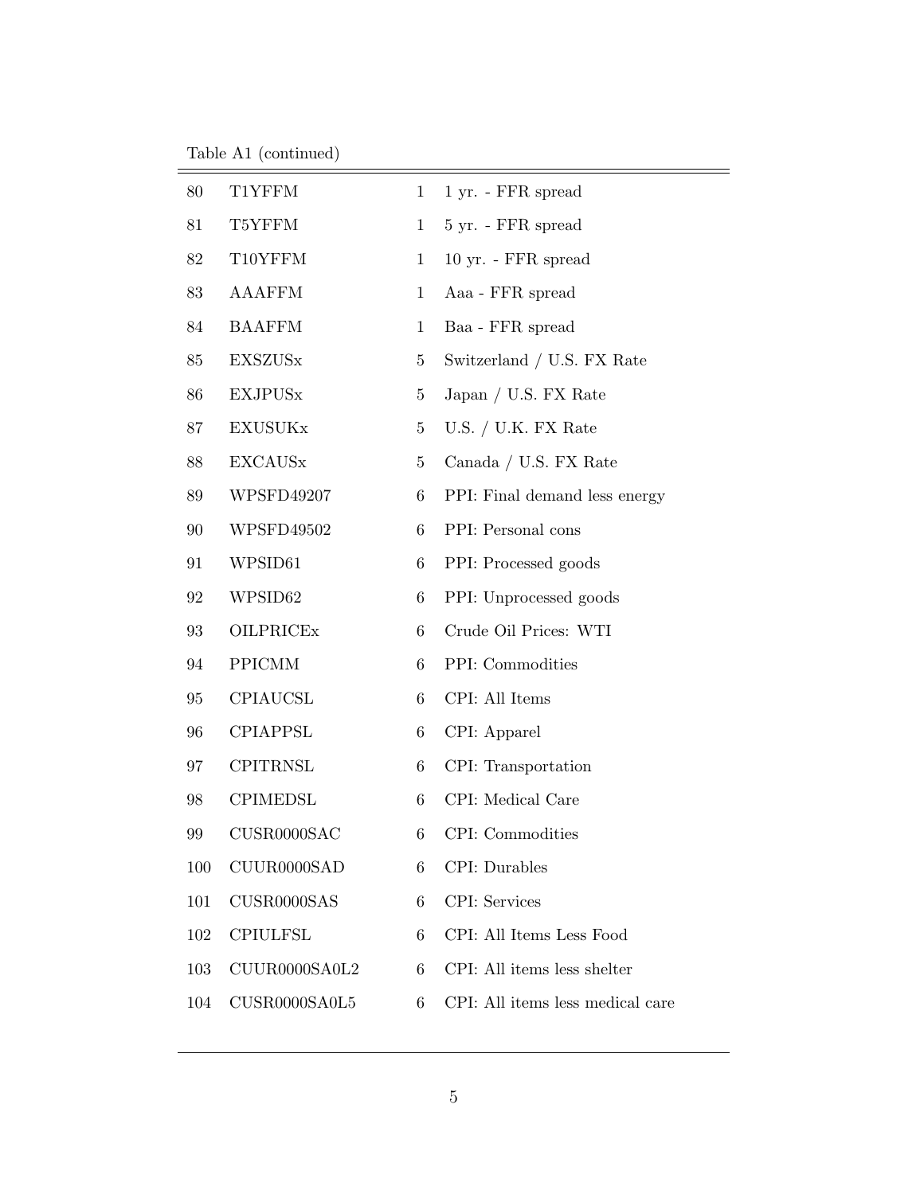Table A1 (continued)

| | | | |
|---|---|---|---|
| 80 | T1YFFM | 1 | 1 yr. - FFR spread |
| 81 | T5YFFM | 1 | 5 yr. - FFR spread |
| 82 | T10YFFM | 1 | 10 yr. - FFR spread |
| 83 | AAAFFM | 1 | Aaa - FFR spread |
| 84 | BAAFFM | 1 | Baa - FFR spread |
| 85 | EXSZUSx | 5 | Switzerland / U.S. FX Rate |
| 86 | EXJPUSx | 5 | Japan / U.S. FX Rate |
| 87 | EXUSUKx | 5 | U.S. / U.K. FX Rate |
| 88 | EXCAUSx | 5 | Canada / U.S. FX Rate |
| 89 | WPSFD49207 | 6 | PPI: Final demand less energy |
| 90 | WPSFD49502 | 6 | PPI: Personal cons |
| 91 | WPSID61 | 6 | PPI: Processed goods |
| 92 | WPSID62 | 6 | PPI: Unprocessed goods |
| 93 | OILPRICEx | 6 | Crude Oil Prices: WTI |
| 94 | PPICMM | 6 | PPI: Commodities |
| 95 | CPIAUCSL | 6 | CPI: All Items |
| 96 | CPIAPPSL | 6 | CPI: Apparel |
| 97 | CPITRNSL | 6 | CPI: Transportation |
| 98 | CPIMEDSL | 6 | CPI: Medical Care |
| 99 | CUSR0000SAC | 6 | CPI: Commodities |
| 100 | CUUR0000SAD | 6 | CPI: Durables |
| 101 | CUSR0000SAS | 6 | CPI: Services |
| 102 | CPIULFSL | 6 | CPI: All Items Less Food |
| 103 | CUUR0000SA0L2 | 6 | CPI: All items less shelter |
| 104 | CUSR0000SA0L5 | 6 | CPI: All items less medical care |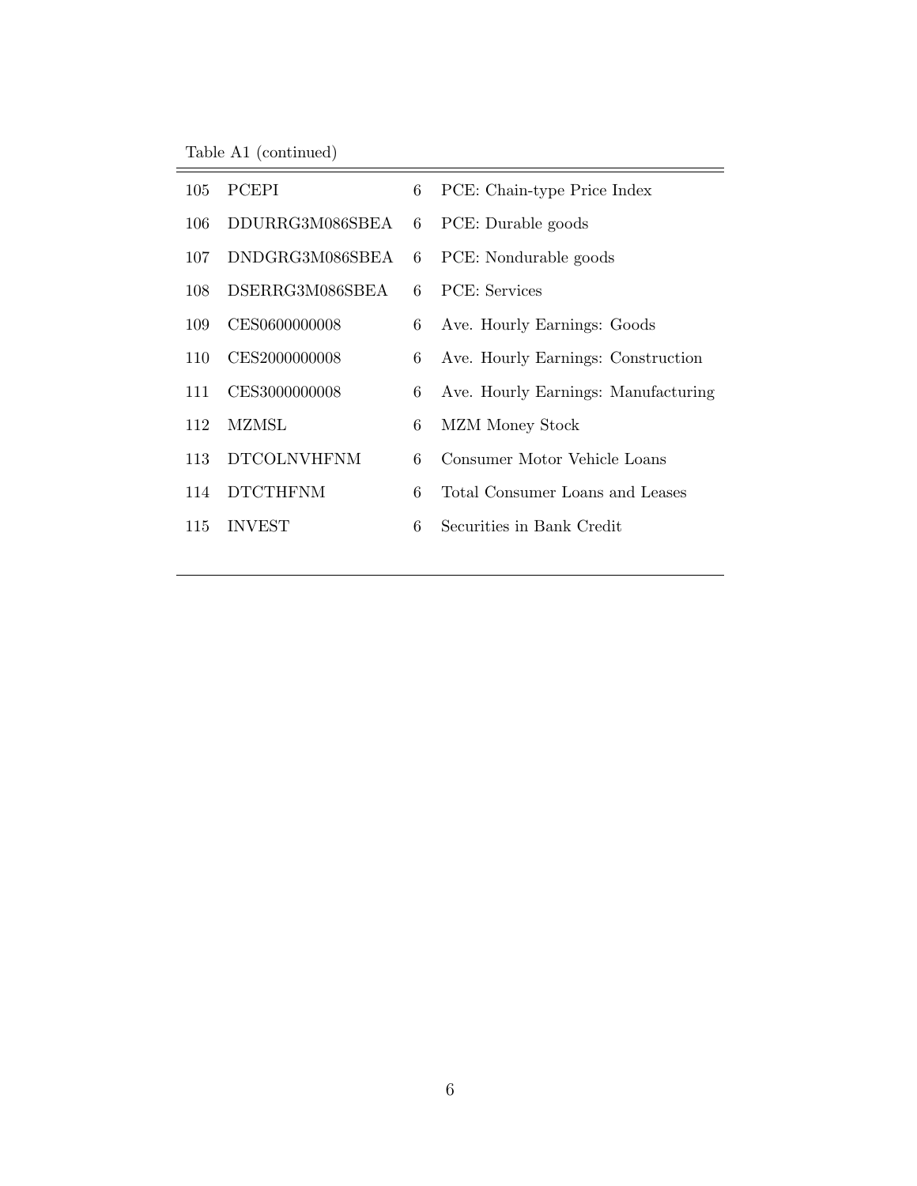Table A1 (continued)

| | | | |
|---|---|---|---|
| 105 | PCEPI | 6 | PCE: Chain-type Price Index |
| 106 | DDURRG3M086SBEA | 6 | PCE: Durable goods |
| 107 | DNDGRG3M086SBEA | 6 | PCE: Nondurable goods |
| 108 | DSERRG3M086SBEA | 6 | PCE: Services |
| 109 | CES0600000008 | 6 | Ave. Hourly Earnings: Goods |
| 110 | CES2000000008 | 6 | Ave. Hourly Earnings: Construction |
| 111 | CES3000000008 | 6 | Ave. Hourly Earnings: Manufacturing |
| 112 | MZMSL | 6 | MZM Money Stock |
| 113 | DTCOLNVHFNM | 6 | Consumer Motor Vehicle Loans |
| 114 | DTCTHFNM | 6 | Total Consumer Loans and Leases |
| 115 | INVEST | 6 | Securities in Bank Credit |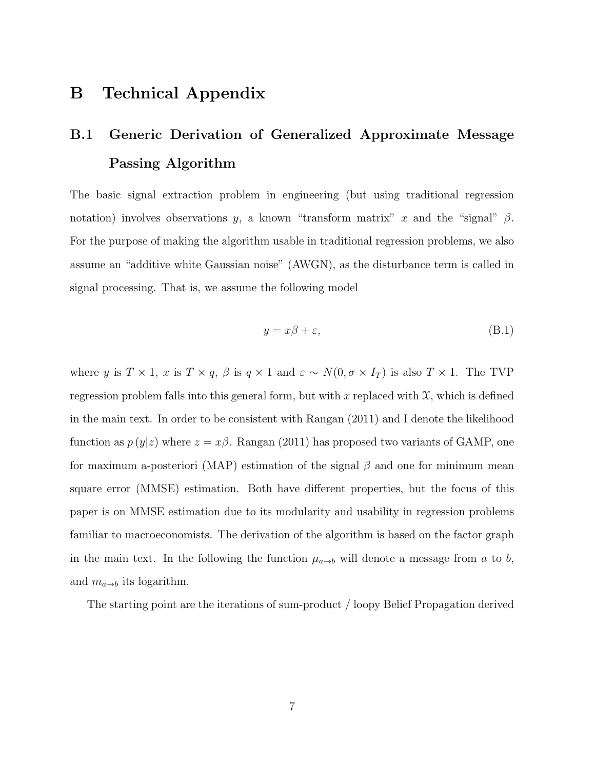# B Technical Appendix

## B.1 Generic Derivation of Generalized Approximate Message Passing Algorithm

The basic signal extraction problem in engineering (but using traditional regression notation) involves observations $y$, a known "transform matrix" $x$ and the "signal" $\beta$. For the purpose of making the algorithm usable in traditional regression problems, we also assume an "additive white Gaussian noise" (AWGN), as the disturbance term is called in signal processing. That is, we assume the following model

$$y = x\beta + \varepsilon, \tag{B.1}$$

where $y$ is $T \times 1$, $x$ is $T \times q$, $\beta$ is $q \times 1$ and $\varepsilon \sim N(0, \sigma \times I_T)$ is also $T \times 1$. The TVP regression problem falls into this general form, but with $x$ replaced with $\mathcal{X}$, which is defined in the main text. In order to be consistent with Rangan (2011) and I denote the likelihood function as $p(y|z)$ where $z = x\beta$. Rangan (2011) has proposed two variants of GAMP, one for maximum a-posteriori (MAP) estimation of the signal $\beta$ and one for minimum mean square error (MMSE) estimation. Both have different properties, but the focus of this paper is on MMSE estimation due to its modularity and usability in regression problems familiar to macroeconomists. The derivation of the algorithm is based on the factor graph in the main text. In the following the function $\mu_{a \to b}$ will denote a message from $a$ to $b$, and $m_{a \to b}$ its logarithm.

The starting point are the iterations of sum-product / loopy Belief Propagation derived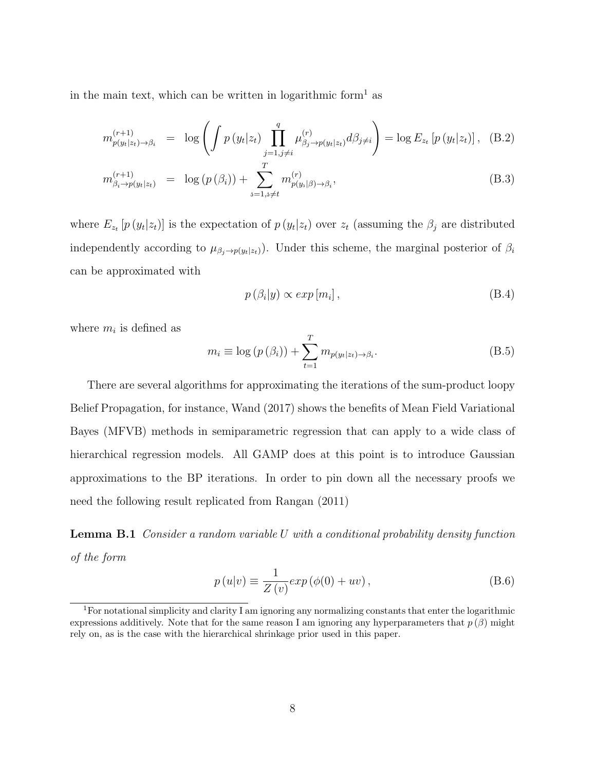in the main text, which can be written in logarithmic form[1] as

$$m^{(r+1)}_{p(y_t|z_t)\to\beta_i} = \log\left(\int p\left(y_t|z_t\right)\prod_{j=1,j\neq i}^{q}\mu^{(r)}_{\beta_j\to p(y_t|z_t)}d\beta_{j\neq i}\right) = \log E_{z_t}\left[p\left(y_t|z_t\right)\right], \quad \text{(B.2)}$$

$$m^{(r+1)}_{\beta_i\to p(y_t|z_t)} = \log\left(p\left(\beta_i\right)\right) + \sum_{s=1,s\neq t}^{T} m^{(r)}_{p(y_s|\beta)\to\beta_i}, \quad \text{(B.3)}$$

where $E_{z_t}\left[p\left(y_t|z_t\right)\right]$ is the expectation of $p\left(y_t|z_t\right)$ over $z_t$ (assuming the $\beta_j$ are distributed independently according to $\mu_{\beta_j\to p(y_t|z_t)}$). Under this scheme, the marginal posterior of $\beta_i$ can be approximated with

$$p\left(\beta_i|y\right) \propto exp\left[m_i\right], \quad \text{(B.4)}$$

where $m_i$ is defined as

$$m_i \equiv \log\left(p\left(\beta_i\right)\right) + \sum_{t=1}^{T} m_{p(y_t|z_t)\to\beta_i}. \quad \text{(B.5)}$$

There are several algorithms for approximating the iterations of the sum-product loopy Belief Propagation, for instance, Wand (2017) shows the benefits of Mean Field Variational Bayes (MFVB) methods in semiparametric regression that can apply to a wide class of hierarchical regression models. All GAMP does at this point is to introduce Gaussian approximations to the BP iterations. In order to pin down all the necessary proofs we need the following result replicated from Rangan (2011)

**Lemma B.1** *Consider a random variable $U$ with a conditional probability density function of the form*

$$p\left(u|v\right) \equiv \frac{1}{Z\left(v\right)}exp\left(\phi(0) + uv\right), \quad \text{(B.6)}$$

[1] For notational simplicity and clarity I am ignoring any normalizing constants that enter the logarithmic expressions additively. Note that for the same reason I am ignoring any hyperparameters that $p\left(\beta\right)$ might rely on, as is the case with the hierarchical shrinkage prior used in this paper.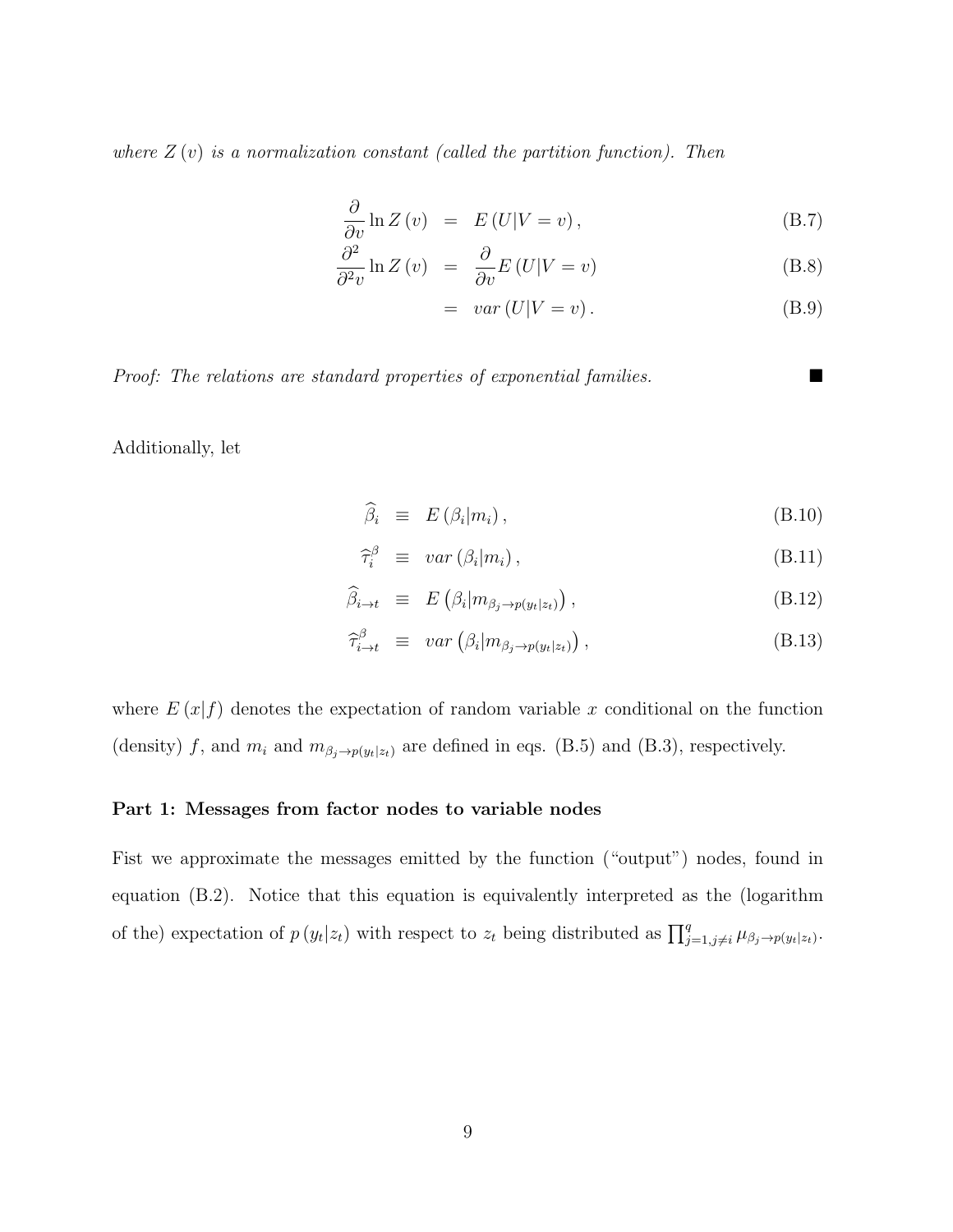*where $Z(v)$ is a normalization constant (called the partition function). Then*

$$
\begin{aligned}
\frac{\partial}{\partial v} \ln Z(v) &= E(U|V=v), && \text{(B.7)}\\
\frac{\partial^2}{\partial^2 v} \ln Z(v) &= \frac{\partial}{\partial v} E(U|V=v) && \text{(B.8)}\\
&= var(U|V=v). && \text{(B.9)}
\end{aligned}
$$

*Proof: The relations are standard properties of exponential families.* ■

Additionally, let

$$
\begin{aligned}
\widehat{\beta}_i &\equiv E(\beta_i|m_i), && \text{(B.10)}\\
\widehat{\tau}_i^{\beta} &\equiv var(\beta_i|m_i), && \text{(B.11)}\\
\widehat{\beta}_{i\to t} &\equiv E\left(\beta_i|m_{\beta_j \to p(y_t|z_t)}\right), && \text{(B.12)}\\
\widehat{\tau}_{i\to t}^{\beta} &\equiv var\left(\beta_i|m_{\beta_j \to p(y_t|z_t)}\right), && \text{(B.13)}
\end{aligned}
$$

where $E(x|f)$ denotes the expectation of random variable $x$ conditional on the function (density) $f$, and $m_i$ and $m_{\beta_j \to p(y_t|z_t)}$ are defined in eqs. (B.5) and (B.3), respectively.

**Part 1: Messages from factor nodes to variable nodes**

Fist we approximate the messages emitted by the function ("output") nodes, found in equation (B.2). Notice that this equation is equivalently interpreted as the (logarithm of the) expectation of $p(y_t|z_t)$ with respect to $z_t$ being distributed as $\prod_{j=1,j\neq i}^{q} \mu_{\beta_j \to p(y_t|z_t)}$.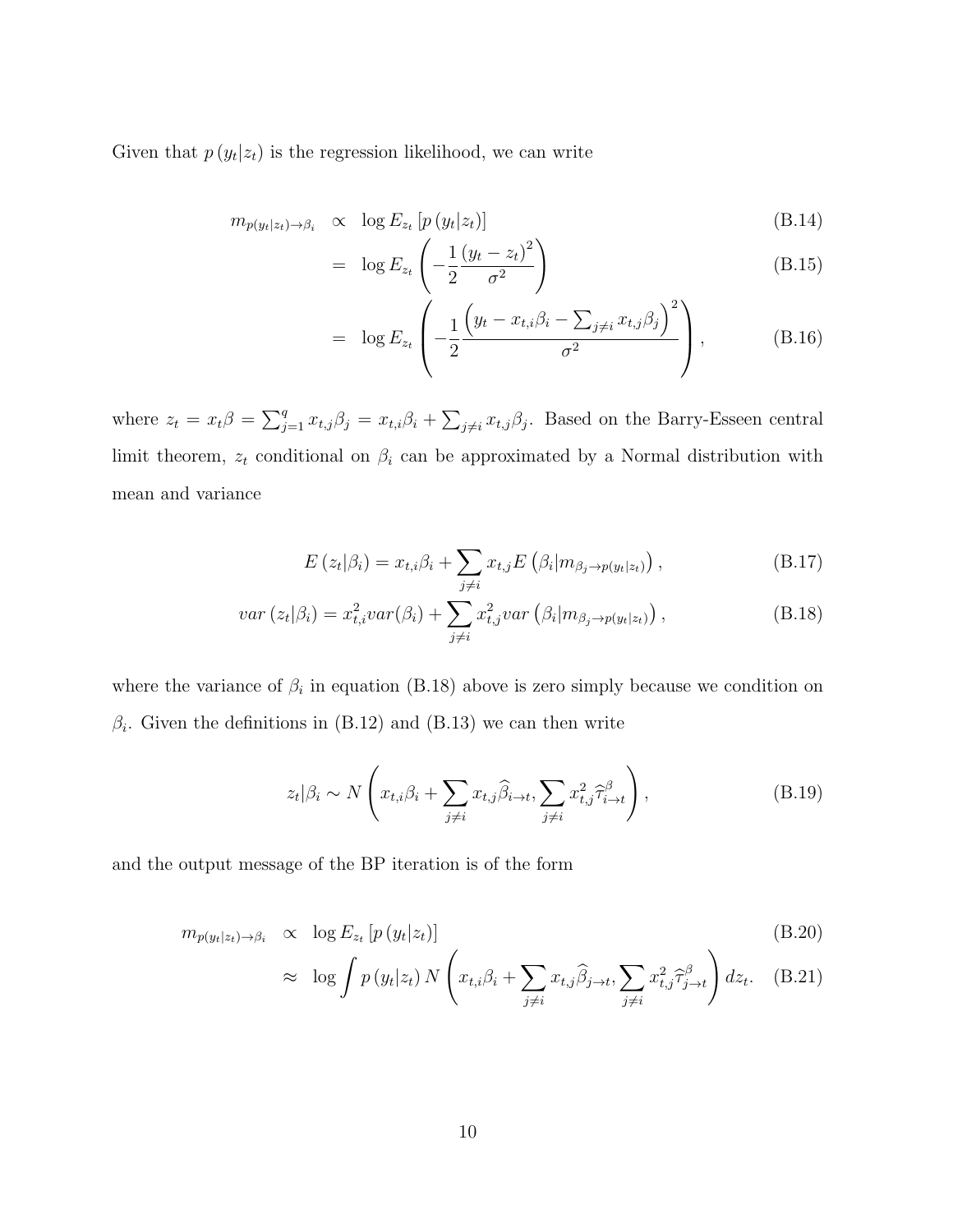Given that $p(y_t|z_t)$ is the regression likelihood, we can write

$$
\begin{aligned}
m_{p(y_t|z_t)\to\beta_i} &\propto \log E_{z_t}\left[p\left(y_t|z_t\right)\right] && \text{(B.14)}\\
&= \log E_{z_t}\left(-\frac{1}{2}\frac{\left(y_t - z_t\right)^2}{\sigma^2}\right) && \text{(B.15)}\\
&= \log E_{z_t}\left(-\frac{1}{2}\frac{\left(y_t - x_{t,i}\beta_i - \sum_{j\neq i} x_{t,j}\beta_j\right)^2}{\sigma^2}\right), && \text{(B.16)}
\end{aligned}
$$

where $z_t = x_t\beta = \sum_{j=1}^{q} x_{t,j}\beta_j = x_{t,i}\beta_i + \sum_{j\neq i} x_{t,j}\beta_j$. Based on the Barry-Esseen central limit theorem, $z_t$ conditional on $\beta_i$ can be approximated by a Normal distribution with mean and variance

$$
E\left(z_t|\beta_i\right) = x_{t,i}\beta_i + \sum_{j\neq i} x_{t,j} E\left(\beta_i|m_{\beta_j\to p(y_t|z_t)}\right), \quad \text{(B.17)}
$$

$$
var\left(z_t|\beta_i\right) = x_{t,i}^2 var(\beta_i) + \sum_{j\neq i} x_{t,j}^2 var\left(\beta_i|m_{\beta_j\to p(y_t|z_t)}\right), \quad \text{(B.18)}
$$

where the variance of $\beta_i$ in equation (B.18) above is zero simply because we condition on $\beta_i$. Given the definitions in (B.12) and (B.13) we can then write

$$
z_t|\beta_i \sim N\left(x_{t,i}\beta_i + \sum_{j\neq i} x_{t,j}\widehat{\beta}_{i\to t}, \sum_{j\neq i} x_{t,j}^2 \widehat{\tau}_{i\to t}^{\beta}\right), \quad \text{(B.19)}
$$

and the output message of the BP iteration is of the form

$$
\begin{aligned}
m_{p(y_t|z_t)\to\beta_i} &\propto \log E_{z_t}\left[p\left(y_t|z_t\right)\right] && \text{(B.20)}\\
&\approx \log \int p\left(y_t|z_t\right) N\left(x_{t,i}\beta_i + \sum_{j\neq i} x_{t,j}\widehat{\beta}_{j\to t}, \sum_{j\neq i} x_{t,j}^2 \widehat{\tau}_{j\to t}^{\beta}\right) dz_t. && \text{(B.21)}
\end{aligned}
$$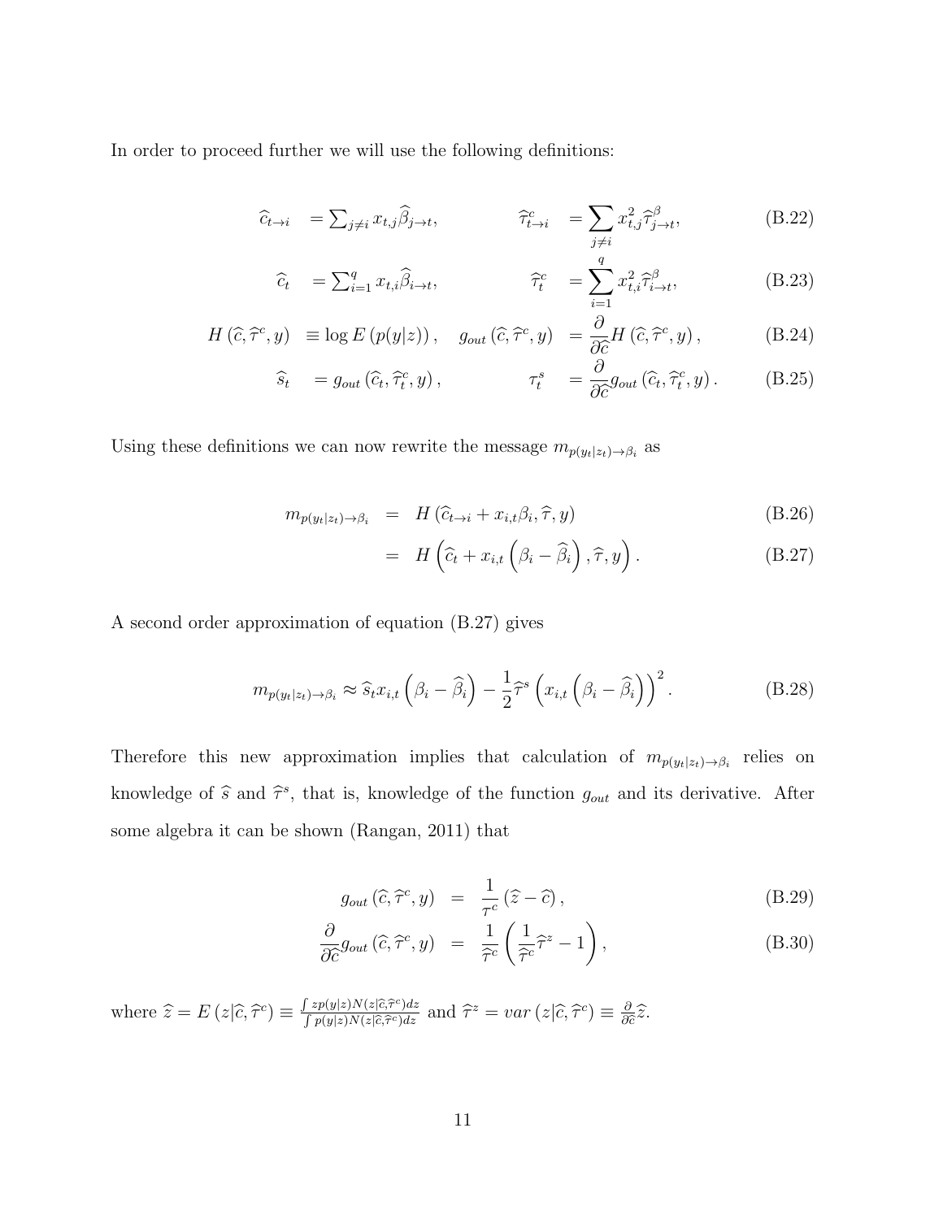In order to proceed further we will use the following definitions:

$$
\begin{aligned}
\widehat{c}_{t\to i} &= \textstyle\sum_{j\neq i} x_{t,j}\widehat{\beta}_{j\to t}, & \widehat{\tau}^c_{t\to i} &= \sum_{j\neq i} x_{t,j}^2 \widehat{\tau}^{\beta}_{j\to t}, && \text{(B.22)}\\
\widehat{c}_t &= \textstyle\sum_{i=1}^{q} x_{t,i}\widehat{\beta}_{i\to t}, & \widehat{\tau}^c_t &= \sum_{i=1}^{q} x_{t,i}^2 \widehat{\tau}^{\beta}_{i\to t}, && \text{(B.23)}\\
H\left(\widehat{c},\widehat{\tau}^c,y\right) &\equiv \log E\left(p(y|z)\right), \quad g_{out}\left(\widehat{c},\widehat{\tau}^c,y\right) & &= \frac{\partial}{\partial \widehat{c}} H\left(\widehat{c},\widehat{\tau}^c,y\right), && \text{(B.24)}\\
\widehat{s}_t &= g_{out}\left(\widehat{c}_t,\widehat{\tau}^c_t,y\right), & \tau^s_t &= \frac{\partial}{\partial \widehat{c}} g_{out}\left(\widehat{c}_t,\widehat{\tau}^c_t,y\right). && \text{(B.25)}
\end{aligned}
$$

Using these definitions we can now rewrite the message $m_{p(y_t|z_t)\to\beta_i}$ as

$$
\begin{aligned}
m_{p(y_t|z_t)\to\beta_i} &= H\left(\widehat{c}_{t\to i} + x_{i,t}\beta_i, \widehat{\tau}, y\right) && \text{(B.26)}\\
&= H\left(\widehat{c}_t + x_{i,t}\left(\beta_i - \widehat{\beta}_i\right), \widehat{\tau}, y\right). && \text{(B.27)}
\end{aligned}
$$

A second order approximation of equation (B.27) gives

$$
m_{p(y_t|z_t)\to\beta_i} \approx \widehat{s}_t x_{i,t}\left(\beta_i - \widehat{\beta}_i\right) - \frac{1}{2}\widehat{\tau}^s\left(x_{i,t}\left(\beta_i - \widehat{\beta}_i\right)\right)^2. \tag{B.28}
$$

Therefore this new approximation implies that calculation of $m_{p(y_t|z_t)\to\beta_i}$ relies on knowledge of $\widehat{s}$ and $\widehat{\tau}^s$, that is, knowledge of the function $g_{out}$ and its derivative. After some algebra it can be shown (Rangan, 2011) that

$$
\begin{aligned}
g_{out}\left(\widehat{c},\widehat{\tau}^c,y\right) &= \frac{1}{\tau^c}\left(\widehat{z} - \widehat{c}\right), && \text{(B.29)}\\
\frac{\partial}{\partial \widehat{c}} g_{out}\left(\widehat{c},\widehat{\tau}^c,y\right) &= \frac{1}{\widehat{\tau}^c}\left(\frac{1}{\widehat{\tau}^c}\widehat{\tau}^z - 1\right), && \text{(B.30)}
\end{aligned}
$$

where $\widehat{z} = E\left(z|\widehat{c},\widehat{\tau}^c\right) \equiv \frac{\int z p(y|z) N(z|\widehat{c},\widehat{\tau}^c)dz}{\int p(y|z) N(z|\widehat{c},\widehat{\tau}^c)dz}$ and $\widehat{\tau}^z = var\left(z|\widehat{c},\widehat{\tau}^c\right) \equiv \frac{\partial}{\partial \widehat{c}}\widehat{z}$.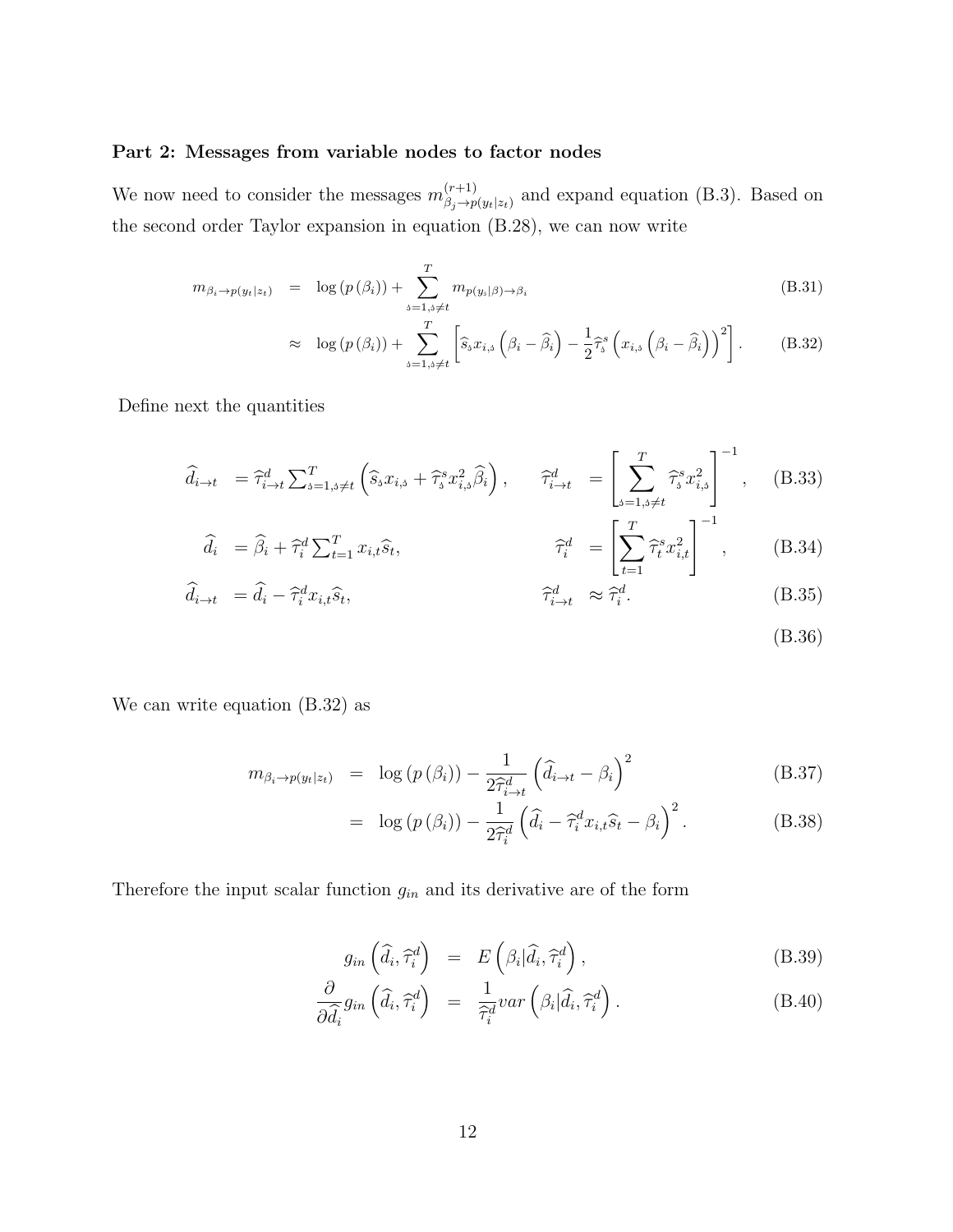**Part 2: Messages from variable nodes to factor nodes**

We now need to consider the messages $m^{(r+1)}_{\beta_j \to p(y_t|z_t)}$ and expand equation (B.3). Based on the second order Taylor expansion in equation (B.28), we can now write

$$
\begin{aligned}
m_{\beta_i \to p(y_t|z_t)} &= \log\left(p\left(\beta_i\right)\right) + \sum_{s=1, s\neq t}^{T} m_{p(y_s|\beta)\to\beta_i} && \text{(B.31)}\\
&\approx \log\left(p\left(\beta_i\right)\right) + \sum_{s=1, s\neq t}^{T} \left[\widehat{s}_s x_{i,s}\left(\beta_i - \widehat{\beta}_i\right) - \frac{1}{2}\widehat{\tau}^s_s\left(x_{i,s}\left(\beta_i - \widehat{\beta}_i\right)\right)^2\right]. && \text{(B.32)}
\end{aligned}
$$

Define next the quantities

$$
\begin{aligned}
\widehat{d}_{i\to t} &= \widehat{\tau}^d_{i\to t}\textstyle\sum_{s=1, s\neq t}^{T}\left(\widehat{s}_s x_{i,s} + \widehat{\tau}^s_s x^2_{i,s}\widehat{\beta}_i\right), \qquad & \widehat{\tau}^d_{i\to t} &= \left[\sum_{s=1, s\neq t}^{T} \widehat{\tau}^s_s x^2_{i,s}\right]^{-1}, && \text{(B.33)}\\
\widehat{d}_i &= \widehat{\beta}_i + \widehat{\tau}^d_i \textstyle\sum_{t=1}^{T} x_{i,t}\widehat{s}_t, & \widehat{\tau}^d_i &= \left[\sum_{t=1}^{T}\widehat{\tau}^s_t x^2_{i,t}\right]^{-1}, && \text{(B.34)}\\
\widehat{d}_{i\to t} &= \widehat{d}_i - \widehat{\tau}^d_i x_{i,t}\widehat{s}_t, & \widehat{\tau}^d_{i\to t} &\approx \widehat{\tau}^d_i. && \text{(B.35)}\\
& && && \text{(B.36)}
\end{aligned}
$$

We can write equation (B.32) as

$$
\begin{aligned}
m_{\beta_i \to p(y_t|z_t)} &= \log\left(p\left(\beta_i\right)\right) - \frac{1}{2\widehat{\tau}^d_{i\to t}}\left(\widehat{d}_{i\to t} - \beta_i\right)^2 && \text{(B.37)}\\
&= \log\left(p\left(\beta_i\right)\right) - \frac{1}{2\widehat{\tau}^d_i}\left(\widehat{d}_i - \widehat{\tau}^d_i x_{i,t}\widehat{s}_t - \beta_i\right)^2. && \text{(B.38)}
\end{aligned}
$$

Therefore the input scalar function $g_{in}$ and its derivative are of the form

$$
\begin{aligned}
g_{in}\left(\widehat{d}_i, \widehat{\tau}^d_i\right) &= E\left(\beta_i | \widehat{d}_i, \widehat{\tau}^d_i\right), && \text{(B.39)}\\
\frac{\partial}{\partial \widehat{d}_i} g_{in}\left(\widehat{d}_i, \widehat{\tau}^d_i\right) &= \frac{1}{\widehat{\tau}^d_i} var\left(\beta_i | \widehat{d}_i, \widehat{\tau}^d_i\right). && \text{(B.40)}
\end{aligned}
$$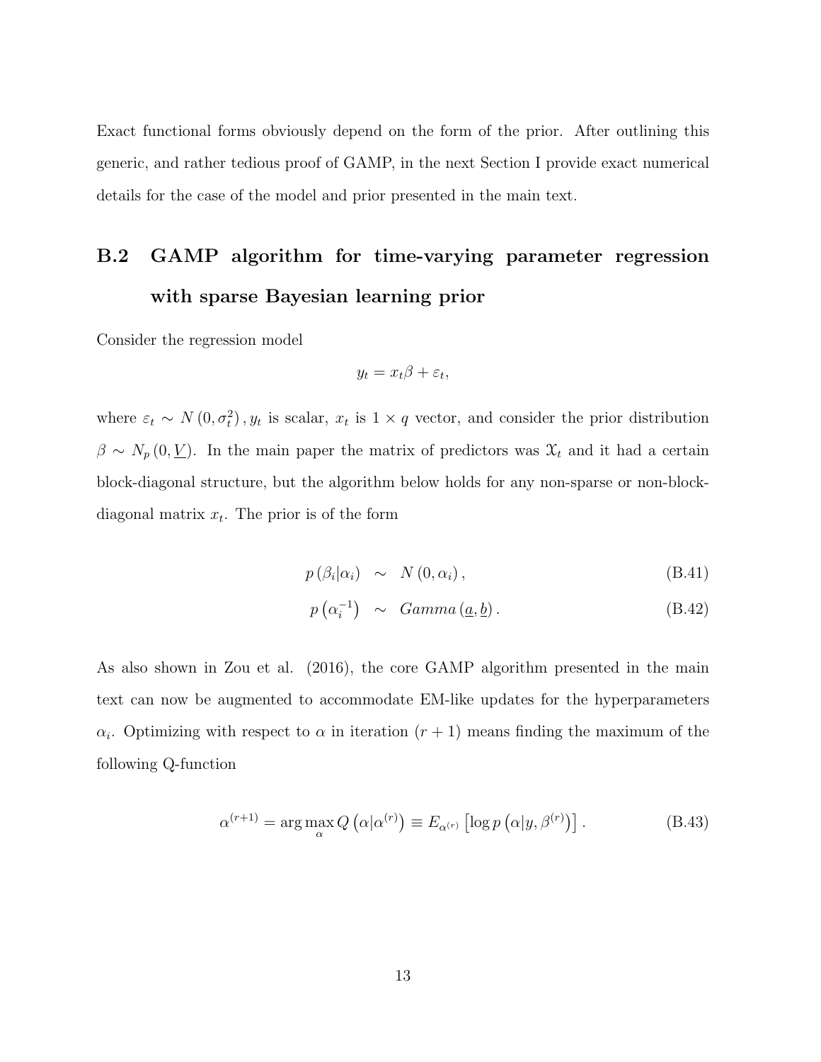Exact functional forms obviously depend on the form of the prior. After outlining this generic, and rather tedious proof of GAMP, in the next Section I provide exact numerical details for the case of the model and prior presented in the main text.

## B.2 GAMP algorithm for time-varying parameter regression with sparse Bayesian learning prior

Consider the regression model

$$y_t = x_t \beta + \varepsilon_t,$$

where $\varepsilon_t \sim N\left(0, \sigma_t^2\right)$, $y_t$ is scalar, $x_t$ is $1 \times q$ vector, and consider the prior distribution $\beta \sim N_p\left(0, \underline{V}\right)$. In the main paper the matrix of predictors was $\mathcal{X}_t$ and it had a certain block-diagonal structure, but the algorithm below holds for any non-sparse or non-block-diagonal matrix $x_t$. The prior is of the form

$$p\left(\beta_i | \alpha_i\right) \sim N\left(0, \alpha_i\right), \tag{B.41}$$

$$p\left(\alpha_i^{-1}\right) \sim Gamma\left(\underline{a}, \underline{b}\right). \tag{B.42}$$

As also shown in Zou et al. (2016), the core GAMP algorithm presented in the main text can now be augmented to accommodate EM-like updates for the hyperparameters $\alpha_i$. Optimizing with respect to $\alpha$ in iteration $(r+1)$ means finding the maximum of the following Q-function

$$\alpha^{(r+1)} = \arg\max_{\alpha} Q\left(\alpha | \alpha^{(r)}\right) \equiv E_{\alpha^{(r)}}\left[\log p\left(\alpha | y, \beta^{(r)}\right)\right]. \tag{B.43}$$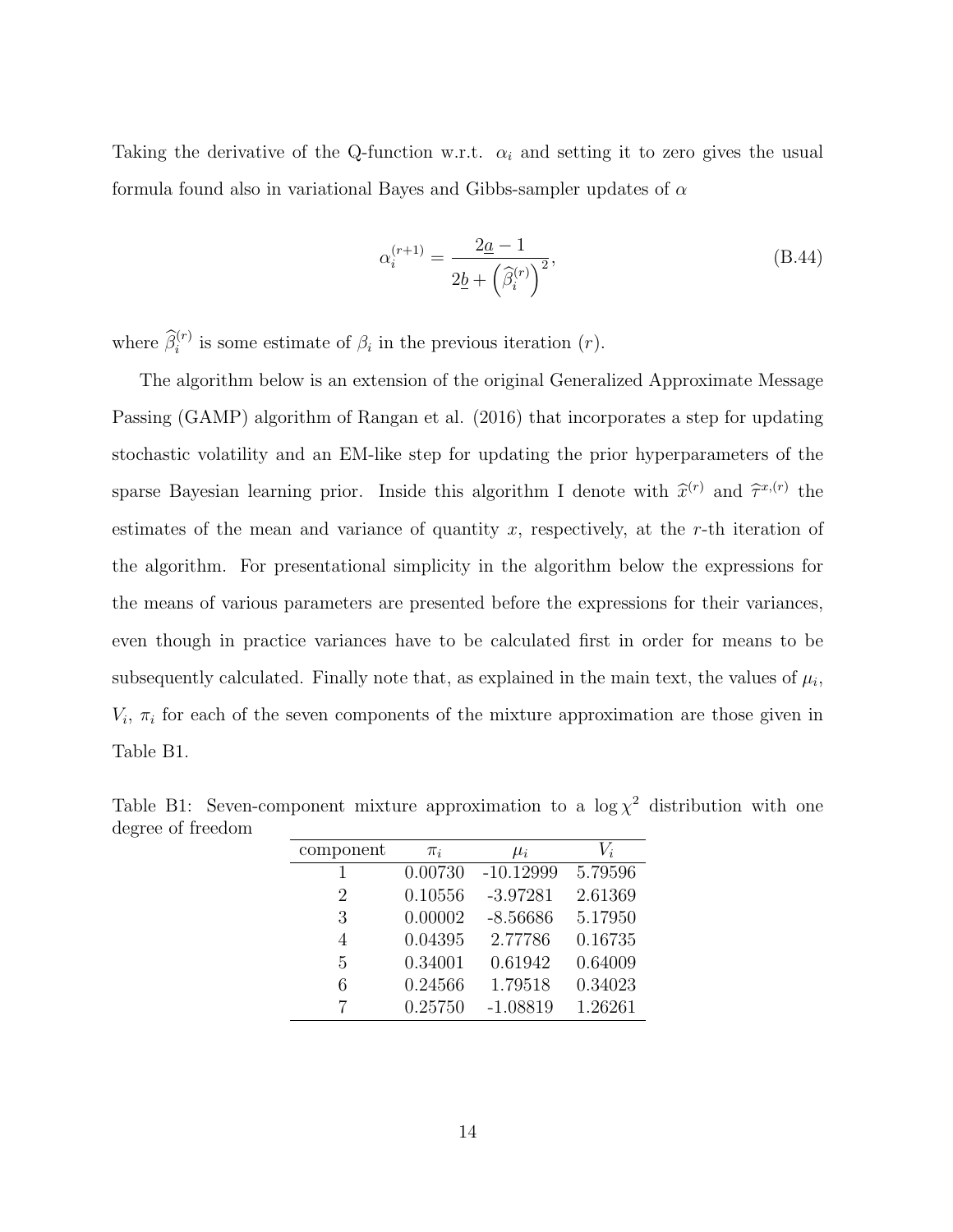Taking the derivative of the Q-function w.r.t. $\alpha_i$ and setting it to zero gives the usual formula found also in variational Bayes and Gibbs-sampler updates of $\alpha$

$$\alpha_i^{(r+1)} = \frac{2\underline{a} - 1}{2\underline{b} + \left(\widehat{\beta}_i^{(r)}\right)^2}, \tag{B.44}$$

where $\widehat{\beta}_i^{(r)}$ is some estimate of $\beta_i$ in the previous iteration $(r)$.

The algorithm below is an extension of the original Generalized Approximate Message Passing (GAMP) algorithm of Rangan et al. (2016) that incorporates a step for updating stochastic volatility and an EM-like step for updating the prior hyperparameters of the sparse Bayesian learning prior. Inside this algorithm I denote with $\widehat{x}^{(r)}$ and $\widehat{\tau}^{x,(r)}$ the estimates of the mean and variance of quantity $x$, respectively, at the $r$-th iteration of the algorithm. For presentational simplicity in the algorithm below the expressions for the means of various parameters are presented before the expressions for their variances, even though in practice variances have to be calculated first in order for means to be subsequently calculated. Finally note that, as explained in the main text, the values of $\mu_i$, $V_i$, $\pi_i$ for each of the seven components of the mixture approximation are those given in Table B1.

Table B1: Seven-component mixture approximation to a $\log \chi^2$ distribution with one degree of freedom

| component | $\pi_i$ | $\mu_i$ | $V_i$ |
|---|---|---|---|
| 1 | 0.00730 | -10.12999 | 5.79596 |
| 2 | 0.10556 | -3.97281 | 2.61369 |
| 3 | 0.00002 | -8.56686 | 5.17950 |
| 4 | 0.04395 | 2.77786 | 0.16735 |
| 5 | 0.34001 | 0.61942 | 0.64009 |
| 6 | 0.24566 | 1.79518 | 0.34023 |
| 7 | 0.25750 | -1.08819 | 1.26261 |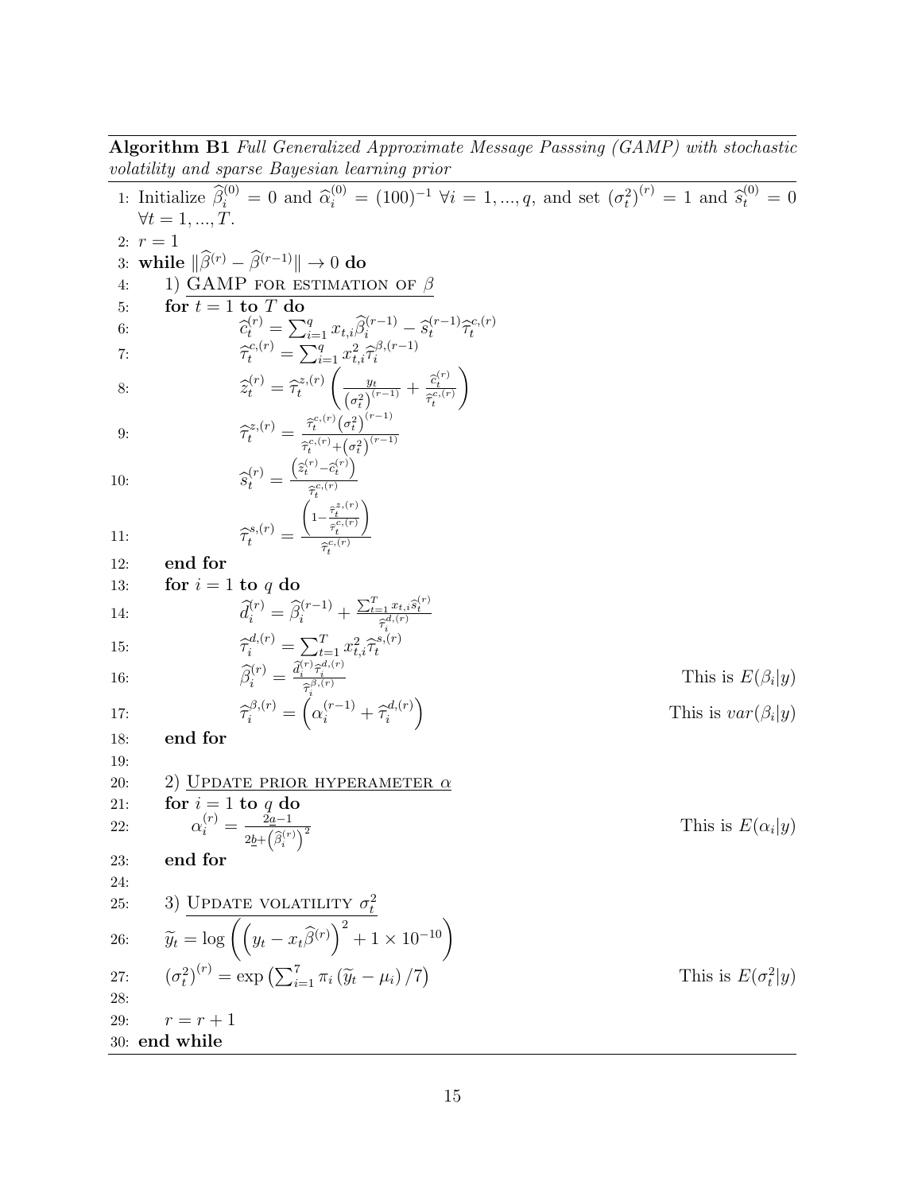**Algorithm B1** *Full Generalized Approximate Message Passsing (GAMP) with stochastic volatility and sparse Bayesian learning prior*

```
1: Initialize β̂_i^(0) = 0 and α̂_i^(0) = (100)^{-1} ∀i = 1,...,q, and set (σ_t^2)^(r) = 1 and ŝ_t^(0) = 0 ∀t = 1,...,T.
2: r = 1
3: while ‖β̂^(r) − β̂^(r−1)‖ → 0 do
4:     1) GAMP FOR ESTIMATION OF β
5:     for t = 1 to T do
6–11:      (see equations below)
12:    end for
13:    for i = 1 to q do
14–17:     (see equations below)
18:    end for
19:
20:    2) UPDATE PRIOR HYPERAMETER α
21:    for i = 1 to q do
22:        (see equation below)
23:    end for
24:
25:    3) UPDATE VOLATILITY σ_t^2
26–27:     (see equations below)
28:
29:    r = r + 1
30: end while
```

1: Initialize $\widehat{\beta}_i^{(0)} = 0$ and $\widehat{\alpha}_i^{(0)} = (100)^{-1}$ $\forall i = 1, ..., q$, and set $\left(\sigma_t^2\right)^{(r)} = 1$ and $\widehat{s}_t^{(0)} = 0$ $\forall t = 1, ..., T$.

2: $r = 1$

3: **while** $\|\widehat{\beta}^{(r)} - \widehat{\beta}^{(r-1)}\| \to 0$ **do**

4: 1) GAMP FOR ESTIMATION OF $\beta$

5: **for** $t = 1$ **to** $T$ **do**

6: $\widehat{c}_t^{(r)} = \sum_{i=1}^{q} x_{t,i} \widehat{\beta}_i^{(r-1)} - \widehat{s}_t^{(r-1)} \widehat{\tau}_t^{c,(r)}$

7: $\widehat{\tau}_t^{c,(r)} = \sum_{i=1}^{q} x_{t,i}^2 \widehat{\tau}_i^{\beta,(r-1)}$

8: $\widehat{z}_t^{(r)} = \widehat{\tau}_t^{z,(r)} \left( \frac{y_t}{\left(\sigma_t^2\right)^{(r-1)}} + \frac{\widehat{c}_t^{(r)}}{\widehat{\tau}_t^{c,(r)}} \right)$

9: $\widehat{\tau}_t^{z,(r)} = \frac{\widehat{\tau}_t^{c,(r)} \left(\sigma_t^2\right)^{(r-1)}}{\widehat{\tau}_t^{c,(r)} + \left(\sigma_t^2\right)^{(r-1)}}$

10: $\widehat{s}_t^{(r)} = \frac{\left(\widehat{z}_t^{(r)} - \widehat{c}_t^{(r)}\right)}{\widehat{\tau}_t^{c,(r)}}$

11: $\widehat{\tau}_t^{s,(r)} = \frac{\left(1 - \frac{\widehat{\tau}_t^{z,(r)}}{\widehat{\tau}_t^{c,(r)}}\right)}{\widehat{\tau}_t^{c,(r)}}$

12: **end for**

13: **for** $i = 1$ **to** $q$ **do**

14: $\widehat{d}_i^{(r)} = \widehat{\beta}_i^{(r-1)} + \frac{\sum_{t=1}^{T} x_{t,i} \widehat{s}_t^{(r)}}{\widehat{\tau}_i^{d,(r)}}$

15: $\widehat{\tau}_i^{d,(r)} = \sum_{t=1}^{T} x_{t,i}^2 \widehat{\tau}_t^{s,(r)}$

16: $\widehat{\beta}_i^{(r)} = \frac{\widehat{d}_i^{(r)} \widehat{\tau}_i^{d,(r)}}{\widehat{\tau}_i^{\beta,(r)}}$ — This is $E(\beta_i|y)$

17: $\widehat{\tau}_i^{\beta,(r)} = \left(\alpha_i^{(r-1)} + \widehat{\tau}_i^{d,(r)}\right)$ — This is $var(\beta_i|y)$

18: **end for**

19:

20: 2) UPDATE PRIOR HYPERAMETER $\alpha$

21: **for** $i = 1$ **to** $q$ **do**

22: $\alpha_i^{(r)} = \frac{2\underline{a} - 1}{2\underline{b} + \left(\widehat{\beta}_i^{(r)}\right)^2}$ — This is $E(\alpha_i|y)$

23: **end for**

24:

25: 3) UPDATE VOLATILITY $\sigma_t^2$

26: $\widetilde{y}_t = \log\left(\left(y_t - x_t \widehat{\beta}^{(r)}\right)^2 + 1 \times 10^{-10}\right)$

27: $\left(\sigma_t^2\right)^{(r)} = \exp\left(\sum_{i=1}^{7} \pi_i \left(\widetilde{y}_t - \mu_i\right)/7\right)$ — This is $E(\sigma_t^2|y)$

28:

29: $r = r + 1$

30: **end while**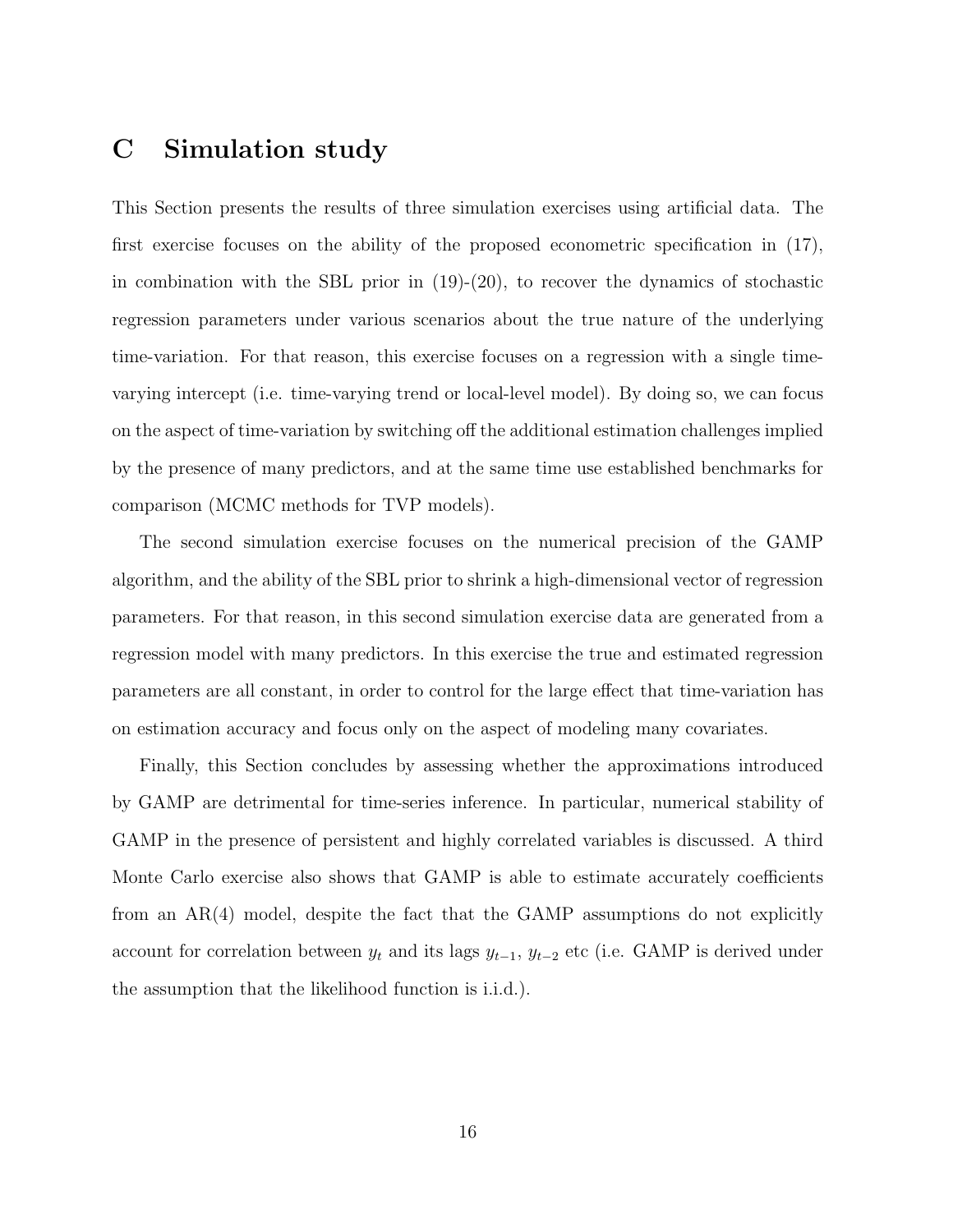# C Simulation study

This Section presents the results of three simulation exercises using artificial data. The first exercise focuses on the ability of the proposed econometric specification in (17), in combination with the SBL prior in (19)-(20), to recover the dynamics of stochastic regression parameters under various scenarios about the true nature of the underlying time-variation. For that reason, this exercise focuses on a regression with a single time-varying intercept (i.e. time-varying trend or local-level model). By doing so, we can focus on the aspect of time-variation by switching off the additional estimation challenges implied by the presence of many predictors, and at the same time use established benchmarks for comparison (MCMC methods for TVP models).

The second simulation exercise focuses on the numerical precision of the GAMP algorithm, and the ability of the SBL prior to shrink a high-dimensional vector of regression parameters. For that reason, in this second simulation exercise data are generated from a regression model with many predictors. In this exercise the true and estimated regression parameters are all constant, in order to control for the large effect that time-variation has on estimation accuracy and focus only on the aspect of modeling many covariates.

Finally, this Section concludes by assessing whether the approximations introduced by GAMP are detrimental for time-series inference. In particular, numerical stability of GAMP in the presence of persistent and highly correlated variables is discussed. A third Monte Carlo exercise also shows that GAMP is able to estimate accurately coefficients from an AR(4) model, despite the fact that the GAMP assumptions do not explicitly account for correlation between $y_t$ and its lags $y_{t-1}$, $y_{t-2}$ etc (i.e. GAMP is derived under the assumption that the likelihood function is i.i.d.).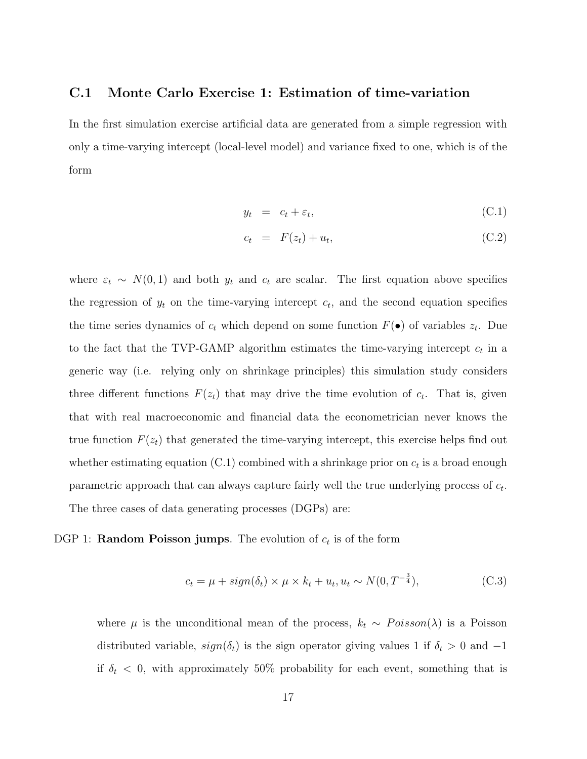### C.1 Monte Carlo Exercise 1: Estimation of time-variation

In the first simulation exercise artificial data are generated from a simple regression with only a time-varying intercept (local-level model) and variance fixed to one, which is of the form

$$
\begin{aligned}
y_t &= c_t + \varepsilon_t, && \text{(C.1)} \\
c_t &= F(z_t) + u_t, && \text{(C.2)}
\end{aligned}
$$

where $\varepsilon_t \sim N(0,1)$ and both $y_t$ and $c_t$ are scalar. The first equation above specifies the regression of $y_t$ on the time-varying intercept $c_t$, and the second equation specifies the time series dynamics of $c_t$ which depend on some function $F(\bullet)$ of variables $z_t$. Due to the fact that the TVP-GAMP algorithm estimates the time-varying intercept $c_t$ in a generic way (i.e. relying only on shrinkage principles) this simulation study considers three different functions $F(z_t)$ that may drive the time evolution of $c_t$. That is, given that with real macroeconomic and financial data the econometrician never knows the true function $F(z_t)$ that generated the time-varying intercept, this exercise helps find out whether estimating equation (C.1) combined with a shrinkage prior on $c_t$ is a broad enough parametric approach that can always capture fairly well the true underlying process of $c_t$. The three cases of data generating processes (DGPs) are:

DGP 1: **Random Poisson jumps**. The evolution of $c_t$ is of the form

$$
c_t = \mu + sign(\delta_t) \times \mu \times k_t + u_t, u_t \sim N(0, T^{-\frac{3}{4}}), \tag{C.3}
$$

where $\mu$ is the unconditional mean of the process, $k_t \sim Poisson(\lambda)$ is a Poisson distributed variable, $sign(\delta_t)$ is the sign operator giving values 1 if $\delta_t > 0$ and $-1$ if $\delta_t < 0$, with approximately 50% probability for each event, something that is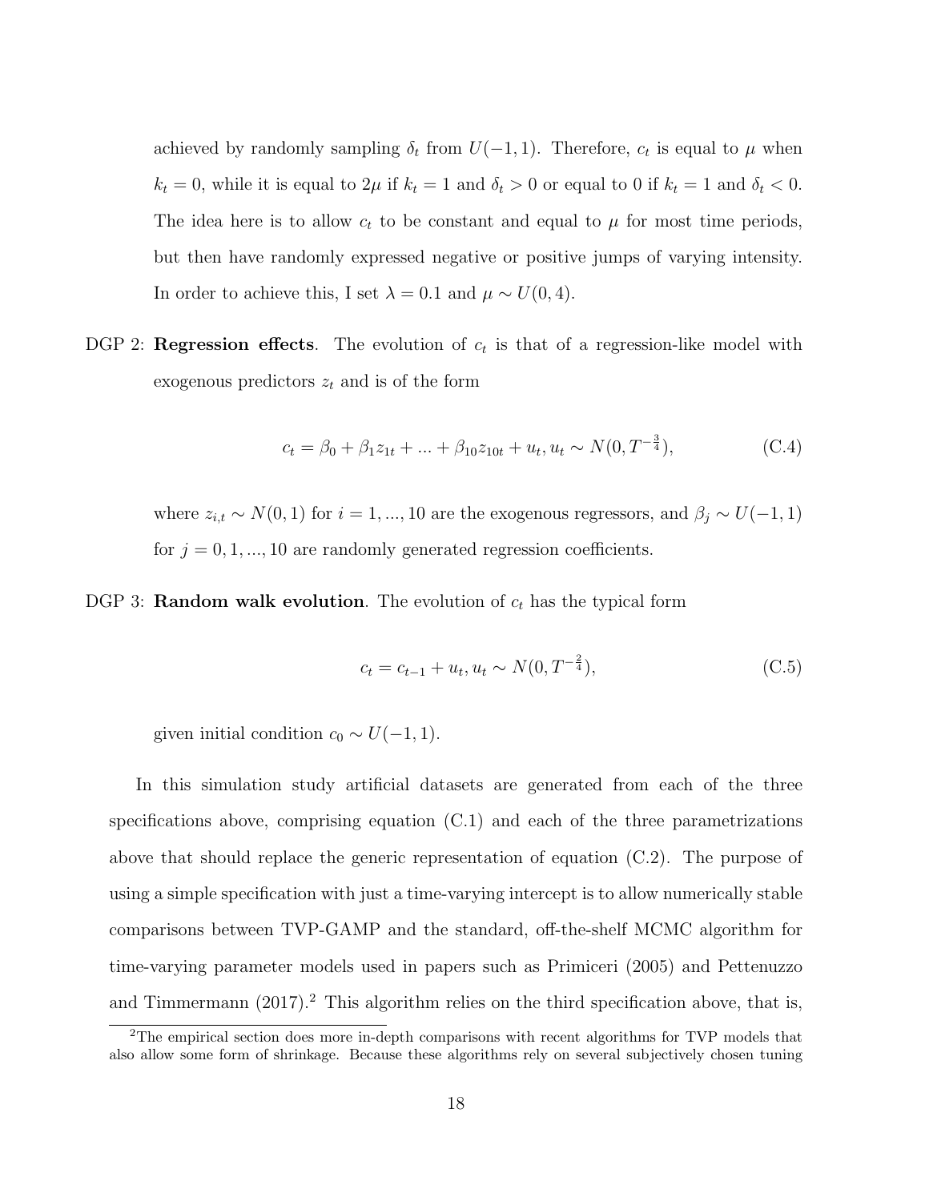achieved by randomly sampling $\delta_t$ from $U(-1, 1)$. Therefore, $c_t$ is equal to $\mu$ when $k_t = 0$, while it is equal to $2\mu$ if $k_t = 1$ and $\delta_t > 0$ or equal to 0 if $k_t = 1$ and $\delta_t < 0$. The idea here is to allow $c_t$ to be constant and equal to $\mu$ for most time periods, but then have randomly expressed negative or positive jumps of varying intensity. In order to achieve this, I set $\lambda = 0.1$ and $\mu \sim U(0, 4)$.

DGP 2: **Regression effects**. The evolution of $c_t$ is that of a regression-like model with exogenous predictors $z_t$ and is of the form

$$c_t = \beta_0 + \beta_1 z_{1t} + ... + \beta_{10} z_{10t} + u_t, u_t \sim N(0, T^{-\frac{3}{4}}), \tag{C.4}$$

where $z_{i,t} \sim N(0, 1)$ for $i = 1, ..., 10$ are the exogenous regressors, and $\beta_j \sim U(-1, 1)$ for $j = 0, 1, ..., 10$ are randomly generated regression coefficients.

DGP 3: **Random walk evolution**. The evolution of $c_t$ has the typical form

$$c_t = c_{t-1} + u_t, u_t \sim N(0, T^{-\frac{2}{4}}), \tag{C.5}$$

given initial condition $c_0 \sim U(-1, 1)$.

In this simulation study artificial datasets are generated from each of the three specifications above, comprising equation (C.1) and each of the three parametrizations above that should replace the generic representation of equation (C.2). The purpose of using a simple specification with just a time-varying intercept is to allow numerically stable comparisons between TVP-GAMP and the standard, off-the-shelf MCMC algorithm for time-varying parameter models used in papers such as Primiceri (2005) and Pettenuzzo and Timmermann (2017).[2] This algorithm relies on the third specification above, that is,

[2]The empirical section does more in-depth comparisons with recent algorithms for TVP models that also allow some form of shrinkage. Because these algorithms rely on several subjectively chosen tuning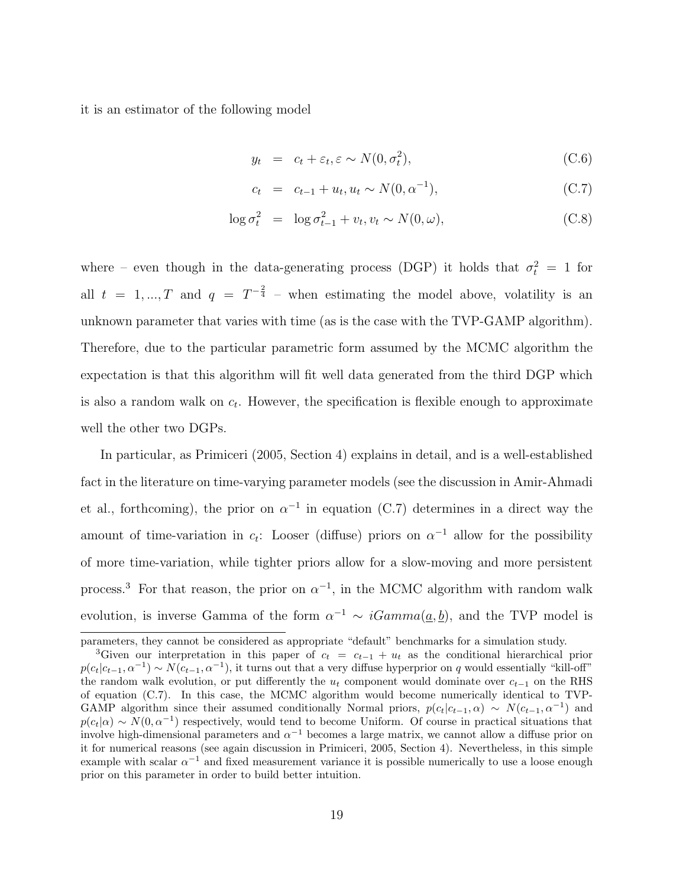it is an estimator of the following model

$$
\begin{aligned}
y_t &= c_t + \varepsilon_t, \varepsilon \sim N(0, \sigma_t^2), && \text{(C.6)} \\
c_t &= c_{t-1} + u_t, u_t \sim N(0, \alpha^{-1}), && \text{(C.7)} \\
\log \sigma_t^2 &= \log \sigma_{t-1}^2 + v_t, v_t \sim N(0, \omega), && \text{(C.8)}
\end{aligned}
$$

where – even though in the data-generating process (DGP) it holds that $\sigma_t^2 = 1$ for all $t = 1, ..., T$ and $q = T^{-\frac{2}{4}}$ – when estimating the model above, volatility is an unknown parameter that varies with time (as is the case with the TVP-GAMP algorithm). Therefore, due to the particular parametric form assumed by the MCMC algorithm the expectation is that this algorithm will fit well data generated from the third DGP which is also a random walk on $c_t$. However, the specification is flexible enough to approximate well the other two DGPs.

In particular, as Primiceri (2005, Section 4) explains in detail, and is a well-established fact in the literature on time-varying parameter models (see the discussion in Amir-Ahmadi et al., forthcoming), the prior on $\alpha^{-1}$ in equation (C.7) determines in a direct way the amount of time-variation in $c_t$: Looser (diffuse) priors on $\alpha^{-1}$ allow for the possibility of more time-variation, while tighter priors allow for a slow-moving and more persistent process.[3] For that reason, the prior on $\alpha^{-1}$, in the MCMC algorithm with random walk evolution, is inverse Gamma of the form $\alpha^{-1} \sim iGamma(\underline{a}, \underline{b})$, and the TVP model is

parameters, they cannot be considered as appropriate "default" benchmarks for a simulation study.

[3]Given our interpretation in this paper of $c_t = c_{t-1} + u_t$ as the conditional hierarchical prior $p(c_t|c_{t-1}, \alpha^{-1}) \sim N(c_{t-1}, \alpha^{-1})$, it turns out that a very diffuse hyperprior on $q$ would essentially "kill-off" the random walk evolution, or put differently the $u_t$ component would dominate over $c_{t-1}$ on the RHS of equation (C.7). In this case, the MCMC algorithm would become numerically identical to TVP-GAMP algorithm since their assumed conditionally Normal priors, $p(c_t|c_{t-1}, \alpha) \sim N(c_{t-1}, \alpha^{-1})$ and $p(c_t|\alpha) \sim N(0, \alpha^{-1})$ respectively, would tend to become Uniform. Of course in practical situations that involve high-dimensional parameters and $\alpha^{-1}$ becomes a large matrix, we cannot allow a diffuse prior on it for numerical reasons (see again discussion in Primiceri, 2005, Section 4). Nevertheless, in this simple example with scalar $\alpha^{-1}$ and fixed measurement variance it is possible numerically to use a loose enough prior on this parameter in order to build better intuition.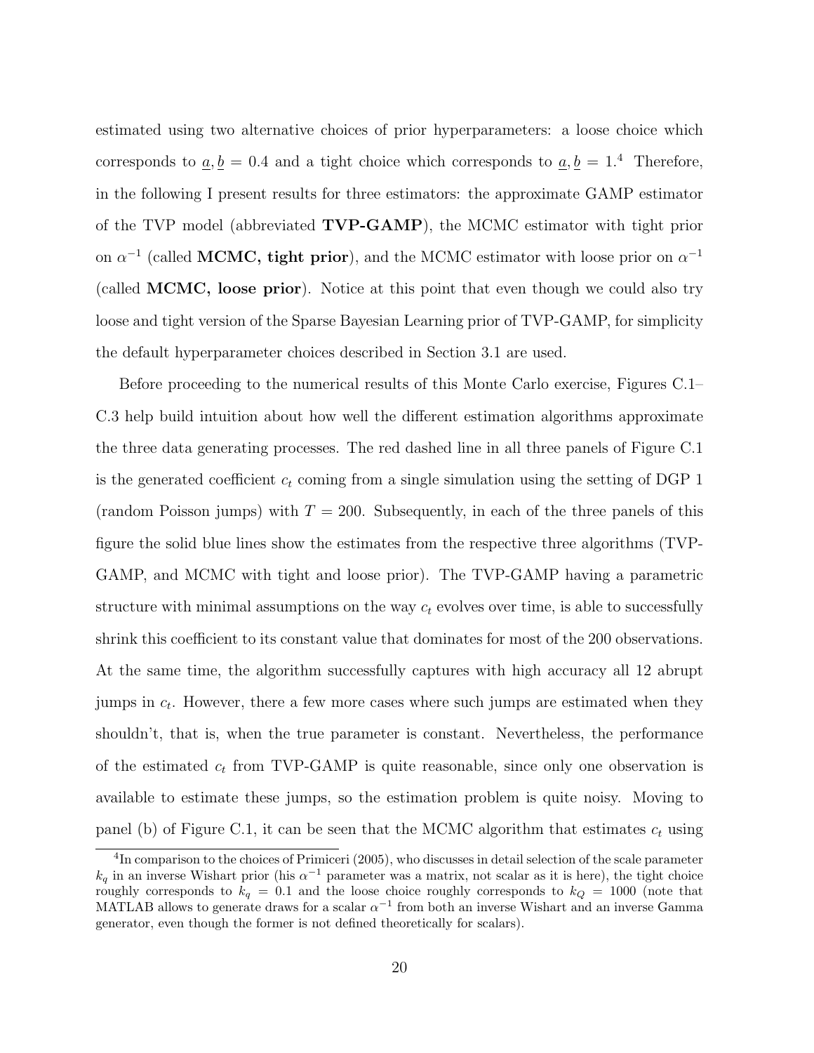estimated using two alternative choices of prior hyperparameters: a loose choice which corresponds to $\underline{a}, \underline{b} = 0.4$ and a tight choice which corresponds to $\underline{a}, \underline{b} = 1$.[4] Therefore, in the following I present results for three estimators: the approximate GAMP estimator of the TVP model (abbreviated **TVP-GAMP**), the MCMC estimator with tight prior on $\alpha^{-1}$ (called **MCMC, tight prior**), and the MCMC estimator with loose prior on $\alpha^{-1}$ (called **MCMC, loose prior**). Notice at this point that even though we could also try loose and tight version of the Sparse Bayesian Learning prior of TVP-GAMP, for simplicity the default hyperparameter choices described in Section 3.1 are used.

Before proceeding to the numerical results of this Monte Carlo exercise, Figures C.1–C.3 help build intuition about how well the different estimation algorithms approximate the three data generating processes. The red dashed line in all three panels of Figure C.1 is the generated coefficient $c_t$ coming from a single simulation using the setting of DGP 1 (random Poisson jumps) with $T = 200$. Subsequently, in each of the three panels of this figure the solid blue lines show the estimates from the respective three algorithms (TVP-GAMP, and MCMC with tight and loose prior). The TVP-GAMP having a parametric structure with minimal assumptions on the way $c_t$ evolves over time, is able to successfully shrink this coefficient to its constant value that dominates for most of the 200 observations. At the same time, the algorithm successfully captures with high accuracy all 12 abrupt jumps in $c_t$. However, there a few more cases where such jumps are estimated when they shouldn't, that is, when the true parameter is constant. Nevertheless, the performance of the estimated $c_t$ from TVP-GAMP is quite reasonable, since only one observation is available to estimate these jumps, so the estimation problem is quite noisy. Moving to panel (b) of Figure C.1, it can be seen that the MCMC algorithm that estimates $c_t$ using

[4] In comparison to the choices of Primiceri (2005), who discusses in detail selection of the scale parameter $k_q$ in an inverse Wishart prior (his $\alpha^{-1}$ parameter was a matrix, not scalar as it is here), the tight choice roughly corresponds to $k_q = 0.1$ and the loose choice roughly corresponds to $k_Q = 1000$ (note that MATLAB allows to generate draws for a scalar $\alpha^{-1}$ from both an inverse Wishart and an inverse Gamma generator, even though the former is not defined theoretically for scalars).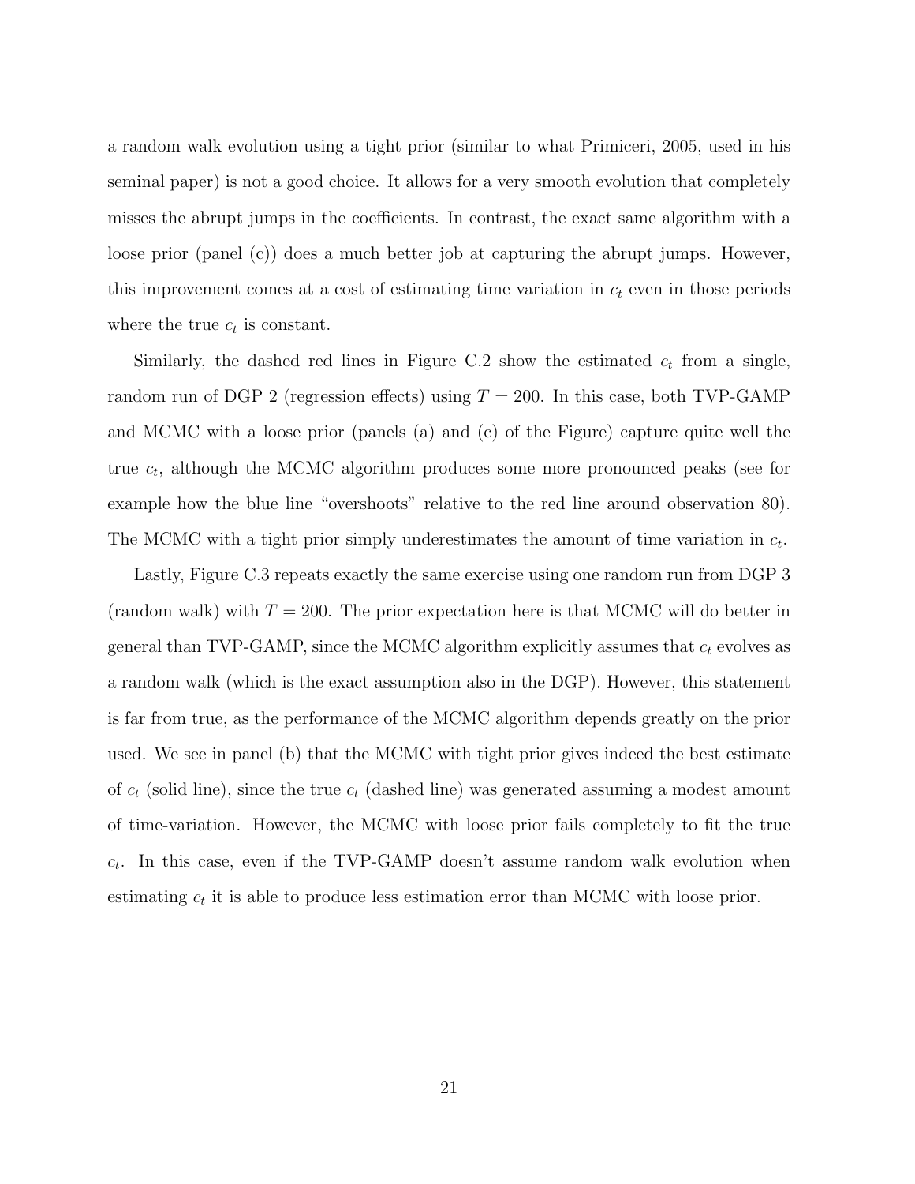a random walk evolution using a tight prior (similar to what Primiceri, 2005, used in his seminal paper) is not a good choice. It allows for a very smooth evolution that completely misses the abrupt jumps in the coefficients. In contrast, the exact same algorithm with a loose prior (panel (c)) does a much better job at capturing the abrupt jumps. However, this improvement comes at a cost of estimating time variation in $c_t$ even in those periods where the true $c_t$ is constant.

Similarly, the dashed red lines in Figure C.2 show the estimated $c_t$ from a single, random run of DGP 2 (regression effects) using $T = 200$. In this case, both TVP-GAMP and MCMC with a loose prior (panels (a) and (c) of the Figure) capture quite well the true $c_t$, although the MCMC algorithm produces some more pronounced peaks (see for example how the blue line "overshoots" relative to the red line around observation 80). The MCMC with a tight prior simply underestimates the amount of time variation in $c_t$.

Lastly, Figure C.3 repeats exactly the same exercise using one random run from DGP 3 (random walk) with $T = 200$. The prior expectation here is that MCMC will do better in general than TVP-GAMP, since the MCMC algorithm explicitly assumes that $c_t$ evolves as a random walk (which is the exact assumption also in the DGP). However, this statement is far from true, as the performance of the MCMC algorithm depends greatly on the prior used. We see in panel (b) that the MCMC with tight prior gives indeed the best estimate of $c_t$ (solid line), since the true $c_t$ (dashed line) was generated assuming a modest amount of time-variation. However, the MCMC with loose prior fails completely to fit the true $c_t$. In this case, even if the TVP-GAMP doesn't assume random walk evolution when estimating $c_t$ it is able to produce less estimation error than MCMC with loose prior.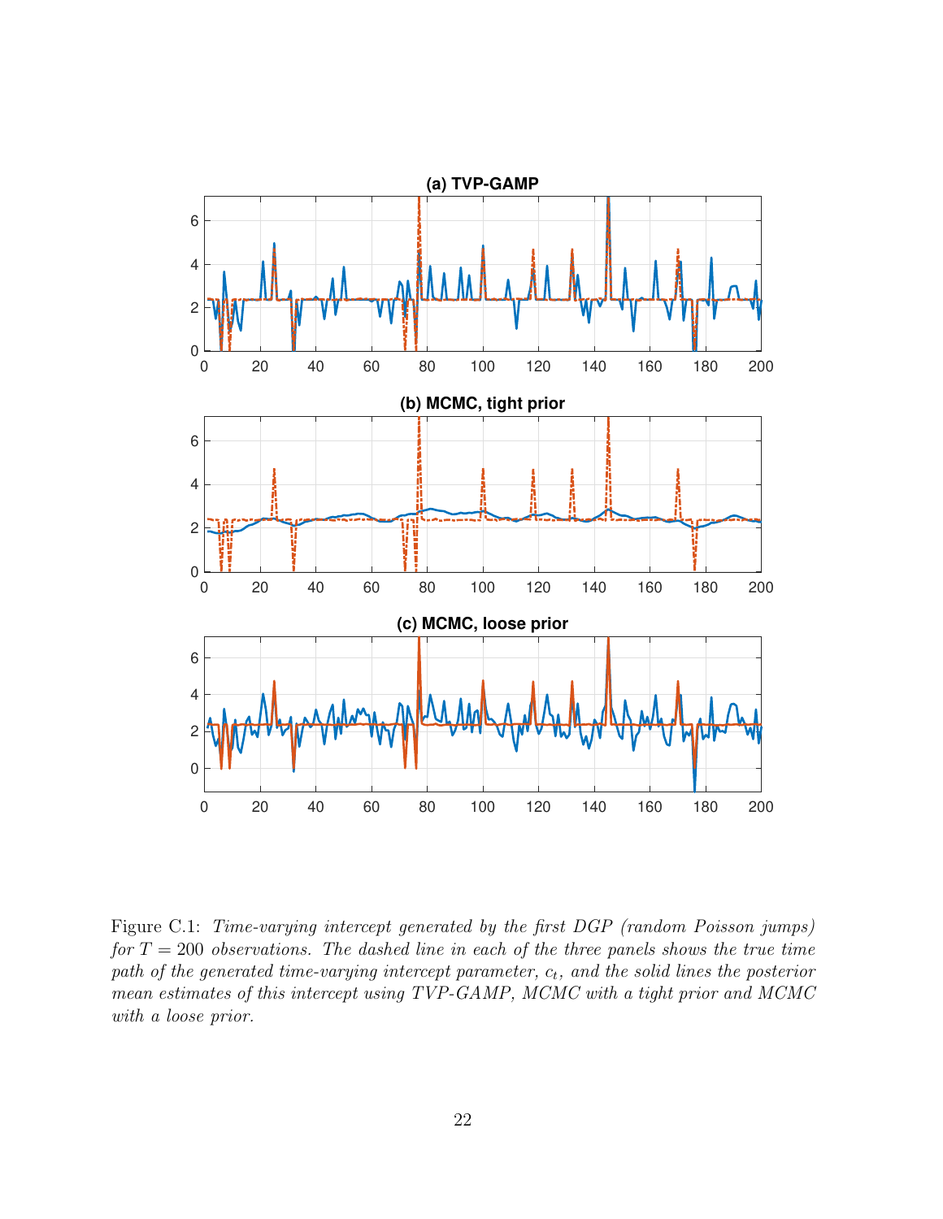Figure C.1: *Time-varying intercept generated by the first DGP (random Poisson jumps) for $T = 200$ observations. The dashed line in each of the three panels shows the true time path of the generated time-varying intercept parameter, $c_t$, and the solid lines the posterior mean estimates of this intercept using TVP-GAMP, MCMC with a tight prior and MCMC with a loose prior.*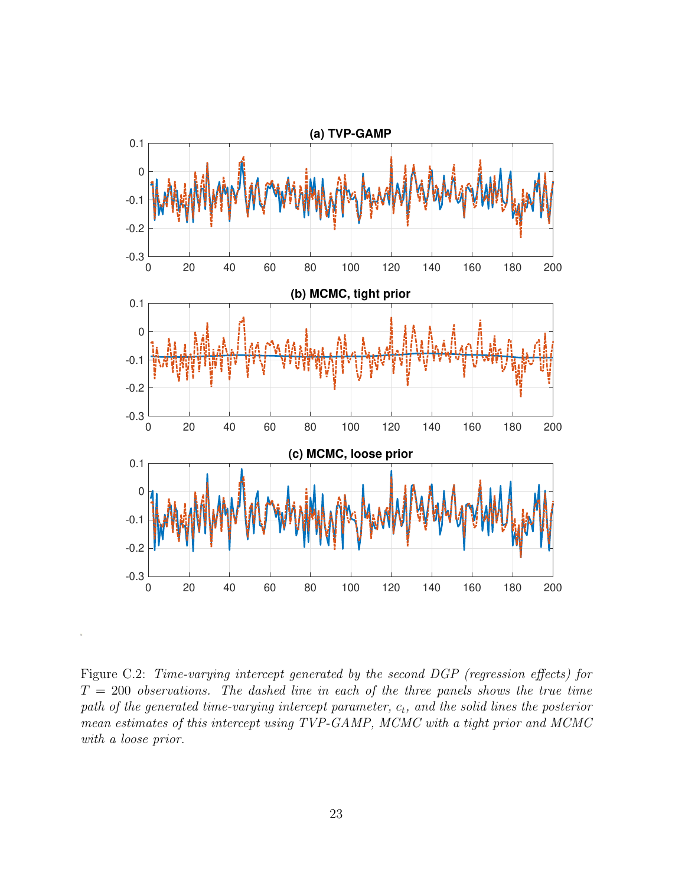Figure C.2: *Time-varying intercept generated by the second DGP (regression effects) for $T = 200$ observations. The dashed line in each of the three panels shows the true time path of the generated time-varying intercept parameter, $c_t$, and the solid lines the posterior mean estimates of this intercept using TVP-GAMP, MCMC with a tight prior and MCMC with a loose prior.*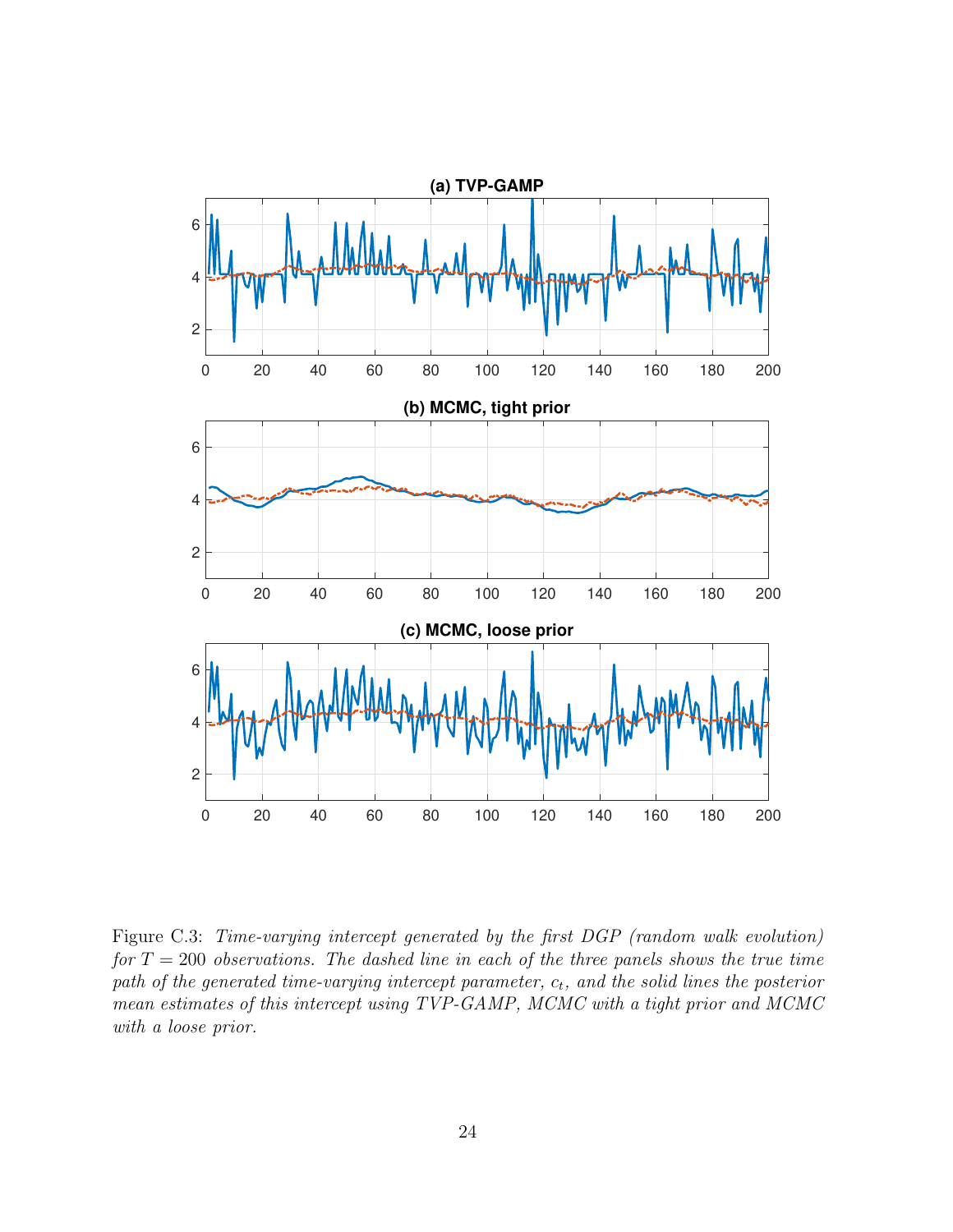Figure C.3: *Time-varying intercept generated by the first DGP (random walk evolution) for $T = 200$ observations. The dashed line in each of the three panels shows the true time path of the generated time-varying intercept parameter, $c_t$, and the solid lines the posterior mean estimates of this intercept using TVP-GAMP, MCMC with a tight prior and MCMC with a loose prior.*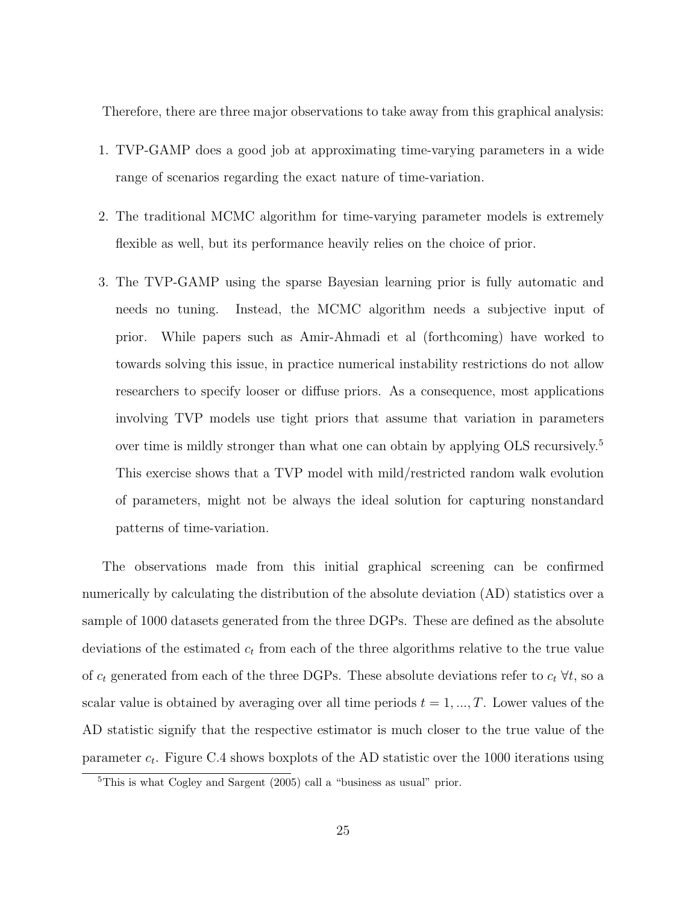Therefore, there are three major observations to take away from this graphical analysis:

1. TVP-GAMP does a good job at approximating time-varying parameters in a wide range of scenarios regarding the exact nature of time-variation.
2. The traditional MCMC algorithm for time-varying parameter models is extremely flexible as well, but its performance heavily relies on the choice of prior.
3. The TVP-GAMP using the sparse Bayesian learning prior is fully automatic and needs no tuning. Instead, the MCMC algorithm needs a subjective input of prior. While papers such as Amir-Ahmadi et al (forthcoming) have worked to towards solving this issue, in practice numerical instability restrictions do not allow researchers to specify looser or diffuse priors. As a consequence, most applications involving TVP models use tight priors that assume that variation in parameters over time is mildly stronger than what one can obtain by applying OLS recursively.[5] This exercise shows that a TVP model with mild/restricted random walk evolution of parameters, might not be always the ideal solution for capturing nonstandard patterns of time-variation.

The observations made from this initial graphical screening can be confirmed numerically by calculating the distribution of the absolute deviation (AD) statistics over a sample of 1000 datasets generated from the three DGPs. These are defined as the absolute deviations of the estimated $c_t$ from each of the three algorithms relative to the true value of $c_t$ generated from each of the three DGPs. These absolute deviations refer to $c_t$ $\forall t$, so a scalar value is obtained by averaging over all time periods $t = 1, ..., T$. Lower values of the AD statistic signify that the respective estimator is much closer to the true value of the parameter $c_t$. Figure C.4 shows boxplots of the AD statistic over the 1000 iterations using

[5] This is what Cogley and Sargent (2005) call a "business as usual" prior.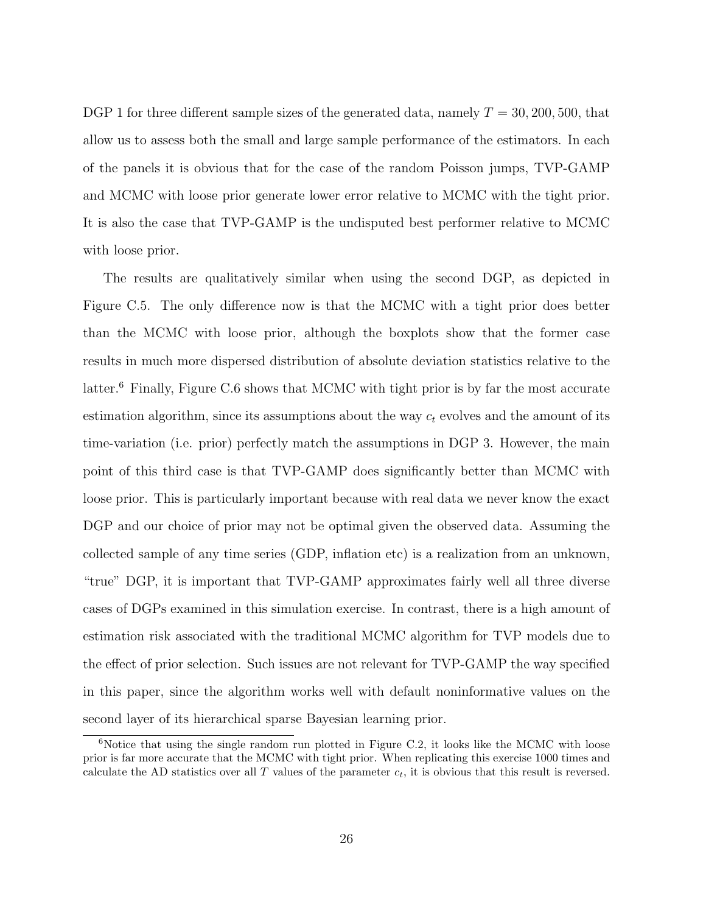DGP 1 for three different sample sizes of the generated data, namely $T = 30, 200, 500$, that allow us to assess both the small and large sample performance of the estimators. In each of the panels it is obvious that for the case of the random Poisson jumps, TVP-GAMP and MCMC with loose prior generate lower error relative to MCMC with the tight prior. It is also the case that TVP-GAMP is the undisputed best performer relative to MCMC with loose prior.

The results are qualitatively similar when using the second DGP, as depicted in Figure C.5. The only difference now is that the MCMC with a tight prior does better than the MCMC with loose prior, although the boxplots show that the former case results in much more dispersed distribution of absolute deviation statistics relative to the latter.[6] Finally, Figure C.6 shows that MCMC with tight prior is by far the most accurate estimation algorithm, since its assumptions about the way $c_t$ evolves and the amount of its time-variation (i.e. prior) perfectly match the assumptions in DGP 3. However, the main point of this third case is that TVP-GAMP does significantly better than MCMC with loose prior. This is particularly important because with real data we never know the exact DGP and our choice of prior may not be optimal given the observed data. Assuming the collected sample of any time series (GDP, inflation etc) is a realization from an unknown, "true" DGP, it is important that TVP-GAMP approximates fairly well all three diverse cases of DGPs examined in this simulation exercise. In contrast, there is a high amount of estimation risk associated with the traditional MCMC algorithm for TVP models due to the effect of prior selection. Such issues are not relevant for TVP-GAMP the way specified in this paper, since the algorithm works well with default noninformative values on the second layer of its hierarchical sparse Bayesian learning prior.

[6]Notice that using the single random run plotted in Figure C.2, it looks like the MCMC with loose prior is far more accurate that the MCMC with tight prior. When replicating this exercise 1000 times and calculate the AD statistics over all $T$ values of the parameter $c_t$, it is obvious that this result is reversed.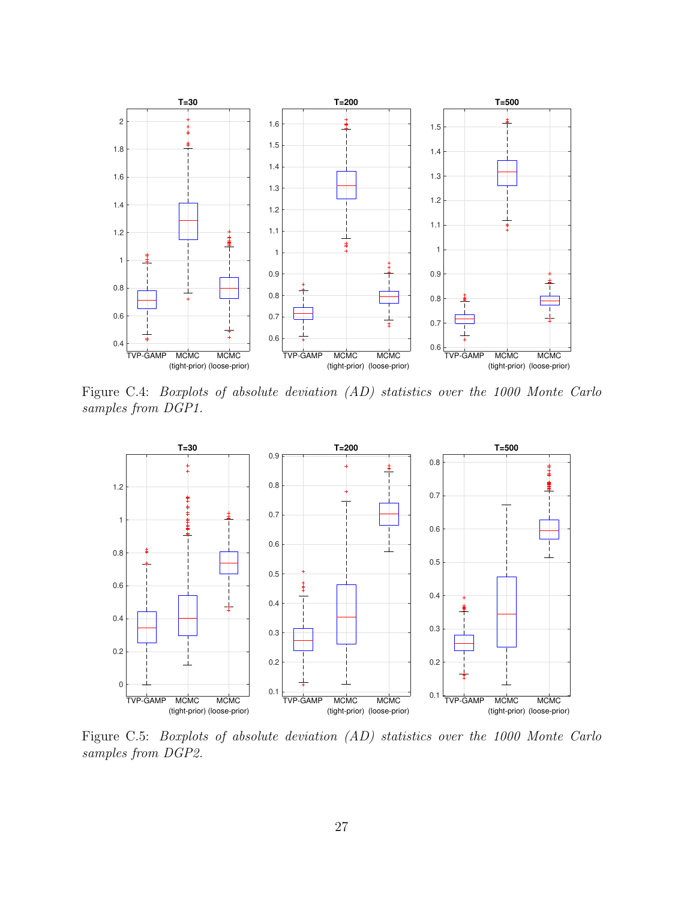Figure C.4: *Boxplots of absolute deviation (AD) statistics over the 1000 Monte Carlo samples from DGP1.*

Figure C.5: *Boxplots of absolute deviation (AD) statistics over the 1000 Monte Carlo samples from DGP2.*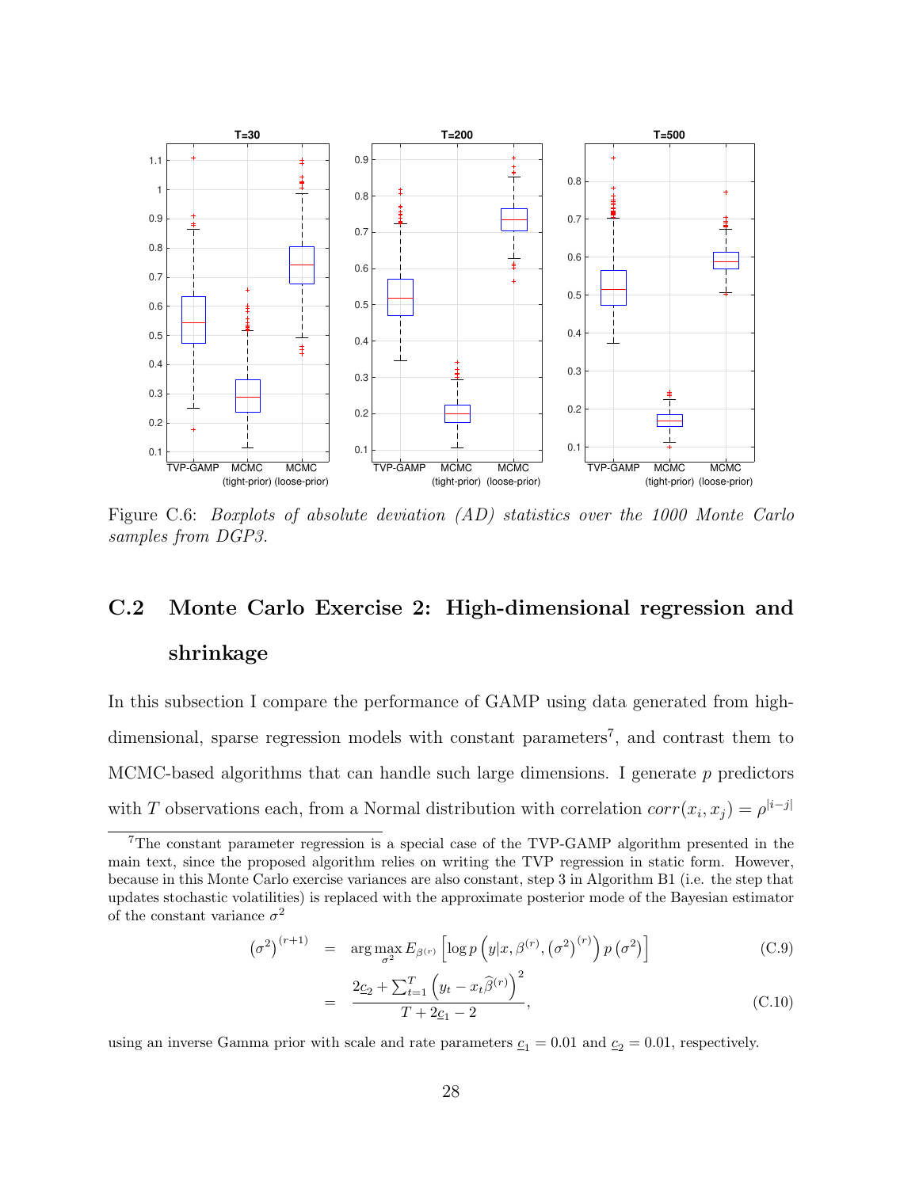Figure C.6: *Boxplots of absolute deviation (AD) statistics over the 1000 Monte Carlo samples from DGP3.*

## C.2 Monte Carlo Exercise 2: High-dimensional regression and shrinkage

In this subsection I compare the performance of GAMP using data generated from high-dimensional, sparse regression models with constant parameters[7], and contrast them to MCMC-based algorithms that can handle such large dimensions. I generate $p$ predictors with $T$ observations each, from a Normal distribution with correlation $corr(x_i, x_j) = \rho^{|i-j|}$

[7]The constant parameter regression is a special case of the TVP-GAMP algorithm presented in the main text, since the proposed algorithm relies on writing the TVP regression in static form. However, because in this Monte Carlo exercise variances are also constant, step 3 in Algorithm B1 (i.e. the step that updates stochastic volatilities) is replaced with the approximate posterior mode of the Bayesian estimator of the constant variance $\sigma^2$

$$\left(\sigma^2\right)^{(r+1)} = \arg\max_{\sigma^2} E_{\beta^{(r)}}\left[\log p\left(y|x, \beta^{(r)}, \left(\sigma^2\right)^{(r)}\right) p\left(\sigma^2\right)\right] \tag{C.9}$$

$$= \frac{2\underline{c}_2 + \sum_{t=1}^{T}\left(y_t - x_t\widehat{\beta}^{(r)}\right)^2}{T + 2\underline{c}_1 - 2}, \tag{C.10}$$

using an inverse Gamma prior with scale and rate parameters $\underline{c}_1 = 0.01$ and $\underline{c}_2 = 0.01$, respectively.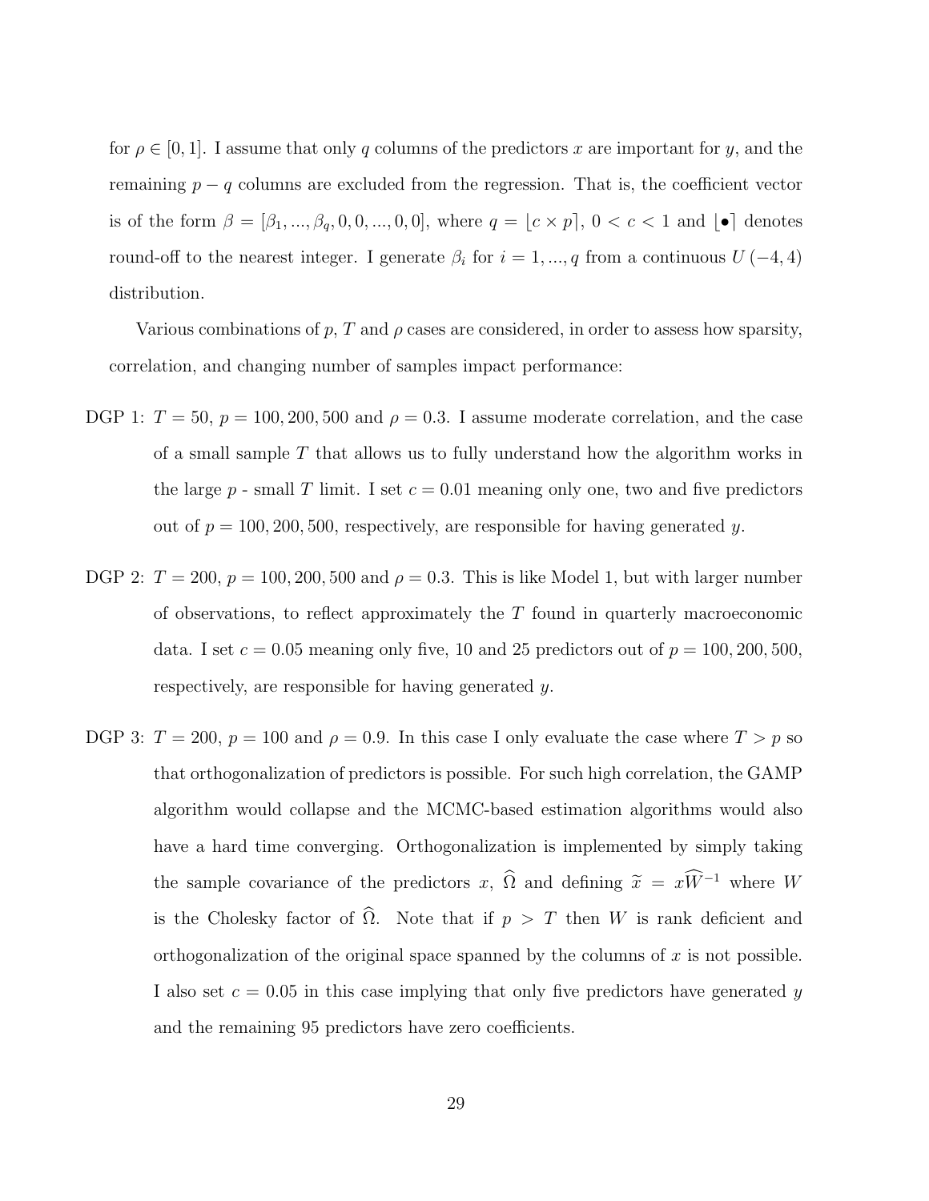for $\rho \in [0, 1]$. I assume that only $q$ columns of the predictors $x$ are important for $y$, and the remaining $p - q$ columns are excluded from the regression. That is, the coefficient vector is of the form $\beta = [\beta_1, ..., \beta_q, 0, 0, ..., 0, 0]$, where $q = \lfloor c \times p \rceil$, $0 < c < 1$ and $\lfloor \bullet \rceil$ denotes round-off to the nearest integer. I generate $\beta_i$ for $i = 1, ..., q$ from a continuous $U(-4, 4)$ distribution.

Various combinations of $p$, $T$ and $\rho$ cases are considered, in order to assess how sparsity, correlation, and changing number of samples impact performance:

- DGP 1: $T = 50$, $p = 100, 200, 500$ and $\rho = 0.3$. I assume moderate correlation, and the case of a small sample $T$ that allows us to fully understand how the algorithm works in the large $p$ - small $T$ limit. I set $c = 0.01$ meaning only one, two and five predictors out of $p = 100, 200, 500$, respectively, are responsible for having generated $y$.

- DGP 2: $T = 200$, $p = 100, 200, 500$ and $\rho = 0.3$. This is like Model 1, but with larger number of observations, to reflect approximately the $T$ found in quarterly macroeconomic data. I set $c = 0.05$ meaning only five, 10 and 25 predictors out of $p = 100, 200, 500$, respectively, are responsible for having generated $y$.

- DGP 3: $T = 200$, $p = 100$ and $\rho = 0.9$. In this case I only evaluate the case where $T > p$ so that orthogonalization of predictors is possible. For such high correlation, the GAMP algorithm would collapse and the MCMC-based estimation algorithms would also have a hard time converging. Orthogonalization is implemented by simply taking the sample covariance of the predictors $x$, $\widehat{\Omega}$ and defining $\widetilde{x} = x\widehat{W}^{-1}$ where $W$ is the Cholesky factor of $\widehat{\Omega}$. Note that if $p > T$ then $W$ is rank deficient and orthogonalization of the original space spanned by the columns of $x$ is not possible. I also set $c = 0.05$ in this case implying that only five predictors have generated $y$ and the remaining 95 predictors have zero coefficients.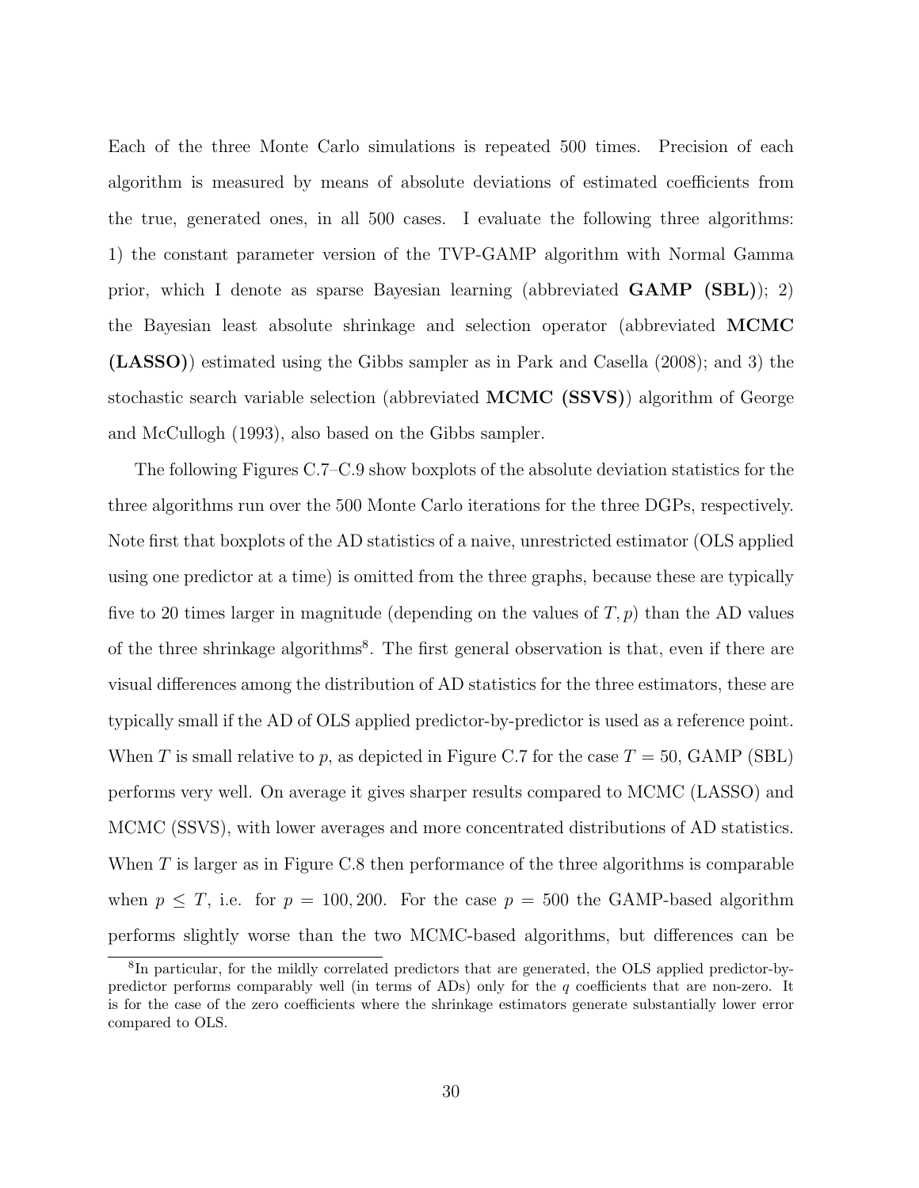Each of the three Monte Carlo simulations is repeated 500 times. Precision of each algorithm is measured by means of absolute deviations of estimated coefficients from the true, generated ones, in all 500 cases. I evaluate the following three algorithms: 1) the constant parameter version of the TVP-GAMP algorithm with Normal Gamma prior, which I denote as sparse Bayesian learning (abbreviated **GAMP (SBL)**); 2) the Bayesian least absolute shrinkage and selection operator (abbreviated **MCMC (LASSO)**) estimated using the Gibbs sampler as in Park and Casella (2008); and 3) the stochastic search variable selection (abbreviated **MCMC (SSVS)**) algorithm of George and McCullogh (1993), also based on the Gibbs sampler.

The following Figures C.7–C.9 show boxplots of the absolute deviation statistics for the three algorithms run over the 500 Monte Carlo iterations for the three DGPs, respectively. Note first that boxplots of the AD statistics of a naive, unrestricted estimator (OLS applied using one predictor at a time) is omitted from the three graphs, because these are typically five to 20 times larger in magnitude (depending on the values of $T, p$) than the AD values of the three shrinkage algorithms[8]. The first general observation is that, even if there are visual differences among the distribution of AD statistics for the three estimators, these are typically small if the AD of OLS applied predictor-by-predictor is used as a reference point. When $T$ is small relative to $p$, as depicted in Figure C.7 for the case $T = 50$, GAMP (SBL) performs very well. On average it gives sharper results compared to MCMC (LASSO) and MCMC (SSVS), with lower averages and more concentrated distributions of AD statistics. When $T$ is larger as in Figure C.8 then performance of the three algorithms is comparable when $p \leq T$, i.e. for $p = 100, 200$. For the case $p = 500$ the GAMP-based algorithm performs slightly worse than the two MCMC-based algorithms, but differences can be

[8] In particular, for the mildly correlated predictors that are generated, the OLS applied predictor-by-predictor performs comparably well (in terms of ADs) only for the $q$ coefficients that are non-zero. It is for the case of the zero coefficients where the shrinkage estimators generate substantially lower error compared to OLS.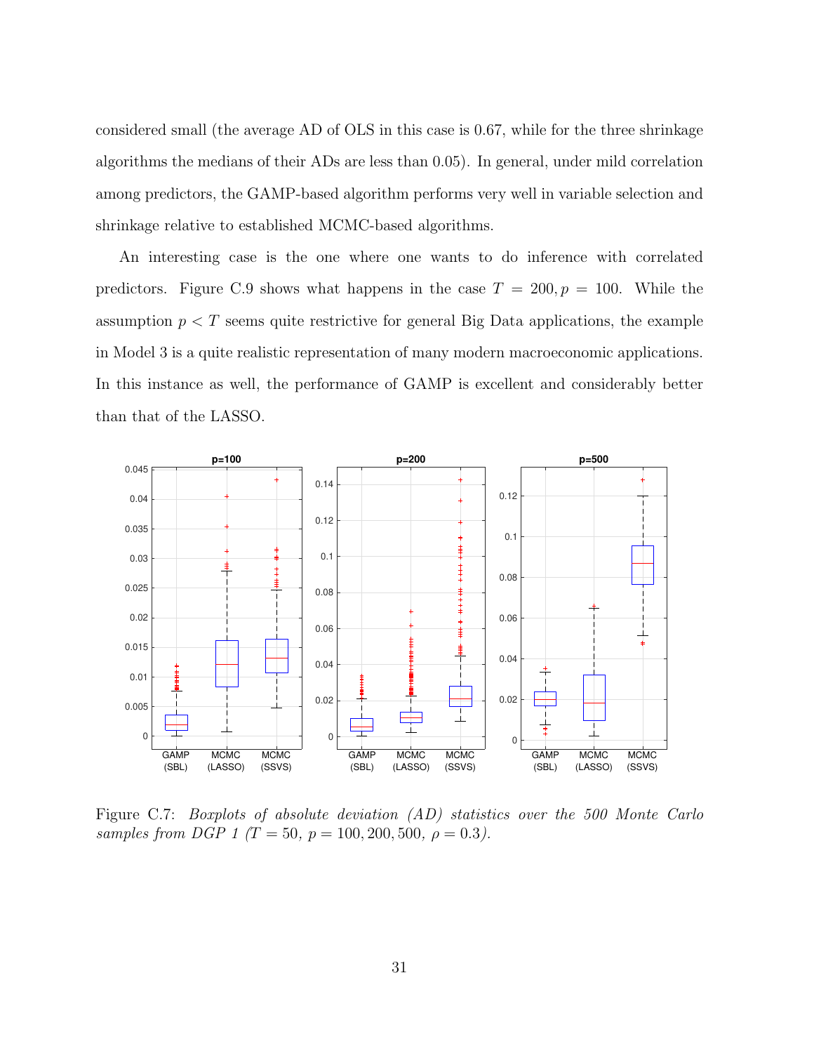considered small (the average AD of OLS in this case is 0.67, while for the three shrinkage algorithms the medians of their ADs are less than 0.05). In general, under mild correlation among predictors, the GAMP-based algorithm performs very well in variable selection and shrinkage relative to established MCMC-based algorithms.

An interesting case is the one where one wants to do inference with correlated predictors. Figure C.9 shows what happens in the case $T = 200, p = 100$. While the assumption $p < T$ seems quite restrictive for general Big Data applications, the example in Model 3 is a quite realistic representation of many modern macroeconomic applications. In this instance as well, the performance of GAMP is excellent and considerably better than that of the LASSO.

Figure C.7: *Boxplots of absolute deviation (AD) statistics over the 500 Monte Carlo samples from DGP 1 ($T = 50$, $p = 100, 200, 500$, $\rho = 0.3$).*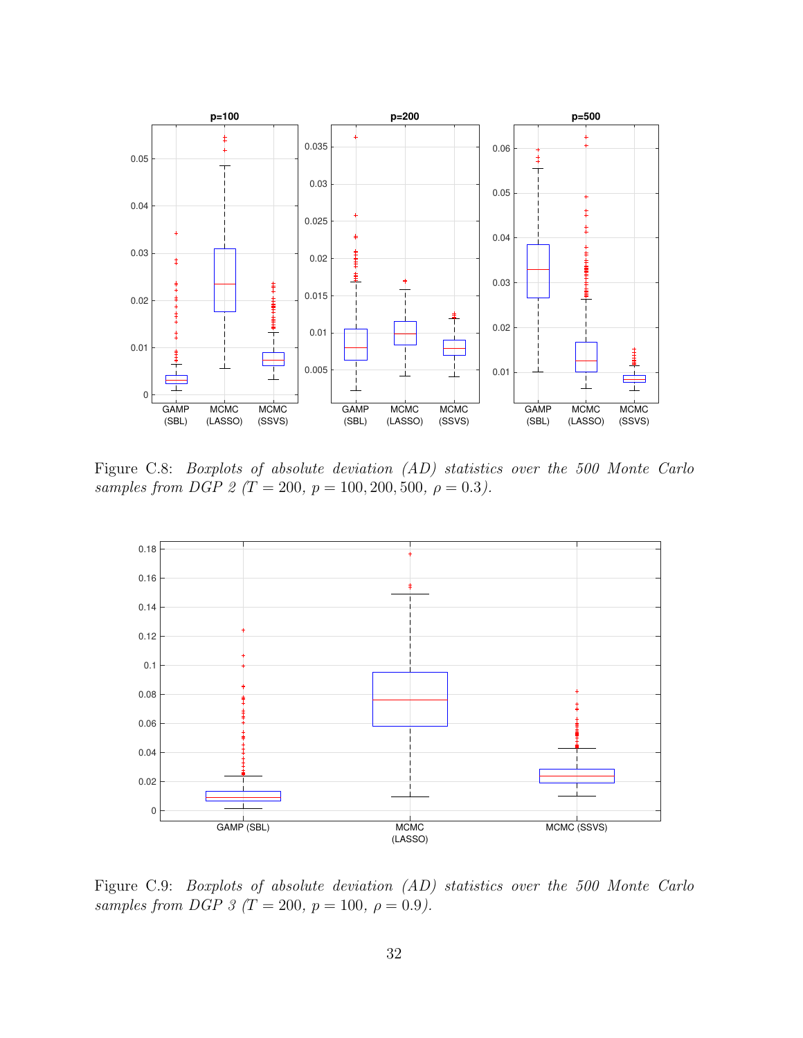Figure C.8: *Boxplots of absolute deviation (AD) statistics over the 500 Monte Carlo samples from DGP 2 ($T = 200$, $p = 100, 200, 500$, $\rho = 0.3$).*

Figure C.9: *Boxplots of absolute deviation (AD) statistics over the 500 Monte Carlo samples from DGP 3 ($T = 200$, $p = 100$, $\rho = 0.9$).*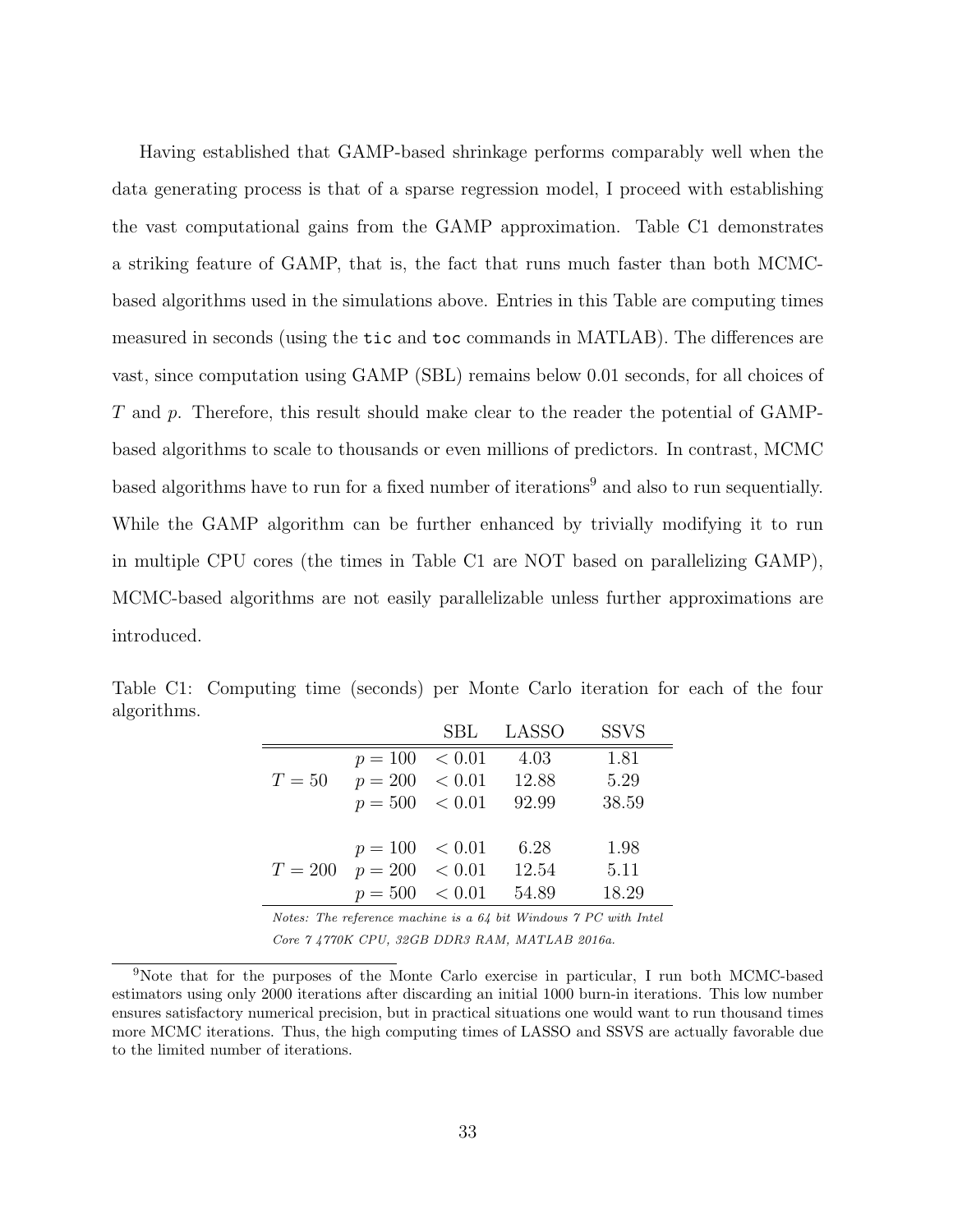Having established that GAMP-based shrinkage performs comparably well when the data generating process is that of a sparse regression model, I proceed with establishing the vast computational gains from the GAMP approximation. Table C1 demonstrates a striking feature of GAMP, that is, the fact that runs much faster than both MCMC-based algorithms used in the simulations above. Entries in this Table are computing times measured in seconds (using the `tic` and `toc` commands in MATLAB). The differences are vast, since computation using GAMP (SBL) remains below 0.01 seconds, for all choices of $T$ and $p$. Therefore, this result should make clear to the reader the potential of GAMP-based algorithms to scale to thousands or even millions of predictors. In contrast, MCMC based algorithms have to run for a fixed number of iterations[9] and also to run sequentially. While the GAMP algorithm can be further enhanced by trivially modifying it to run in multiple CPU cores (the times in Table C1 are NOT based on parallelizing GAMP), MCMC-based algorithms are not easily parallelizable unless further approximations are introduced.

Table C1: Computing time (seconds) per Monte Carlo iteration for each of the four algorithms.

| | | SBL | LASSO | SSVS |
|---|---|---|---|---|
| $T = 50$ | $p = 100$ | $< 0.01$ | 4.03 | 1.81 |
| | $p = 200$ | $< 0.01$ | 12.88 | 5.29 |
| | $p = 500$ | $< 0.01$ | 92.99 | 38.59 |
| $T = 200$ | $p = 100$ | $< 0.01$ | 6.28 | 1.98 |
| | $p = 200$ | $< 0.01$ | 12.54 | 5.11 |
| | $p = 500$ | $< 0.01$ | 54.89 | 18.29 |

*Notes: The reference machine is a 64 bit Windows 7 PC with Intel Core 7 4770K CPU, 32GB DDR3 RAM, MATLAB 2016a.*

[9]Note that for the purposes of the Monte Carlo exercise in particular, I run both MCMC-based estimators using only 2000 iterations after discarding an initial 1000 burn-in iterations. This low number ensures satisfactory numerical precision, but in practical situations one would want to run thousand times more MCMC iterations. Thus, the high computing times of LASSO and SSVS are actually favorable due to the limited number of iterations.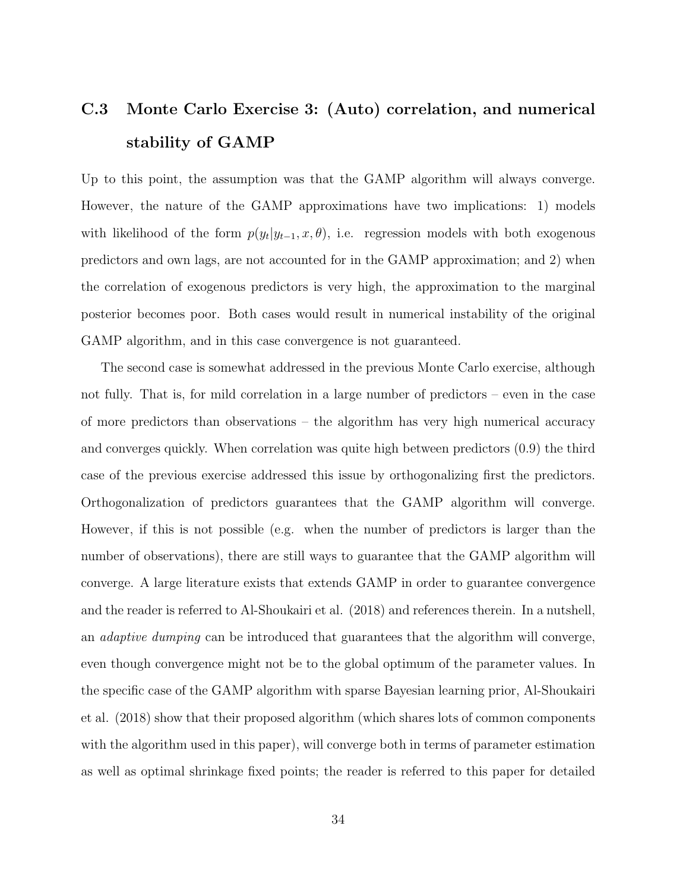### C.3 Monte Carlo Exercise 3: (Auto) correlation, and numerical stability of GAMP

Up to this point, the assumption was that the GAMP algorithm will always converge. However, the nature of the GAMP approximations have two implications: 1) models with likelihood of the form $p(y_t|y_{t-1}, x, \theta)$, i.e. regression models with both exogenous predictors and own lags, are not accounted for in the GAMP approximation; and 2) when the correlation of exogenous predictors is very high, the approximation to the marginal posterior becomes poor. Both cases would result in numerical instability of the original GAMP algorithm, and in this case convergence is not guaranteed.

The second case is somewhat addressed in the previous Monte Carlo exercise, although not fully. That is, for mild correlation in a large number of predictors – even in the case of more predictors than observations – the algorithm has very high numerical accuracy and converges quickly. When correlation was quite high between predictors (0.9) the third case of the previous exercise addressed this issue by orthogonalizing first the predictors. Orthogonalization of predictors guarantees that the GAMP algorithm will converge. However, if this is not possible (e.g. when the number of predictors is larger than the number of observations), there are still ways to guarantee that the GAMP algorithm will converge. A large literature exists that extends GAMP in order to guarantee convergence and the reader is referred to Al-Shoukairi et al. (2018) and references therein. In a nutshell, an *adaptive dumping* can be introduced that guarantees that the algorithm will converge, even though convergence might not be to the global optimum of the parameter values. In the specific case of the GAMP algorithm with sparse Bayesian learning prior, Al-Shoukairi et al. (2018) show that their proposed algorithm (which shares lots of common components with the algorithm used in this paper), will converge both in terms of parameter estimation as well as optimal shrinkage fixed points; the reader is referred to this paper for detailed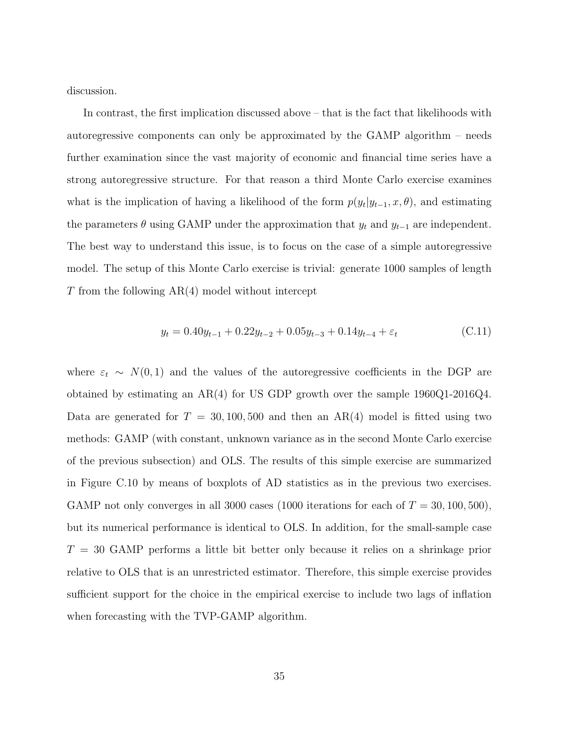discussion.

In contrast, the first implication discussed above – that is the fact that likelihoods with autoregressive components can only be approximated by the GAMP algorithm – needs further examination since the vast majority of economic and financial time series have a strong autoregressive structure. For that reason a third Monte Carlo exercise examines what is the implication of having a likelihood of the form $p(y_t|y_{t-1}, x, \theta)$, and estimating the parameters $\theta$ using GAMP under the approximation that $y_t$ and $y_{t-1}$ are independent. The best way to understand this issue, is to focus on the case of a simple autoregressive model. The setup of this Monte Carlo exercise is trivial: generate 1000 samples of length $T$ from the following AR(4) model without intercept

$$y_t = 0.40y_{t-1} + 0.22y_{t-2} + 0.05y_{t-3} + 0.14y_{t-4} + \varepsilon_t \tag{C.11}$$

where $\varepsilon_t \sim N(0, 1)$ and the values of the autoregressive coefficients in the DGP are obtained by estimating an AR(4) for US GDP growth over the sample 1960Q1-2016Q4. Data are generated for $T = 30, 100, 500$ and then an AR(4) model is fitted using two methods: GAMP (with constant, unknown variance as in the second Monte Carlo exercise of the previous subsection) and OLS. The results of this simple exercise are summarized in Figure C.10 by means of boxplots of AD statistics as in the previous two exercises. GAMP not only converges in all 3000 cases (1000 iterations for each of $T = 30, 100, 500$), but its numerical performance is identical to OLS. In addition, for the small-sample case $T = 30$ GAMP performs a little bit better only because it relies on a shrinkage prior relative to OLS that is an unrestricted estimator. Therefore, this simple exercise provides sufficient support for the choice in the empirical exercise to include two lags of inflation when forecasting with the TVP-GAMP algorithm.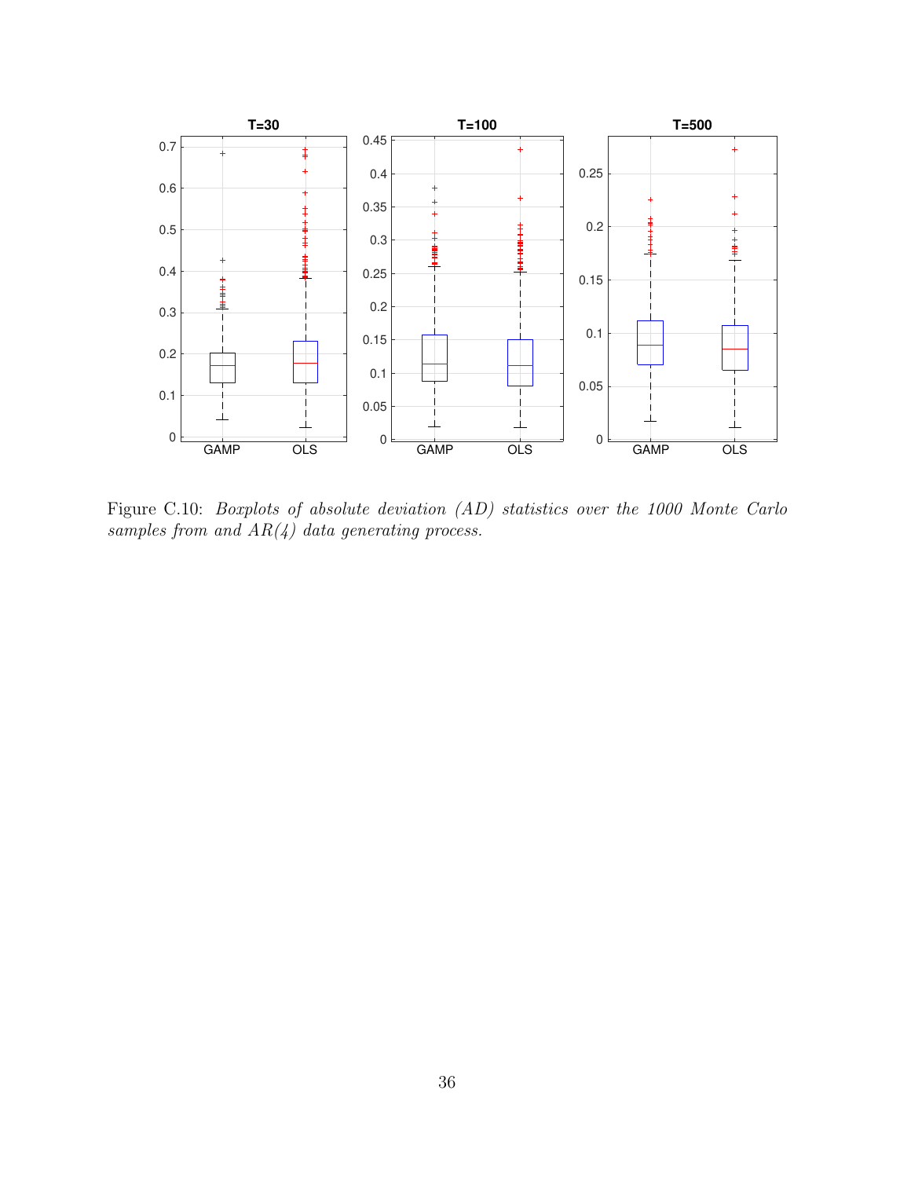Figure C.10: *Boxplots of absolute deviation (AD) statistics over the 1000 Monte Carlo samples from and AR(4) data generating process.*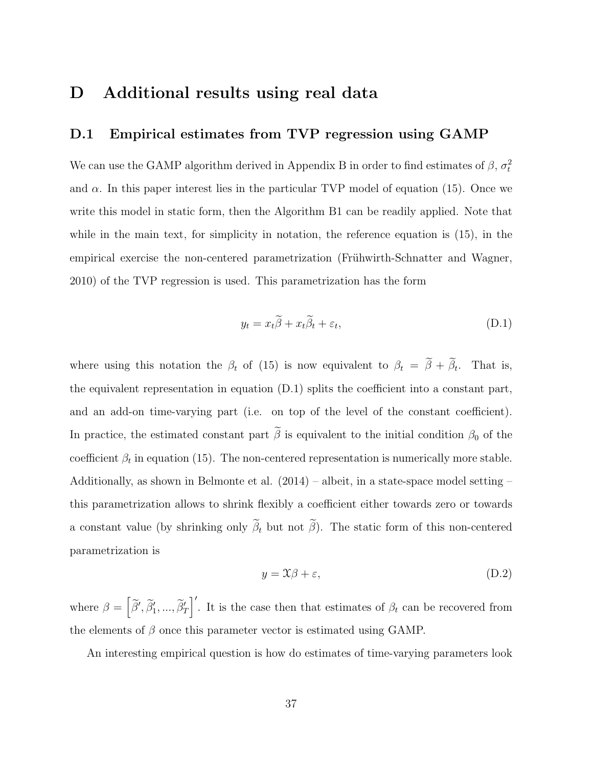# D Additional results using real data

## D.1 Empirical estimates from TVP regression using GAMP

We can use the GAMP algorithm derived in Appendix B in order to find estimates of $\beta$, $\sigma_t^2$ and $\alpha$. In this paper interest lies in the particular TVP model of equation (15). Once we write this model in static form, then the Algorithm B1 can be readily applied. Note that while in the main text, for simplicity in notation, the reference equation is (15), in the empirical exercise the non-centered parametrization (Frühwirth-Schnatter and Wagner, 2010) of the TVP regression is used. This parametrization has the form

$$y_t = x_t \widetilde{\beta} + x_t \widetilde{\beta}_t + \varepsilon_t, \tag{D.1}$$

where using this notation the $\beta_t$ of (15) is now equivalent to $\beta_t = \widetilde{\beta} + \widetilde{\beta}_t$. That is, the equivalent representation in equation (D.1) splits the coefficient into a constant part, and an add-on time-varying part (i.e. on top of the level of the constant coefficient). In practice, the estimated constant part $\widetilde{\beta}$ is equivalent to the initial condition $\beta_0$ of the coefficient $\beta_t$ in equation (15). The non-centered representation is numerically more stable. Additionally, as shown in Belmonte et al. (2014) – albeit, in a state-space model setting – this parametrization allows to shrink flexibly a coefficient either towards zero or towards a constant value (by shrinking only $\widetilde{\beta}_t$ but not $\widetilde{\beta}$). The static form of this non-centered parametrization is

$$y = \mathcal{X}\beta + \varepsilon, \tag{D.2}$$

where $\beta = \left[\widetilde{\beta}', \widetilde{\beta}_1', ..., \widetilde{\beta}_T'\right]'$. It is the case then that estimates of $\beta_t$ can be recovered from the elements of $\beta$ once this parameter vector is estimated using GAMP.

An interesting empirical question is how do estimates of time-varying parameters look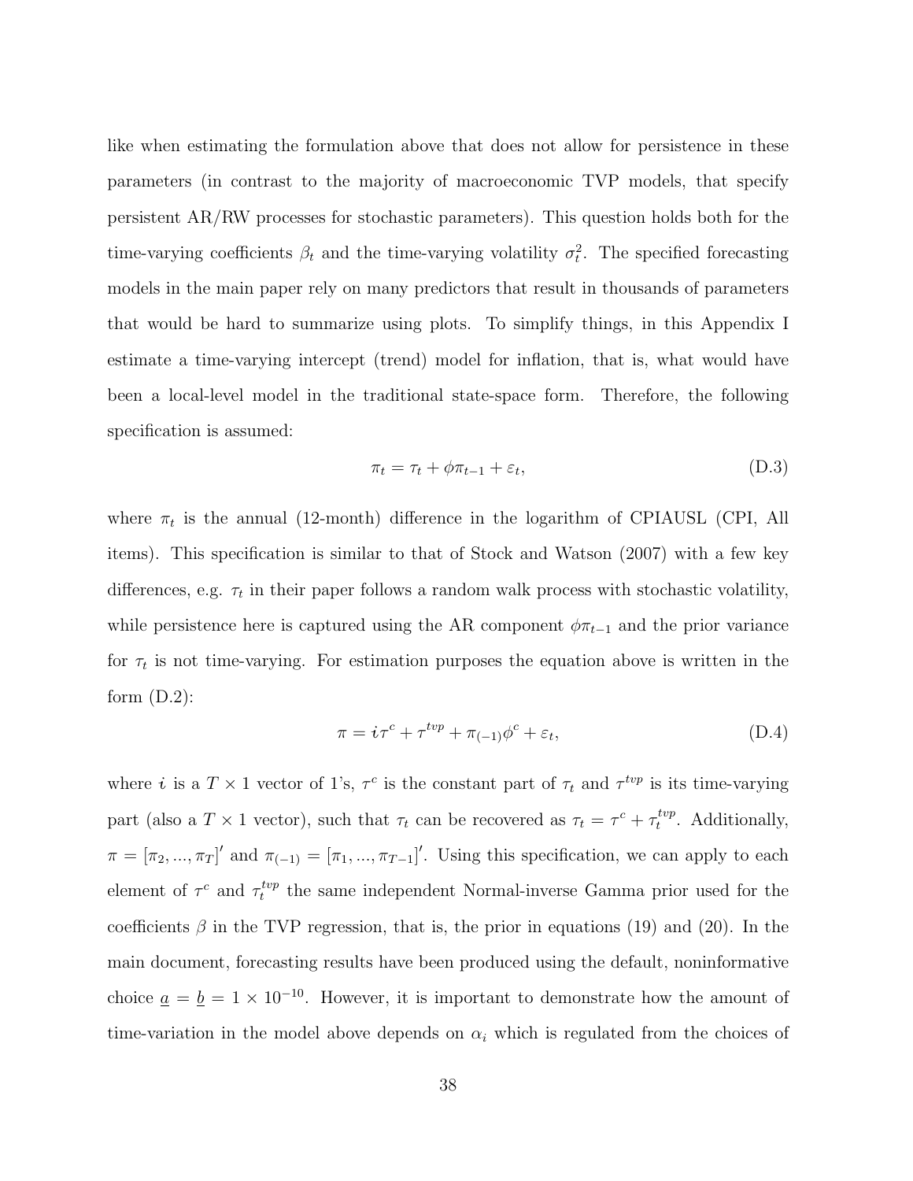like when estimating the formulation above that does not allow for persistence in these parameters (in contrast to the majority of macroeconomic TVP models, that specify persistent AR/RW processes for stochastic parameters). This question holds both for the time-varying coefficients $\beta_t$ and the time-varying volatility $\sigma_t^2$. The specified forecasting models in the main paper rely on many predictors that result in thousands of parameters that would be hard to summarize using plots. To simplify things, in this Appendix I estimate a time-varying intercept (trend) model for inflation, that is, what would have been a local-level model in the traditional state-space form. Therefore, the following specification is assumed:

$$\pi_t = \tau_t + \phi \pi_{t-1} + \varepsilon_t, \tag{D.3}$$

where $\pi_t$ is the annual (12-month) difference in the logarithm of CPIAUSL (CPI, All items). This specification is similar to that of Stock and Watson (2007) with a few key differences, e.g. $\tau_t$ in their paper follows a random walk process with stochastic volatility, while persistence here is captured using the AR component $\phi \pi_{t-1}$ and the prior variance for $\tau_t$ is not time-varying. For estimation purposes the equation above is written in the form (D.2):

$$\pi = \boldsymbol{\imath} \tau^c + \tau^{tvp} + \pi_{(-1)} \phi^c + \varepsilon_t, \tag{D.4}$$

where $\boldsymbol{\imath}$ is a $T \times 1$ vector of 1's, $\tau^c$ is the constant part of $\tau_t$ and $\tau^{tvp}$ is its time-varying part (also a $T \times 1$ vector), such that $\tau_t$ can be recovered as $\tau_t = \tau^c + \tau_t^{tvp}$. Additionally, $\pi = [\pi_2, ..., \pi_T]'$ and $\pi_{(-1)} = [\pi_1, ..., \pi_{T-1}]'$. Using this specification, we can apply to each element of $\tau^c$ and $\tau_t^{tvp}$ the same independent Normal-inverse Gamma prior used for the coefficients $\beta$ in the TVP regression, that is, the prior in equations (19) and (20). In the main document, forecasting results have been produced using the default, noninformative choice $\underline{a} = \underline{b} = 1 \times 10^{-10}$. However, it is important to demonstrate how the amount of time-variation in the model above depends on $\alpha_i$ which is regulated from the choices of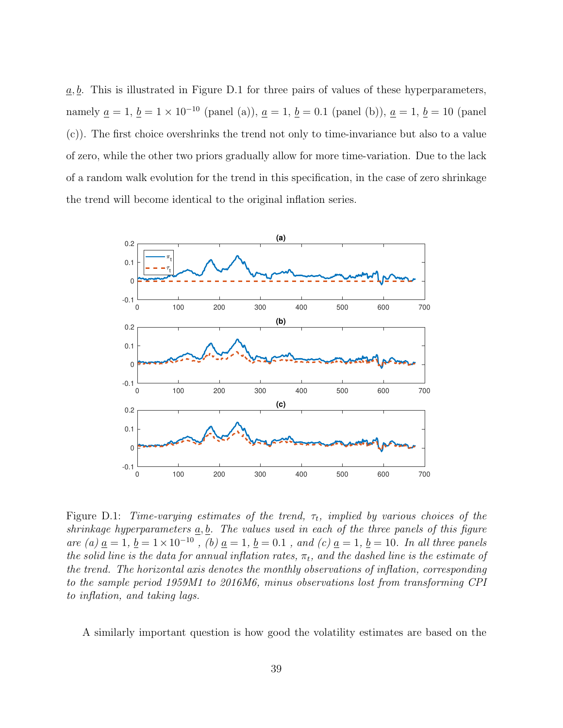$\underline{a}, \underline{b}$. This is illustrated in Figure D.1 for three pairs of values of these hyperparameters, namely $\underline{a} = 1$, $\underline{b} = 1 \times 10^{-10}$ (panel (a)), $\underline{a} = 1$, $\underline{b} = 0.1$ (panel (b)), $\underline{a} = 1$, $\underline{b} = 10$ (panel (c)). The first choice overshrinks the trend not only to time-invariance but also to a value of zero, while the other two priors gradually allow for more time-variation. Due to the lack of a random walk evolution for the trend in this specification, in the case of zero shrinkage the trend will become identical to the original inflation series.

Figure D.1: *Time-varying estimates of the trend, $\tau_t$, implied by various choices of the shrinkage hyperparameters $\underline{a}, \underline{b}$. The values used in each of the three panels of this figure are (a) $\underline{a} = 1$, $\underline{b} = 1 \times 10^{-10}$ , (b) $\underline{a} = 1$, $\underline{b} = 0.1$ , and (c) $\underline{a} = 1$, $\underline{b} = 10$. In all three panels the solid line is the data for annual inflation rates, $\pi_t$, and the dashed line is the estimate of the trend. The horizontal axis denotes the monthly observations of inflation, corresponding to the sample period 1959M1 to 2016M6, minus observations lost from transforming CPI to inflation, and taking lags.*

A similarly important question is how good the volatility estimates are based on the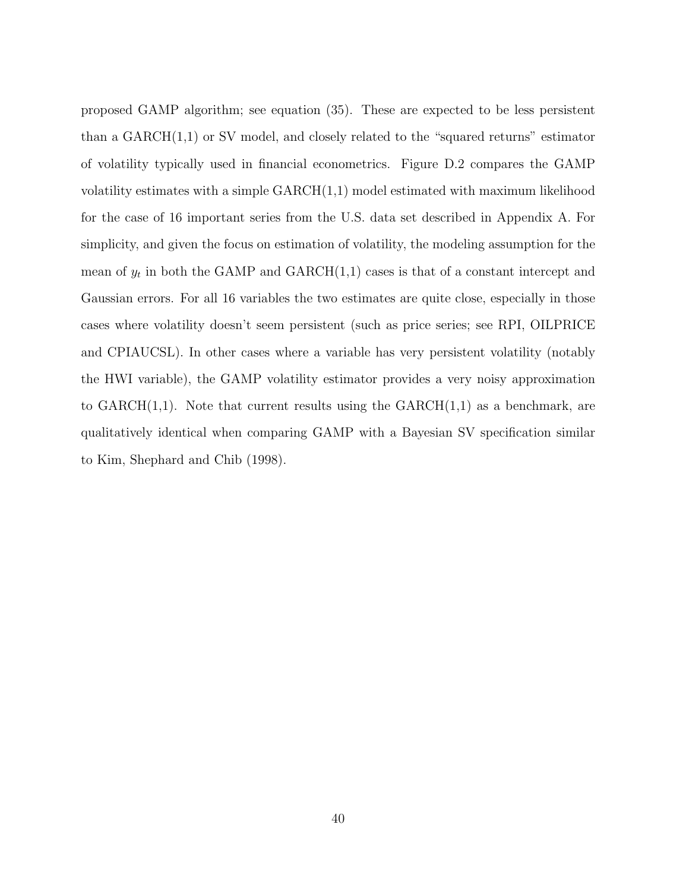proposed GAMP algorithm; see equation (35). These are expected to be less persistent than a GARCH(1,1) or SV model, and closely related to the "squared returns" estimator of volatility typically used in financial econometrics. Figure D.2 compares the GAMP volatility estimates with a simple GARCH(1,1) model estimated with maximum likelihood for the case of 16 important series from the U.S. data set described in Appendix A. For simplicity, and given the focus on estimation of volatility, the modeling assumption for the mean of $y_t$ in both the GAMP and GARCH(1,1) cases is that of a constant intercept and Gaussian errors. For all 16 variables the two estimates are quite close, especially in those cases where volatility doesn't seem persistent (such as price series; see RPI, OILPRICE and CPIAUCSL). In other cases where a variable has very persistent volatility (notably the HWI variable), the GAMP volatility estimator provides a very noisy approximation to GARCH(1,1). Note that current results using the GARCH(1,1) as a benchmark, are qualitatively identical when comparing GAMP with a Bayesian SV specification similar to Kim, Shephard and Chib (1998).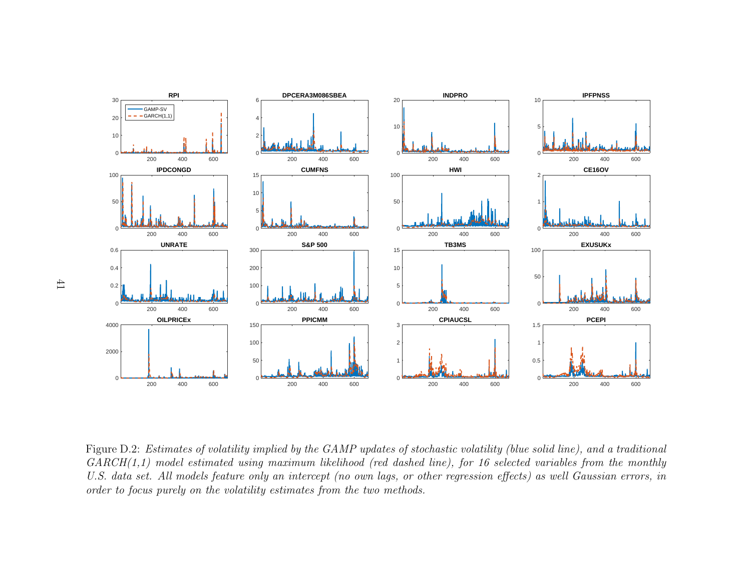Figure D.2: *Estimates of volatility implied by the GAMP updates of stochastic volatility (blue solid line), and a traditional GARCH(1,1) model estimated using maximum likelihood (red dashed line), for 16 selected variables from the monthly U.S. data set. All models feature only an intercept (no own lags, or other regression effects) as well Gaussian errors, in order to focus purely on the volatility estimates from the two methods.*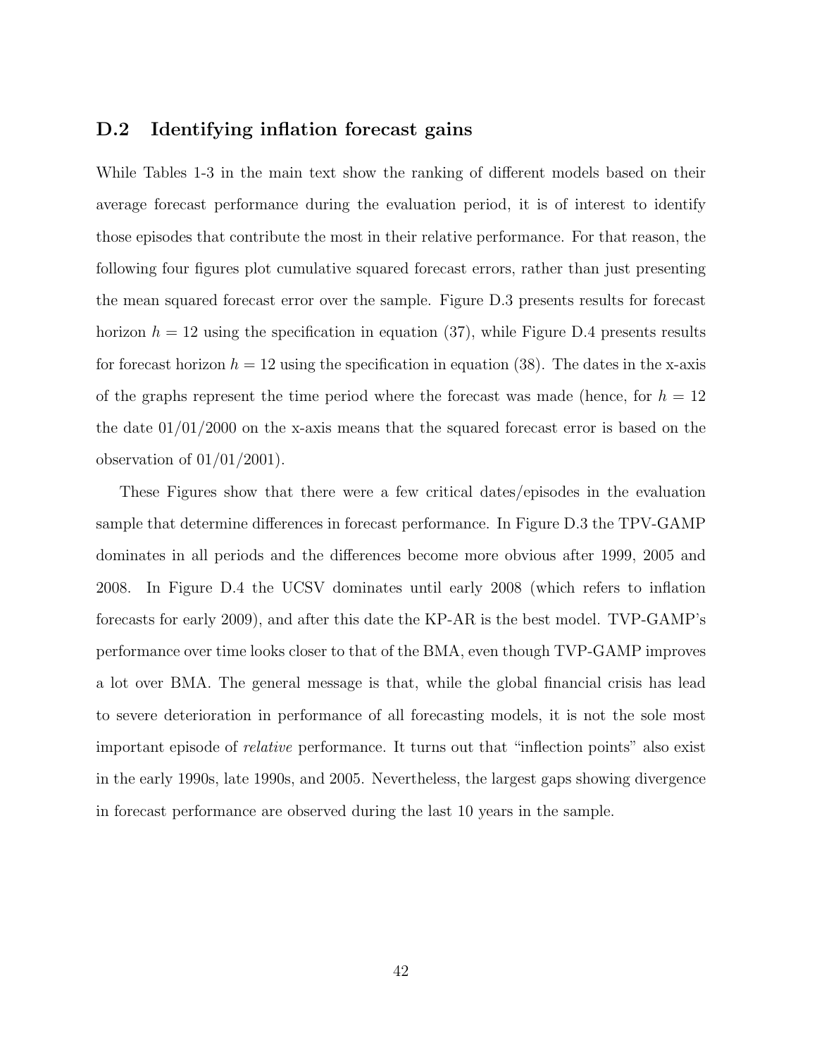## D.2 Identifying inflation forecast gains

While Tables 1-3 in the main text show the ranking of different models based on their average forecast performance during the evaluation period, it is of interest to identify those episodes that contribute the most in their relative performance. For that reason, the following four figures plot cumulative squared forecast errors, rather than just presenting the mean squared forecast error over the sample. Figure D.3 presents results for forecast horizon $h = 12$ using the specification in equation (37), while Figure D.4 presents results for forecast horizon $h = 12$ using the specification in equation (38). The dates in the x-axis of the graphs represent the time period where the forecast was made (hence, for $h = 12$ the date 01/01/2000 on the x-axis means that the squared forecast error is based on the observation of 01/01/2001).

These Figures show that there were a few critical dates/episodes in the evaluation sample that determine differences in forecast performance. In Figure D.3 the TPV-GAMP dominates in all periods and the differences become more obvious after 1999, 2005 and 2008. In Figure D.4 the UCSV dominates until early 2008 (which refers to inflation forecasts for early 2009), and after this date the KP-AR is the best model. TVP-GAMP's performance over time looks closer to that of the BMA, even though TVP-GAMP improves a lot over BMA. The general message is that, while the global financial crisis has lead to severe deterioration in performance of all forecasting models, it is not the sole most important episode of *relative* performance. It turns out that "inflection points" also exist in the early 1990s, late 1990s, and 2005. Nevertheless, the largest gaps showing divergence in forecast performance are observed during the last 10 years in the sample.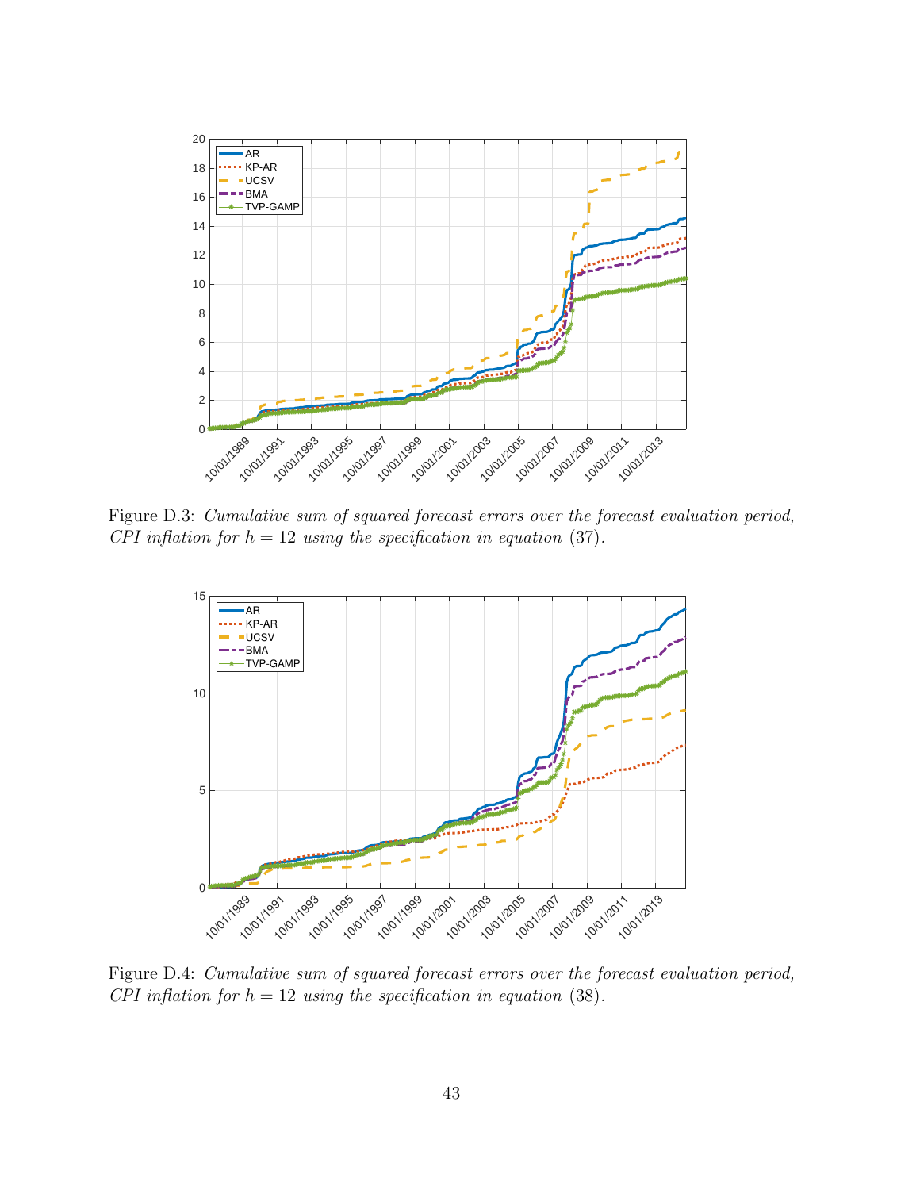Figure D.3: *Cumulative sum of squared forecast errors over the forecast evaluation period, CPI inflation for* $h = 12$ *using the specification in equation* (37).

Figure D.4: *Cumulative sum of squared forecast errors over the forecast evaluation period, CPI inflation for* $h = 12$ *using the specification in equation* (38).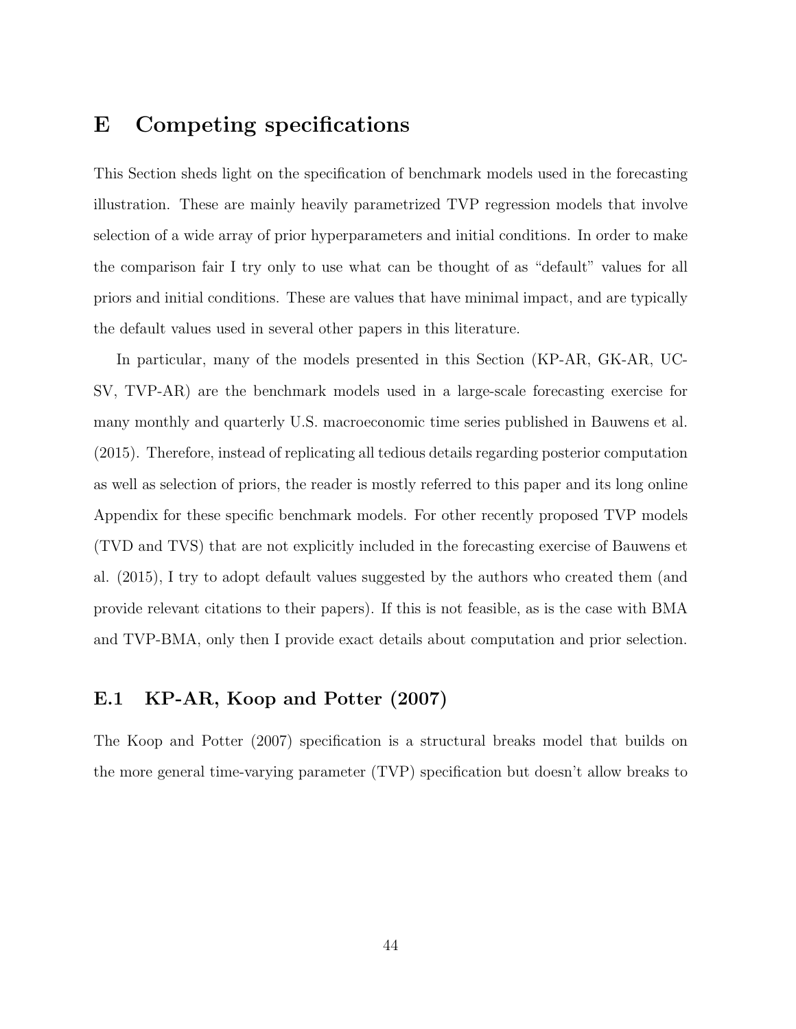# E Competing specifications

This Section sheds light on the specification of benchmark models used in the forecasting illustration. These are mainly heavily parametrized TVP regression models that involve selection of a wide array of prior hyperparameters and initial conditions. In order to make the comparison fair I try only to use what can be thought of as "default" values for all priors and initial conditions. These are values that have minimal impact, and are typically the default values used in several other papers in this literature.

In particular, many of the models presented in this Section (KP-AR, GK-AR, UC-SV, TVP-AR) are the benchmark models used in a large-scale forecasting exercise for many monthly and quarterly U.S. macroeconomic time series published in Bauwens et al. (2015). Therefore, instead of replicating all tedious details regarding posterior computation as well as selection of priors, the reader is mostly referred to this paper and its long online Appendix for these specific benchmark models. For other recently proposed TVP models (TVD and TVS) that are not explicitly included in the forecasting exercise of Bauwens et al. (2015), I try to adopt default values suggested by the authors who created them (and provide relevant citations to their papers). If this is not feasible, as is the case with BMA and TVP-BMA, only then I provide exact details about computation and prior selection.

## E.1 KP-AR, Koop and Potter (2007)

The Koop and Potter (2007) specification is a structural breaks model that builds on the more general time-varying parameter (TVP) specification but doesn't allow breaks to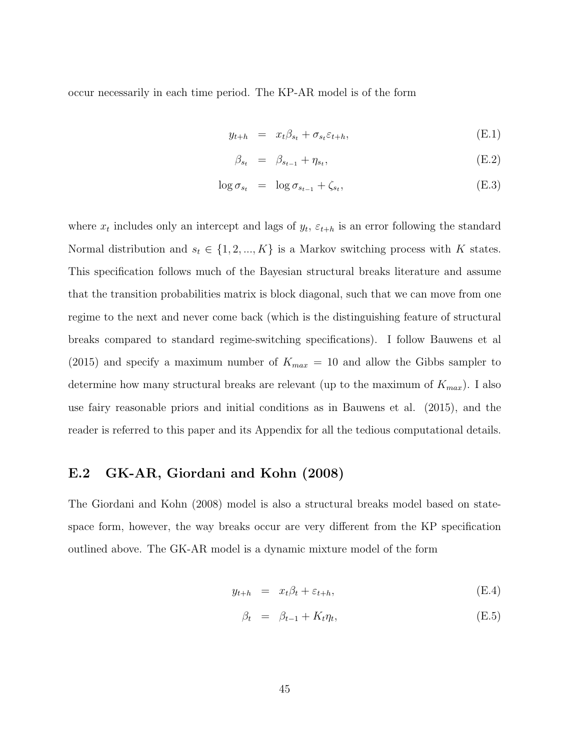occur necessarily in each time period. The KP-AR model is of the form

$$y_{t+h} = x_t \beta_{s_t} + \sigma_{s_t} \varepsilon_{t+h}, \tag{E.1}$$

$$\beta_{s_t} = \beta_{s_{t-1}} + \eta_{s_t}, \tag{E.2}$$

$$\log \sigma_{s_t} = \log \sigma_{s_{t-1}} + \zeta_{s_t}, \tag{E.3}$$

where $x_t$ includes only an intercept and lags of $y_t$, $\varepsilon_{t+h}$ is an error following the standard Normal distribution and $s_t \in \{1, 2, ..., K\}$ is a Markov switching process with $K$ states. This specification follows much of the Bayesian structural breaks literature and assume that the transition probabilities matrix is block diagonal, such that we can move from one regime to the next and never come back (which is the distinguishing feature of structural breaks compared to standard regime-switching specifications). I follow Bauwens et al (2015) and specify a maximum number of $K_{max} = 10$ and allow the Gibbs sampler to determine how many structural breaks are relevant (up to the maximum of $K_{max}$). I also use fairy reasonable priors and initial conditions as in Bauwens et al. (2015), and the reader is referred to this paper and its Appendix for all the tedious computational details.

## E.2 GK-AR, Giordani and Kohn (2008)

The Giordani and Kohn (2008) model is also a structural breaks model based on state-space form, however, the way breaks occur are very different from the KP specification outlined above. The GK-AR model is a dynamic mixture model of the form

$$y_{t+h} = x_t \beta_t + \varepsilon_{t+h}, \tag{E.4}$$

$$\beta_t = \beta_{t-1} + K_t \eta_t, \tag{E.5}$$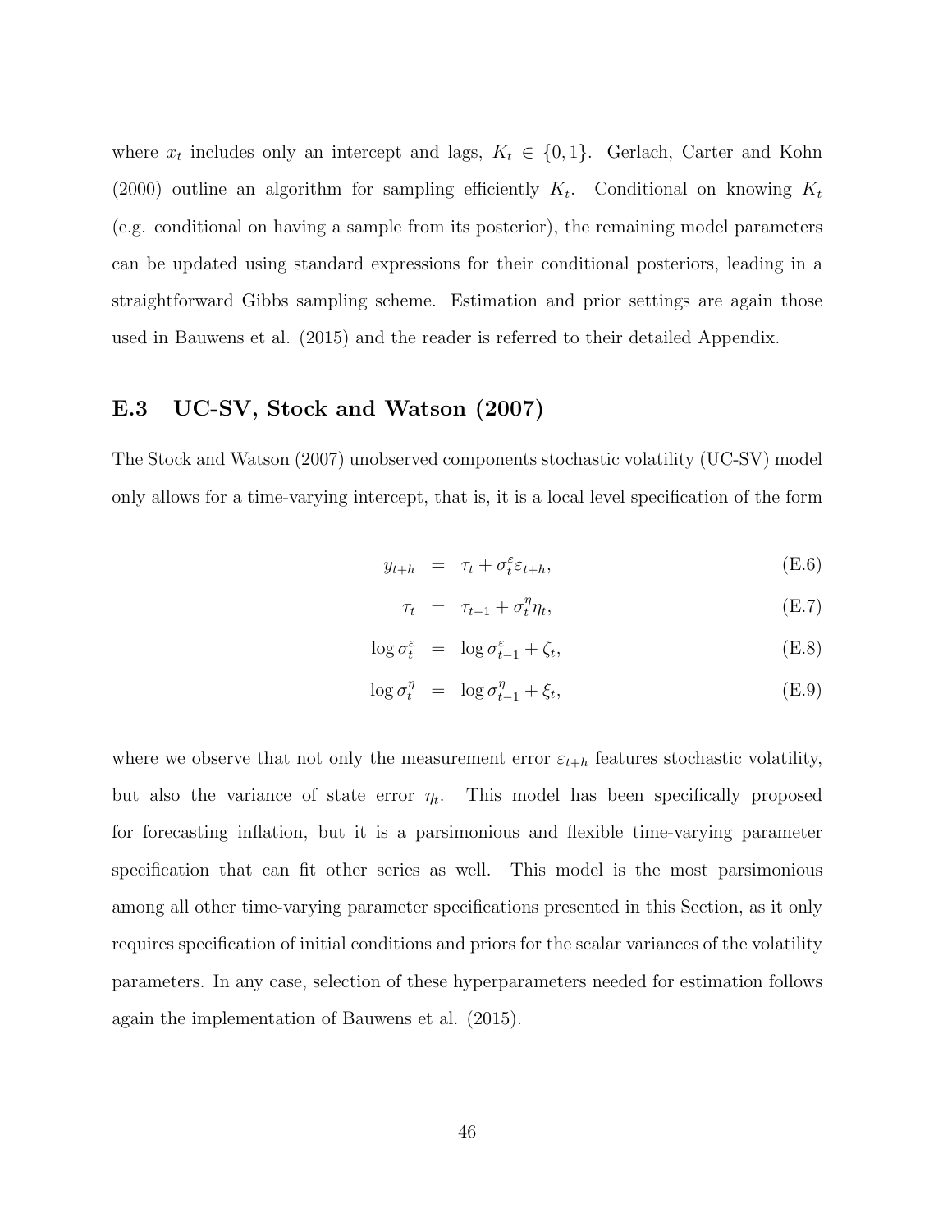where $x_t$ includes only an intercept and lags, $K_t \in \{0, 1\}$. Gerlach, Carter and Kohn (2000) outline an algorithm for sampling efficiently $K_t$. Conditional on knowing $K_t$ (e.g. conditional on having a sample from its posterior), the remaining model parameters can be updated using standard expressions for their conditional posteriors, leading in a straightforward Gibbs sampling scheme. Estimation and prior settings are again those used in Bauwens et al. (2015) and the reader is referred to their detailed Appendix.

### E.3 UC-SV, Stock and Watson (2007)

The Stock and Watson (2007) unobserved components stochastic volatility (UC-SV) model only allows for a time-varying intercept, that is, it is a local level specification of the form

$$y_{t+h} = \tau_t + \sigma_t^{\varepsilon} \varepsilon_{t+h}, \tag{E.6}$$

$$\tau_t = \tau_{t-1} + \sigma_t^{\eta} \eta_t, \tag{E.7}$$

$$\log \sigma_t^{\varepsilon} = \log \sigma_{t-1}^{\varepsilon} + \zeta_t, \tag{E.8}$$

$$\log \sigma_t^{\eta} = \log \sigma_{t-1}^{\eta} + \xi_t, \tag{E.9}$$

where we observe that not only the measurement error $\varepsilon_{t+h}$ features stochastic volatility, but also the variance of state error $\eta_t$. This model has been specifically proposed for forecasting inflation, but it is a parsimonious and flexible time-varying parameter specification that can fit other series as well. This model is the most parsimonious among all other time-varying parameter specifications presented in this Section, as it only requires specification of initial conditions and priors for the scalar variances of the volatility parameters. In any case, selection of these hyperparameters needed for estimation follows again the implementation of Bauwens et al. (2015).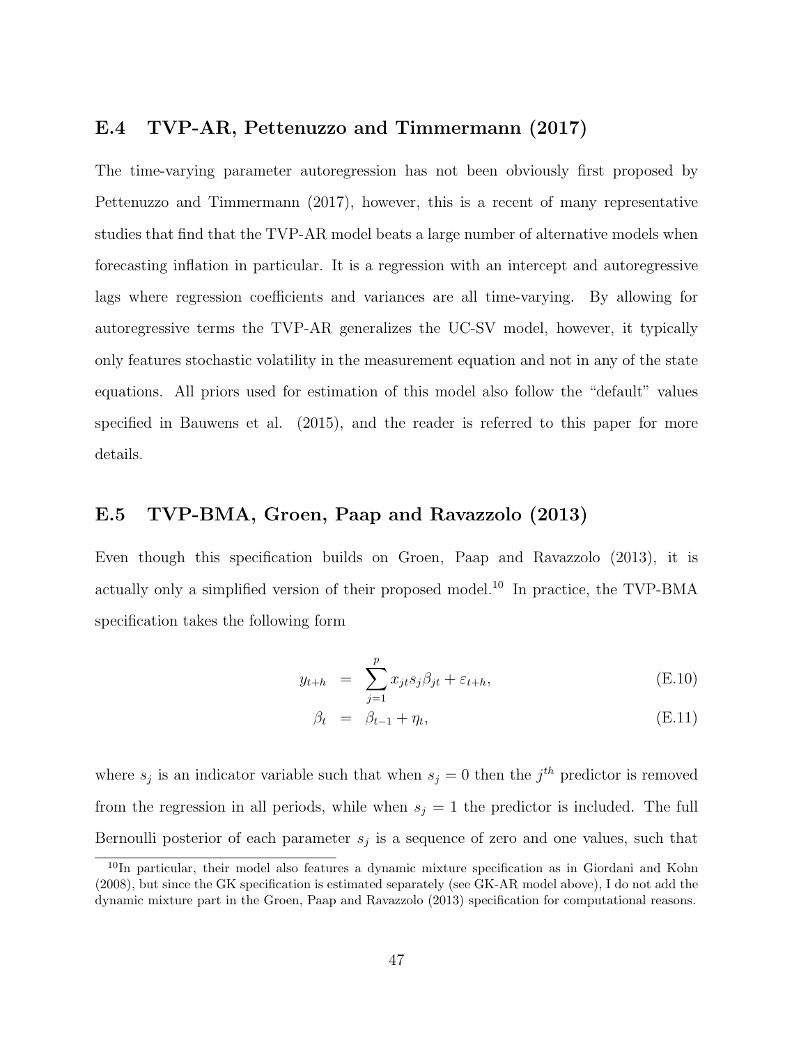## E.4 TVP-AR, Pettenuzzo and Timmermann (2017)

The time-varying parameter autoregression has not been obviously first proposed by Pettenuzzo and Timmermann (2017), however, this is a recent of many representative studies that find that the TVP-AR model beats a large number of alternative models when forecasting inflation in particular. It is a regression with an intercept and autoregressive lags where regression coefficients and variances are all time-varying. By allowing for autoregressive terms the TVP-AR generalizes the UC-SV model, however, it typically only features stochastic volatility in the measurement equation and not in any of the state equations. All priors used for estimation of this model also follow the "default" values specified in Bauwens et al. (2015), and the reader is referred to this paper for more details.

## E.5 TVP-BMA, Groen, Paap and Ravazzolo (2013)

Even though this specification builds on Groen, Paap and Ravazzolo (2013), it is actually only a simplified version of their proposed model.[10] In practice, the TVP-BMA specification takes the following form

$$y_{t+h} = \sum_{j=1}^{p} x_{jt} s_j \beta_{jt} + \varepsilon_{t+h}, \tag{E.10}$$

$$\beta_t = \beta_{t-1} + \eta_t, \tag{E.11}$$

where $s_j$ is an indicator variable such that when $s_j = 0$ then the $j^{th}$ predictor is removed from the regression in all periods, while when $s_j = 1$ the predictor is included. The full Bernoulli posterior of each parameter $s_j$ is a sequence of zero and one values, such that

[10] In particular, their model also features a dynamic mixture specification as in Giordani and Kohn (2008), but since the GK specification is estimated separately (see GK-AR model above), I do not add the dynamic mixture part in the Groen, Paap and Ravazzolo (2013) specification for computational reasons.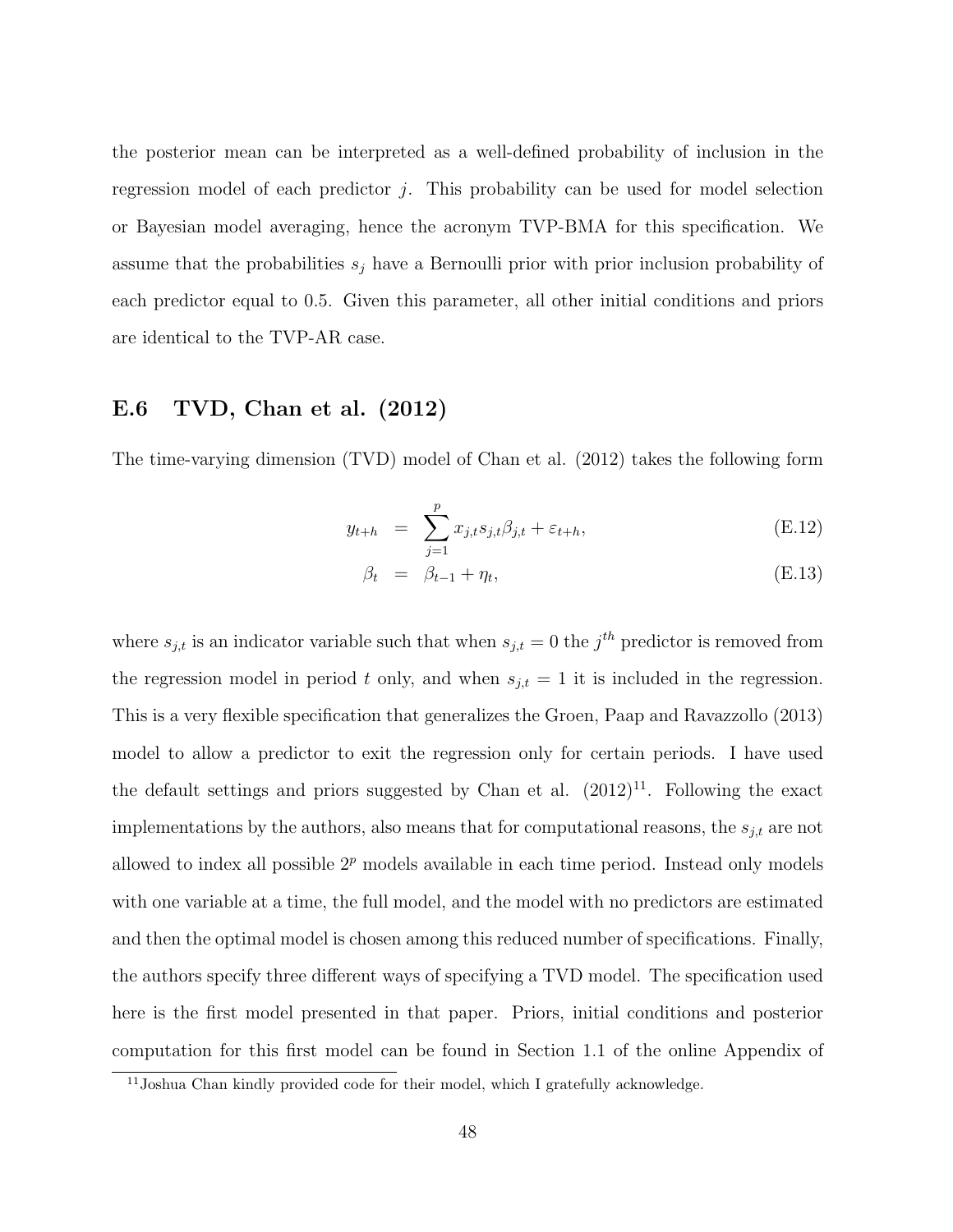the posterior mean can be interpreted as a well-defined probability of inclusion in the regression model of each predictor $j$. This probability can be used for model selection or Bayesian model averaging, hence the acronym TVP-BMA for this specification. We assume that the probabilities $s_j$ have a Bernoulli prior with prior inclusion probability of each predictor equal to 0.5. Given this parameter, all other initial conditions and priors are identical to the TVP-AR case.

## E.6 TVD, Chan et al. (2012)

The time-varying dimension (TVD) model of Chan et al. (2012) takes the following form

$$y_{t+h} = \sum_{j=1}^{p} x_{j,t} s_{j,t} \beta_{j,t} + \varepsilon_{t+h}, \tag{E.12}$$

$$\beta_t = \beta_{t-1} + \eta_t, \tag{E.13}$$

where $s_{j,t}$ is an indicator variable such that when $s_{j,t} = 0$ the $j^{th}$ predictor is removed from the regression model in period $t$ only, and when $s_{j,t} = 1$ it is included in the regression. This is a very flexible specification that generalizes the Groen, Paap and Ravazzollo (2013) model to allow a predictor to exit the regression only for certain periods. I have used the default settings and priors suggested by Chan et al. (2012)[11]. Following the exact implementations by the authors, also means that for computational reasons, the $s_{j,t}$ are not allowed to index all possible $2^p$ models available in each time period. Instead only models with one variable at a time, the full model, and the model with no predictors are estimated and then the optimal model is chosen among this reduced number of specifications. Finally, the authors specify three different ways of specifying a TVD model. The specification used here is the first model presented in that paper. Priors, initial conditions and posterior computation for this first model can be found in Section 1.1 of the online Appendix of

[11] Joshua Chan kindly provided code for their model, which I gratefully acknowledge.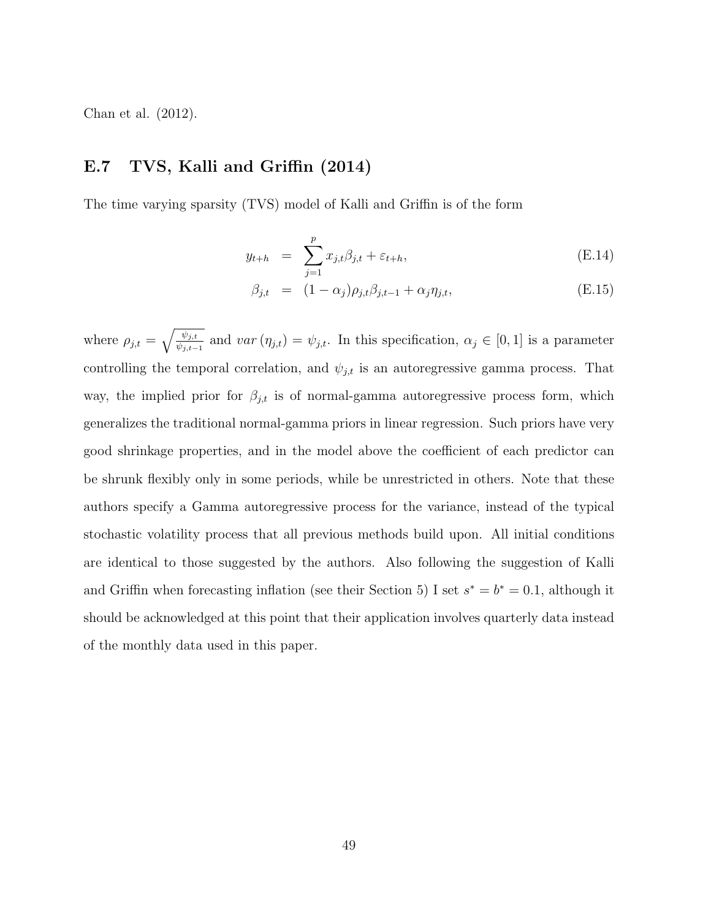Chan et al. (2012).

## E.7 TVS, Kalli and Griffin (2014)

The time varying sparsity (TVS) model of Kalli and Griffin is of the form

$$
\begin{aligned}
y_{t+h} &= \sum_{j=1}^{p} x_{j,t}\beta_{j,t} + \varepsilon_{t+h}, && \text{(E.14)} \\
\beta_{j,t} &= (1-\alpha_j)\rho_{j,t}\beta_{j,t-1} + \alpha_j \eta_{j,t}, && \text{(E.15)}
\end{aligned}
$$

where $\rho_{j,t} = \sqrt{\frac{\psi_{j,t}}{\psi_{j,t-1}}}$ and $var\left(\eta_{j,t}\right) = \psi_{j,t}$. In this specification, $\alpha_j \in [0,1]$ is a parameter controlling the temporal correlation, and $\psi_{j,t}$ is an autoregressive gamma process. That way, the implied prior for $\beta_{j,t}$ is of normal-gamma autoregressive process form, which generalizes the traditional normal-gamma priors in linear regression. Such priors have very good shrinkage properties, and in the model above the coefficient of each predictor can be shrunk flexibly only in some periods, while be unrestricted in others. Note that these authors specify a Gamma autoregressive process for the variance, instead of the typical stochastic volatility process that all previous methods build upon. All initial conditions are identical to those suggested by the authors. Also following the suggestion of Kalli and Griffin when forecasting inflation (see their Section 5) I set $s^* = b^* = 0.1$, although it should be acknowledged at this point that their application involves quarterly data instead of the monthly data used in this paper.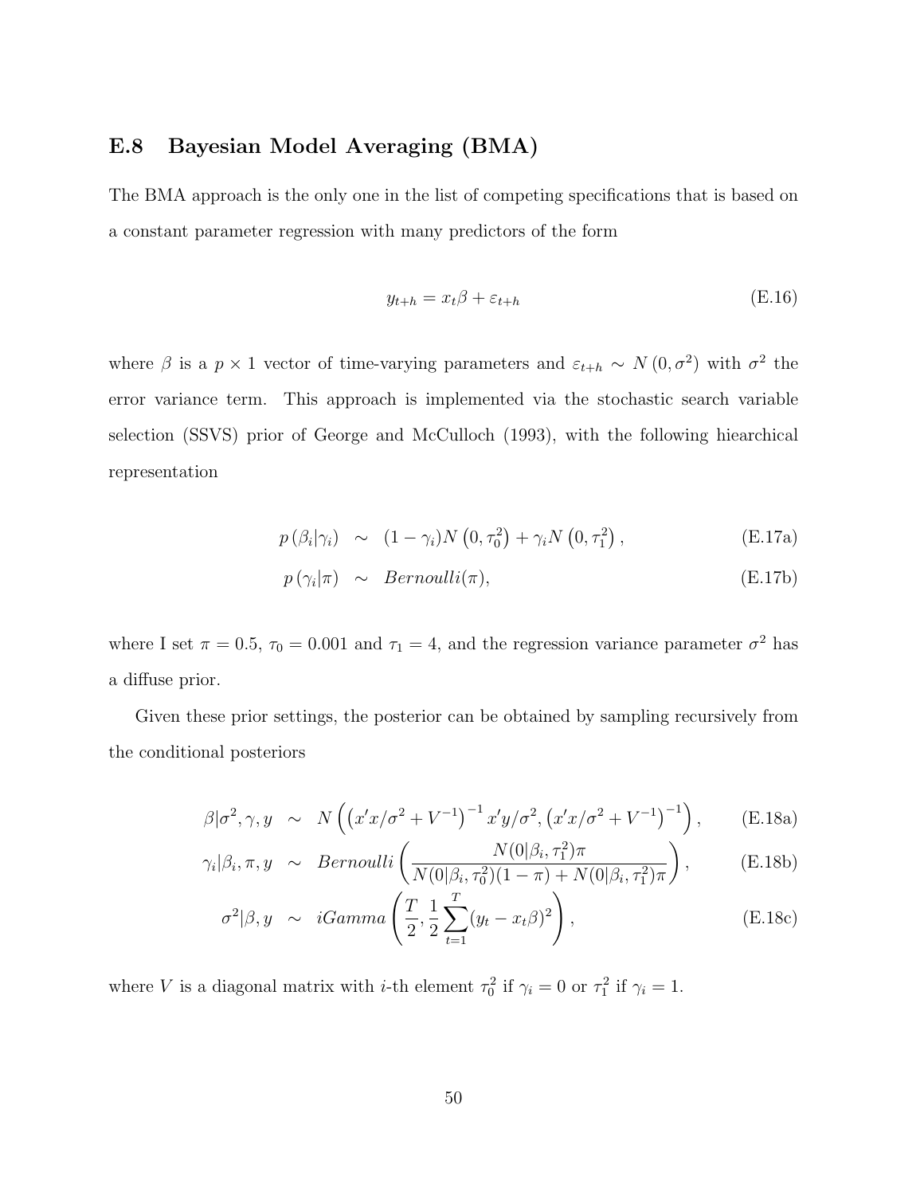## E.8 Bayesian Model Averaging (BMA)

The BMA approach is the only one in the list of competing specifications that is based on a constant parameter regression with many predictors of the form

$$y_{t+h} = x_t \beta + \varepsilon_{t+h} \tag{E.16}$$

where $\beta$ is a $p \times 1$ vector of time-varying parameters and $\varepsilon_{t+h} \sim N(0, \sigma^2)$ with $\sigma^2$ the error variance term. This approach is implemented via the stochastic search variable selection (SSVS) prior of George and McCulloch (1993), with the following hiearchical representation

$$p(\beta_i | \gamma_i) \sim (1 - \gamma_i) N(0, \tau_0^2) + \gamma_i N(0, \tau_1^2), \tag{E.17a}$$

$$p(\gamma_i | \pi) \sim Bernoulli(\pi), \tag{E.17b}$$

where I set $\pi = 0.5$, $\tau_0 = 0.001$ and $\tau_1 = 4$, and the regression variance parameter $\sigma^2$ has a diffuse prior.

Given these prior settings, the posterior can be obtained by sampling recursively from the conditional posteriors

$$\beta | \sigma^2, \gamma, y \sim N\left( \left( x'x/\sigma^2 + V^{-1} \right)^{-1} x'y/\sigma^2, \left( x'x/\sigma^2 + V^{-1} \right)^{-1} \right), \tag{E.18a}$$

$$\gamma_i | \beta_i, \pi, y \sim Bernoulli\left( \frac{N(0|\beta_i, \tau_1^2)\pi}{N(0|\beta_i, \tau_0^2)(1-\pi) + N(0|\beta_i, \tau_1^2)\pi} \right), \tag{E.18b}$$

$$\sigma^2 | \beta, y \sim iGamma\left( \frac{T}{2}, \frac{1}{2} \sum_{t=1}^{T} (y_t - x_t \beta)^2 \right), \tag{E.18c}$$

where $V$ is a diagonal matrix with $i$-th element $\tau_0^2$ if $\gamma_i = 0$ or $\tau_1^2$ if $\gamma_i = 1$.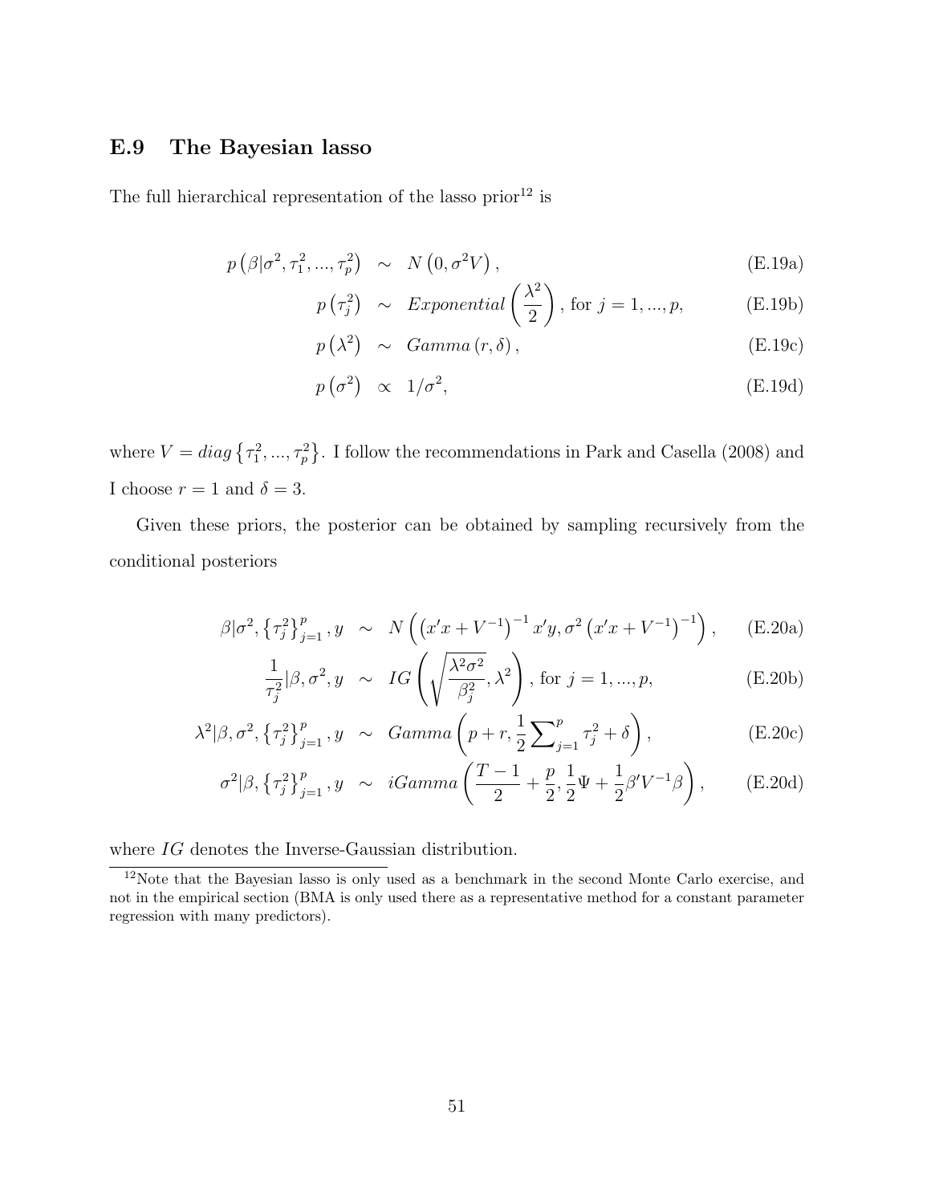## E.9 The Bayesian lasso

The full hierarchical representation of the lasso prior[12] is

$$
\begin{aligned}
p\left(\beta|\sigma^2,\tau_1^2,...,\tau_p^2\right) &\sim N\left(0,\sigma^2 V\right), && \text{(E.19a)}\\
p\left(\tau_j^2\right) &\sim Exponential\left(\frac{\lambda^2}{2}\right), \text{ for } j=1,...,p, && \text{(E.19b)}\\
p\left(\lambda^2\right) &\sim Gamma\left(r,\delta\right), && \text{(E.19c)}\\
p\left(\sigma^2\right) &\propto 1/\sigma^2, && \text{(E.19d)}
\end{aligned}
$$

where $V = diag\left\{\tau_1^2,...,\tau_p^2\right\}$. I follow the recommendations in Park and Casella (2008) and I choose $r = 1$ and $\delta = 3$.

Given these priors, the posterior can be obtained by sampling recursively from the conditional posteriors

$$
\begin{aligned}
\beta|\sigma^2,\left\{\tau_j^2\right\}_{j=1}^p, y &\sim N\left(\left(x'x+V^{-1}\right)^{-1}x'y, \sigma^2\left(x'x+V^{-1}\right)^{-1}\right), && \text{(E.20a)}\\
\frac{1}{\tau_j^2}|\beta,\sigma^2,y &\sim IG\left(\sqrt{\frac{\lambda^2\sigma^2}{\beta_j^2}},\lambda^2\right), \text{ for } j=1,...,p, && \text{(E.20b)}\\
\lambda^2|\beta,\sigma^2,\left\{\tau_j^2\right\}_{j=1}^p, y &\sim Gamma\left(p+r,\frac{1}{2}\sum\nolimits_{j=1}^p \tau_j^2+\delta\right), && \text{(E.20c)}\\
\sigma^2|\beta,\left\{\tau_j^2\right\}_{j=1}^p, y &\sim iGamma\left(\frac{T-1}{2}+\frac{p}{2},\frac{1}{2}\Psi+\frac{1}{2}\beta'V^{-1}\beta\right), && \text{(E.20d)}
\end{aligned}
$$

where $IG$ denotes the Inverse-Gaussian distribution.

[12] Note that the Bayesian lasso is only used as a benchmark in the second Monte Carlo exercise, and not in the empirical section (BMA is only used there as a representative method for a constant parameter regression with many predictors).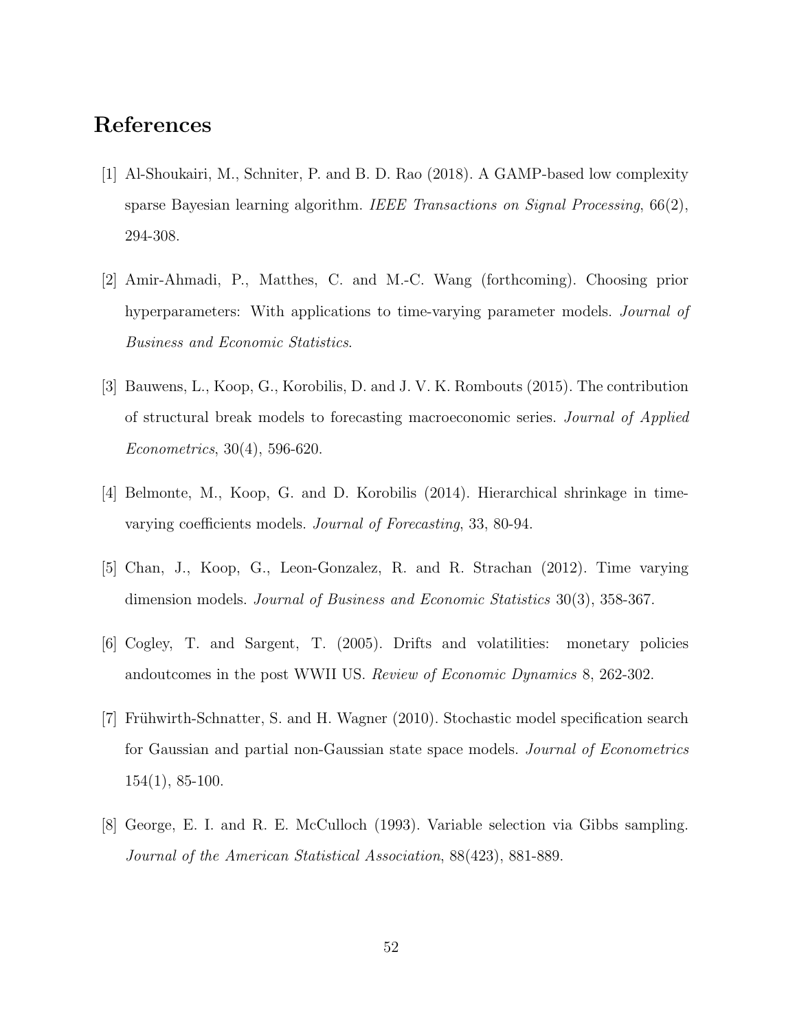# References

[1] Al-Shoukairi, M., Schniter, P. and B. D. Rao (2018). A GAMP-based low complexity sparse Bayesian learning algorithm. *IEEE Transactions on Signal Processing*, 66(2), 294-308.

[2] Amir-Ahmadi, P., Matthes, C. and M.-C. Wang (forthcoming). Choosing prior hyperparameters: With applications to time-varying parameter models. *Journal of Business and Economic Statistics*.

[3] Bauwens, L., Koop, G., Korobilis, D. and J. V. K. Rombouts (2015). The contribution of structural break models to forecasting macroeconomic series. *Journal of Applied Econometrics*, 30(4), 596-620.

[4] Belmonte, M., Koop, G. and D. Korobilis (2014). Hierarchical shrinkage in time-varying coefficients models. *Journal of Forecasting*, 33, 80-94.

[5] Chan, J., Koop, G., Leon-Gonzalez, R. and R. Strachan (2012). Time varying dimension models. *Journal of Business and Economic Statistics* 30(3), 358-367.

[6] Cogley, T. and Sargent, T. (2005). Drifts and volatilities: monetary policies andoutcomes in the post WWII US. *Review of Economic Dynamics* 8, 262-302.

[7] Frühwirth-Schnatter, S. and H. Wagner (2010). Stochastic model specification search for Gaussian and partial non-Gaussian state space models. *Journal of Econometrics* 154(1), 85-100.

[8] George, E. I. and R. E. McCulloch (1993). Variable selection via Gibbs sampling. *Journal of the American Statistical Association*, 88(423), 881-889.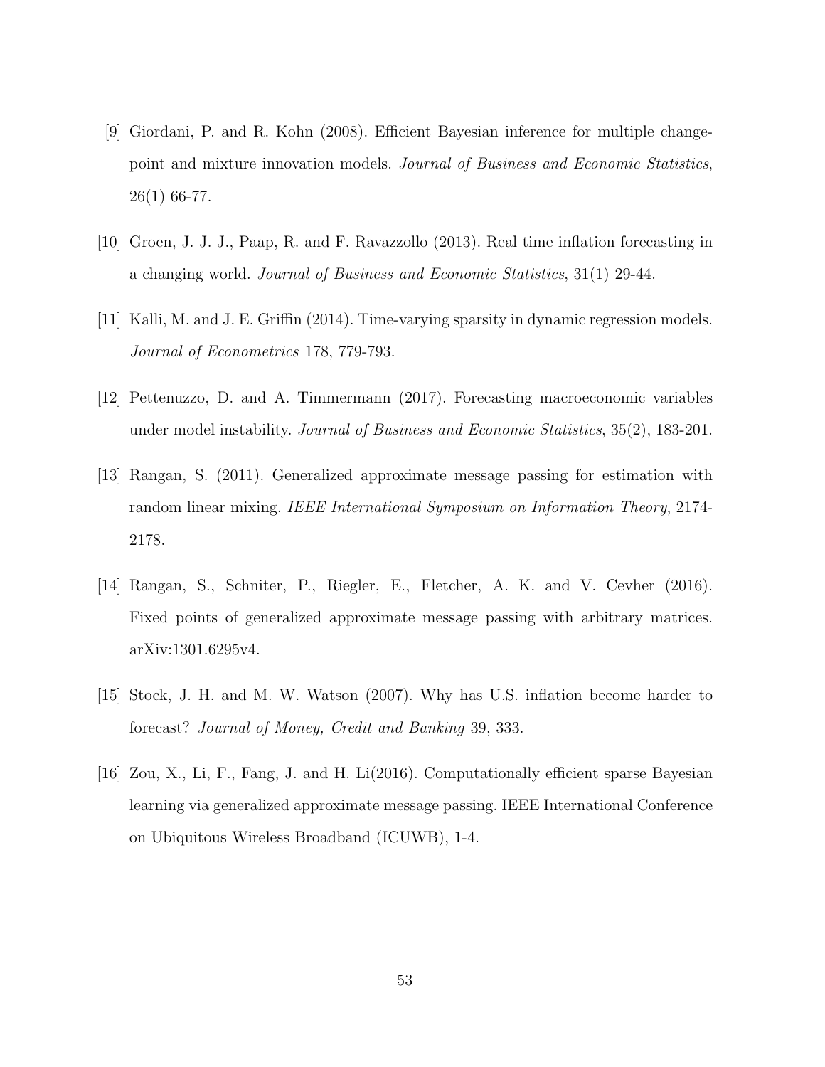[9] Giordani, P. and R. Kohn (2008). Efficient Bayesian inference for multiple change-point and mixture innovation models. *Journal of Business and Economic Statistics*, 26(1) 66-77.

[10] Groen, J. J. J., Paap, R. and F. Ravazzollo (2013). Real time inflation forecasting in a changing world. *Journal of Business and Economic Statistics*, 31(1) 29-44.

[11] Kalli, M. and J. E. Griffin (2014). Time-varying sparsity in dynamic regression models. *Journal of Econometrics* 178, 779-793.

[12] Pettenuzzo, D. and A. Timmermann (2017). Forecasting macroeconomic variables under model instability. *Journal of Business and Economic Statistics*, 35(2), 183-201.

[13] Rangan, S. (2011). Generalized approximate message passing for estimation with random linear mixing. *IEEE International Symposium on Information Theory*, 2174-2178.

[14] Rangan, S., Schniter, P., Riegler, E., Fletcher, A. K. and V. Cevher (2016). Fixed points of generalized approximate message passing with arbitrary matrices. arXiv:1301.6295v4.

[15] Stock, J. H. and M. W. Watson (2007). Why has U.S. inflation become harder to forecast? *Journal of Money, Credit and Banking* 39, 333.

[16] Zou, X., Li, F., Fang, J. and H. Li(2016). Computationally efficient sparse Bayesian learning via generalized approximate message passing. IEEE International Conference on Ubiquitous Wireless Broadband (ICUWB), 1-4.